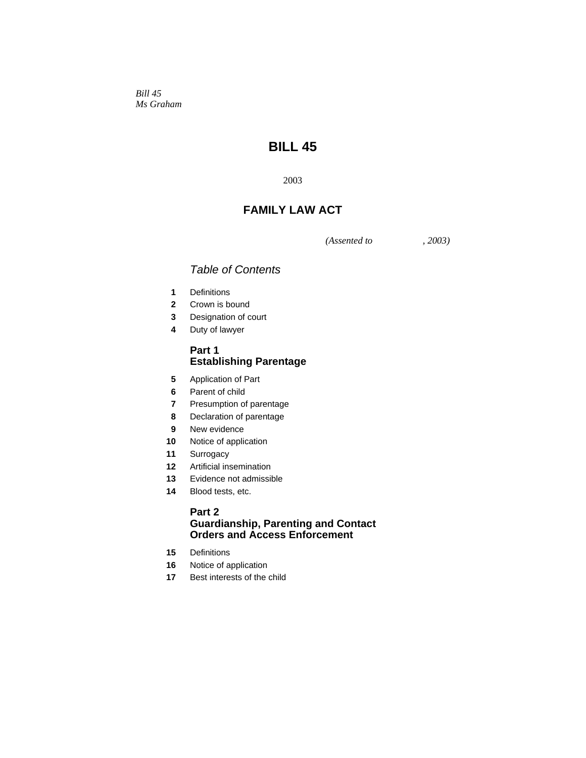*Bill 45*
*Ms Graham*

# BILL 45

2003

## FAMILY LAW ACT

*(Assented to , 2003)*

### *Table of Contents*

**1** Definitions
**2** Crown is bound
**3** Designation of court
**4** Duty of lawyer

**Part 1**
**Establishing Parentage**

**5** Application of Part
**6** Parent of child
**7** Presumption of parentage
**8** Declaration of parentage
**9** New evidence
**10** Notice of application
**11** Surrogacy
**12** Artificial insemination
**13** Evidence not admissible
**14** Blood tests, etc.

**Part 2**
**Guardianship, Parenting and Contact Orders and Access Enforcement**

**15** Definitions
**16** Notice of application
**17** Best interests of the child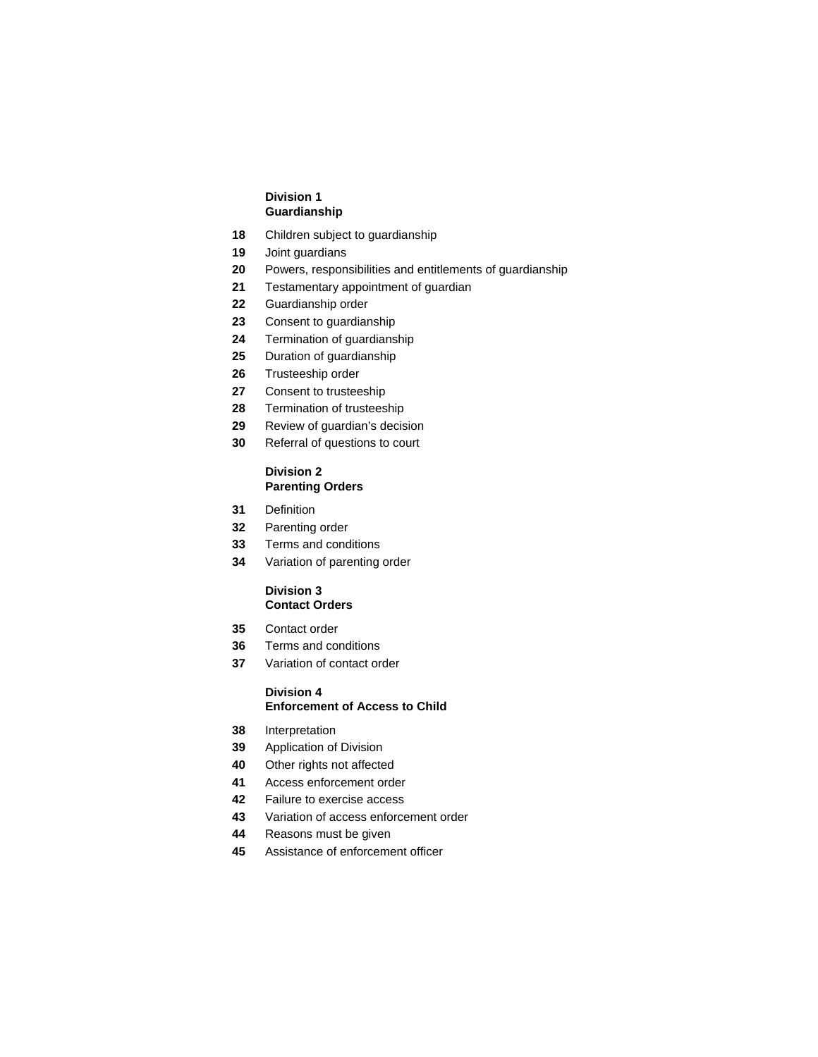**Division 1**
**Guardianship**

**18** Children subject to guardianship
**19** Joint guardians
**20** Powers, responsibilities and entitlements of guardianship
**21** Testamentary appointment of guardian
**22** Guardianship order
**23** Consent to guardianship
**24** Termination of guardianship
**25** Duration of guardianship
**26** Trusteeship order
**27** Consent to trusteeship
**28** Termination of trusteeship
**29** Review of guardian's decision
**30** Referral of questions to court

**Division 2**
**Parenting Orders**

**31** Definition
**32** Parenting order
**33** Terms and conditions
**34** Variation of parenting order

**Division 3**
**Contact Orders**

**35** Contact order
**36** Terms and conditions
**37** Variation of contact order

**Division 4**
**Enforcement of Access to Child**

**38** Interpretation
**39** Application of Division
**40** Other rights not affected
**41** Access enforcement order
**42** Failure to exercise access
**43** Variation of access enforcement order
**44** Reasons must be given
**45** Assistance of enforcement officer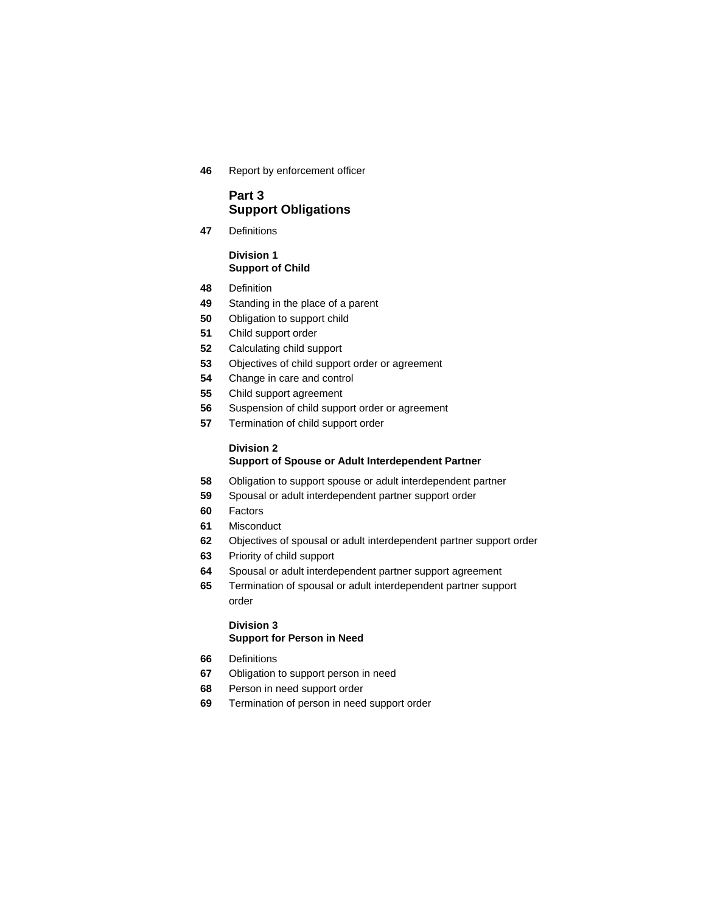**46** Report by enforcement officer

## Part 3
## Support Obligations

**47** Definitions

### Division 1
### Support of Child

**48** Definition

**49** Standing in the place of a parent

**50** Obligation to support child

**51** Child support order

**52** Calculating child support

**53** Objectives of child support order or agreement

**54** Change in care and control

**55** Child support agreement

**56** Suspension of child support order or agreement

**57** Termination of child support order

### Division 2
### Support of Spouse or Adult Interdependent Partner

**58** Obligation to support spouse or adult interdependent partner

**59** Spousal or adult interdependent partner support order

**60** Factors

**61** Misconduct

**62** Objectives of spousal or adult interdependent partner support order

**63** Priority of child support

**64** Spousal or adult interdependent partner support agreement

**65** Termination of spousal or adult interdependent partner support order

### Division 3
### Support for Person in Need

**66** Definitions

**67** Obligation to support person in need

**68** Person in need support order

**69** Termination of person in need support order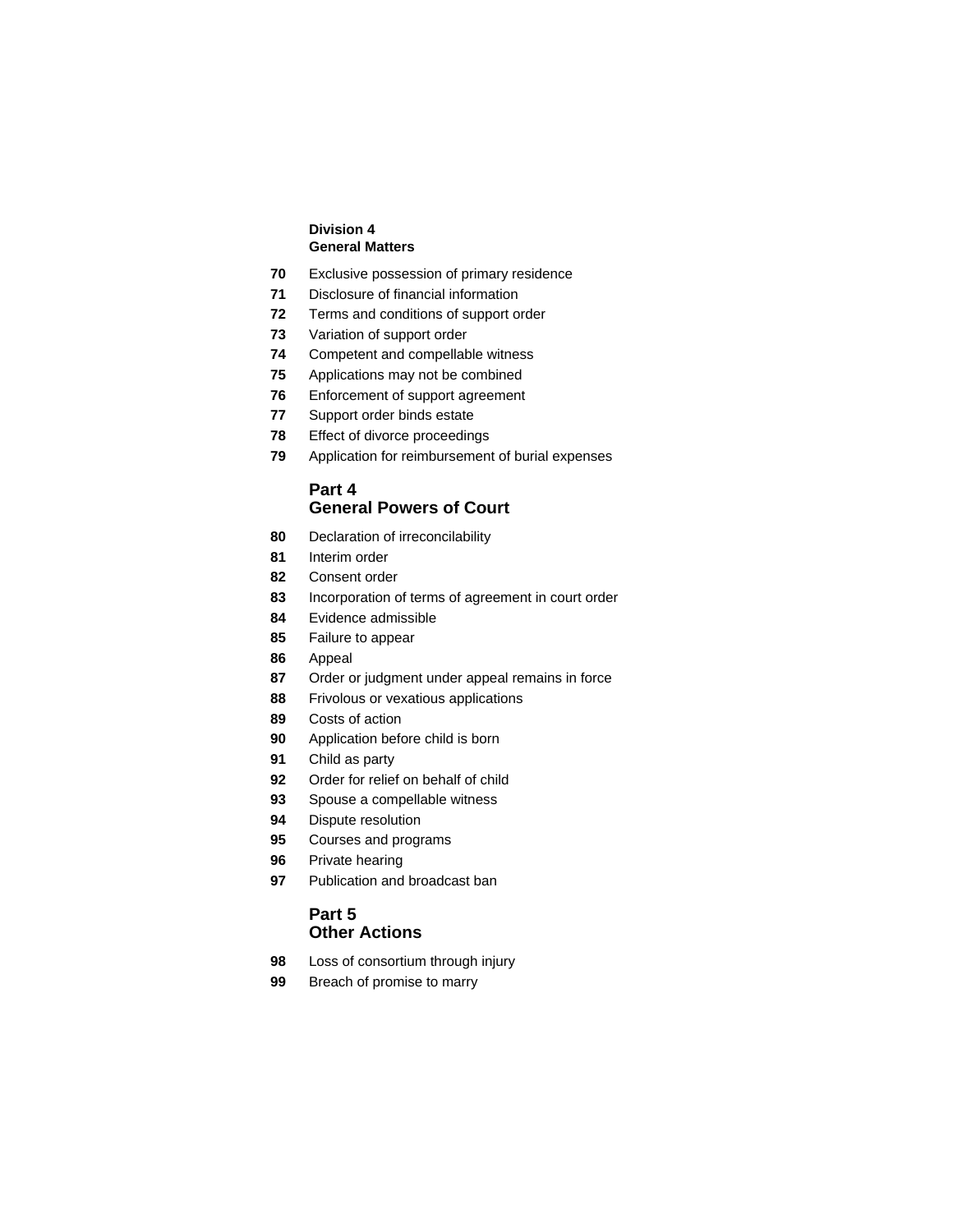**Division 4**
**General Matters**

**70** Exclusive possession of primary residence
**71** Disclosure of financial information
**72** Terms and conditions of support order
**73** Variation of support order
**74** Competent and compellable witness
**75** Applications may not be combined
**76** Enforcement of support agreement
**77** Support order binds estate
**78** Effect of divorce proceedings
**79** Application for reimbursement of burial expenses

## Part 4
## General Powers of Court

**80** Declaration of irreconcilability
**81** Interim order
**82** Consent order
**83** Incorporation of terms of agreement in court order
**84** Evidence admissible
**85** Failure to appear
**86** Appeal
**87** Order or judgment under appeal remains in force
**88** Frivolous or vexatious applications
**89** Costs of action
**90** Application before child is born
**91** Child as party
**92** Order for relief on behalf of child
**93** Spouse a compellable witness
**94** Dispute resolution
**95** Courses and programs
**96** Private hearing
**97** Publication and broadcast ban

## Part 5
## Other Actions

**98** Loss of consortium through injury
**99** Breach of promise to marry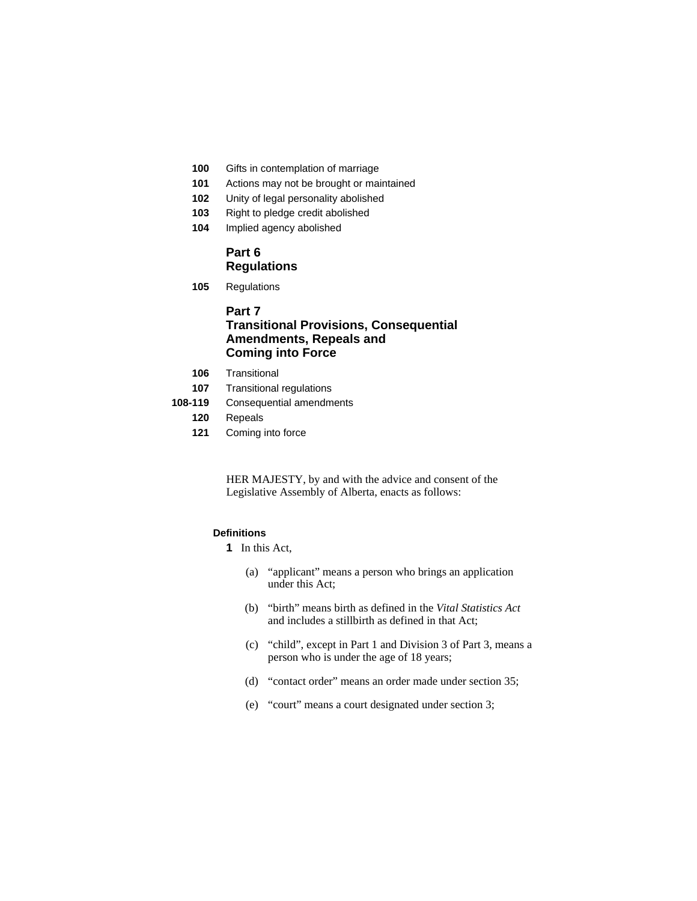**100** Gifts in contemplation of marriage
**101** Actions may not be brought or maintained
**102** Unity of legal personality abolished
**103** Right to pledge credit abolished
**104** Implied agency abolished

### Part 6
### Regulations

**105** Regulations

### Part 7
### Transitional Provisions, Consequential Amendments, Repeals and Coming into Force

**106** Transitional
**107** Transitional regulations
**108-119** Consequential amendments
**120** Repeals
**121** Coming into force

HER MAJESTY, by and with the advice and consent of the Legislative Assembly of Alberta, enacts as follows:

**Definitions**

**1** In this Act,

(a) "applicant" means a person who brings an application under this Act;

(b) "birth" means birth as defined in the *Vital Statistics Act* and includes a stillbirth as defined in that Act;

(c) "child", except in Part 1 and Division 3 of Part 3, means a person who is under the age of 18 years;

(d) "contact order" means an order made under section 35;

(e) "court" means a court designated under section 3;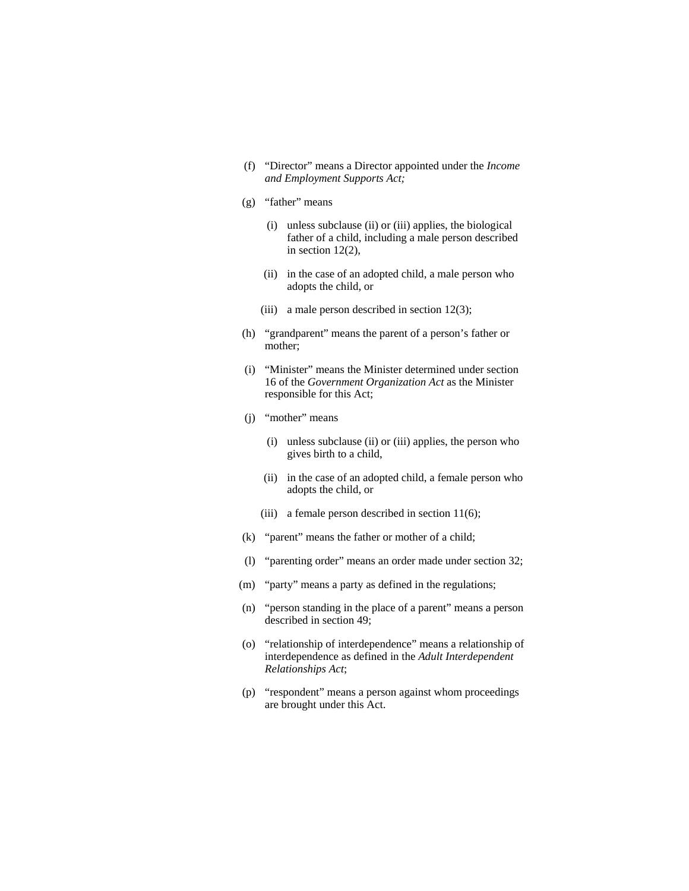(f) “Director” means a Director appointed under the *Income and Employment Supports Act;*

(g) “father” means

  (i) unless subclause (ii) or (iii) applies, the biological father of a child, including a male person described in section 12(2),

  (ii) in the case of an adopted child, a male person who adopts the child, or

  (iii) a male person described in section 12(3);

(h) “grandparent” means the parent of a person’s father or mother;

(i) “Minister” means the Minister determined under section 16 of the *Government Organization Act* as the Minister responsible for this Act;

(j) “mother” means

  (i) unless subclause (ii) or (iii) applies, the person who gives birth to a child,

  (ii) in the case of an adopted child, a female person who adopts the child, or

  (iii) a female person described in section 11(6);

(k) “parent” means the father or mother of a child;

(l) “parenting order” means an order made under section 32;

(m) “party” means a party as defined in the regulations;

(n) “person standing in the place of a parent” means a person described in section 49;

(o) “relationship of interdependence” means a relationship of interdependence as defined in the *Adult Interdependent Relationships Act*;

(p) “respondent” means a person against whom proceedings are brought under this Act.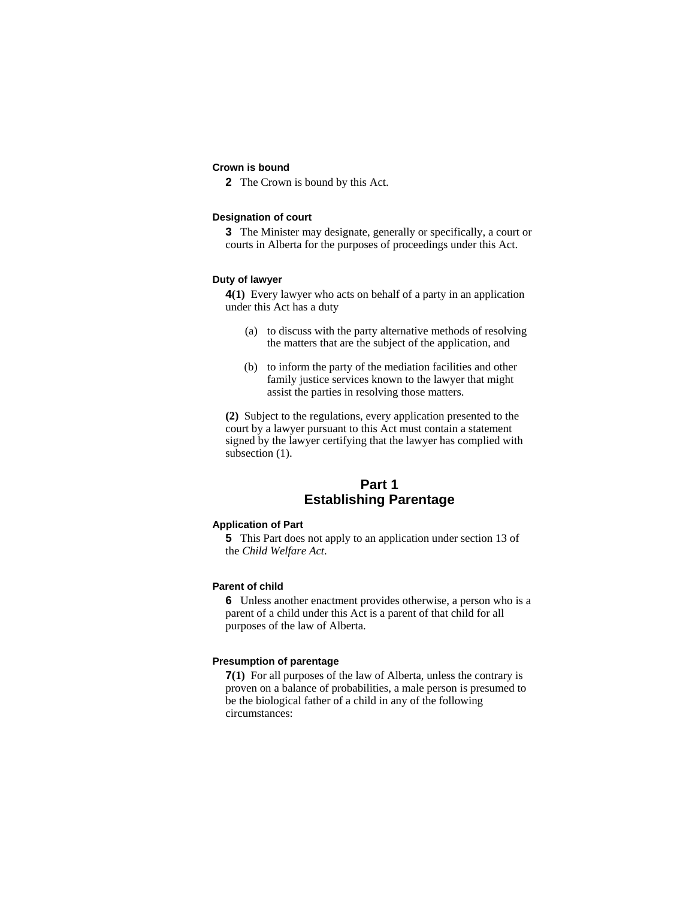**Crown is bound**

**2** The Crown is bound by this Act.

**Designation of court**

**3** The Minister may designate, generally or specifically, a court or courts in Alberta for the purposes of proceedings under this Act.

**Duty of lawyer**

**4(1)** Every lawyer who acts on behalf of a party in an application under this Act has a duty

(a) to discuss with the party alternative methods of resolving the matters that are the subject of the application, and

(b) to inform the party of the mediation facilities and other family justice services known to the lawyer that might assist the parties in resolving those matters.

**(2)** Subject to the regulations, every application presented to the court by a lawyer pursuant to this Act must contain a statement signed by the lawyer certifying that the lawyer has complied with subsection (1).

## Part 1
## Establishing Parentage

**Application of Part**

**5** This Part does not apply to an application under section 13 of the *Child Welfare Act*.

**Parent of child**

**6** Unless another enactment provides otherwise, a person who is a parent of a child under this Act is a parent of that child for all purposes of the law of Alberta.

**Presumption of parentage**

**7(1)** For all purposes of the law of Alberta, unless the contrary is proven on a balance of probabilities, a male person is presumed to be the biological father of a child in any of the following circumstances: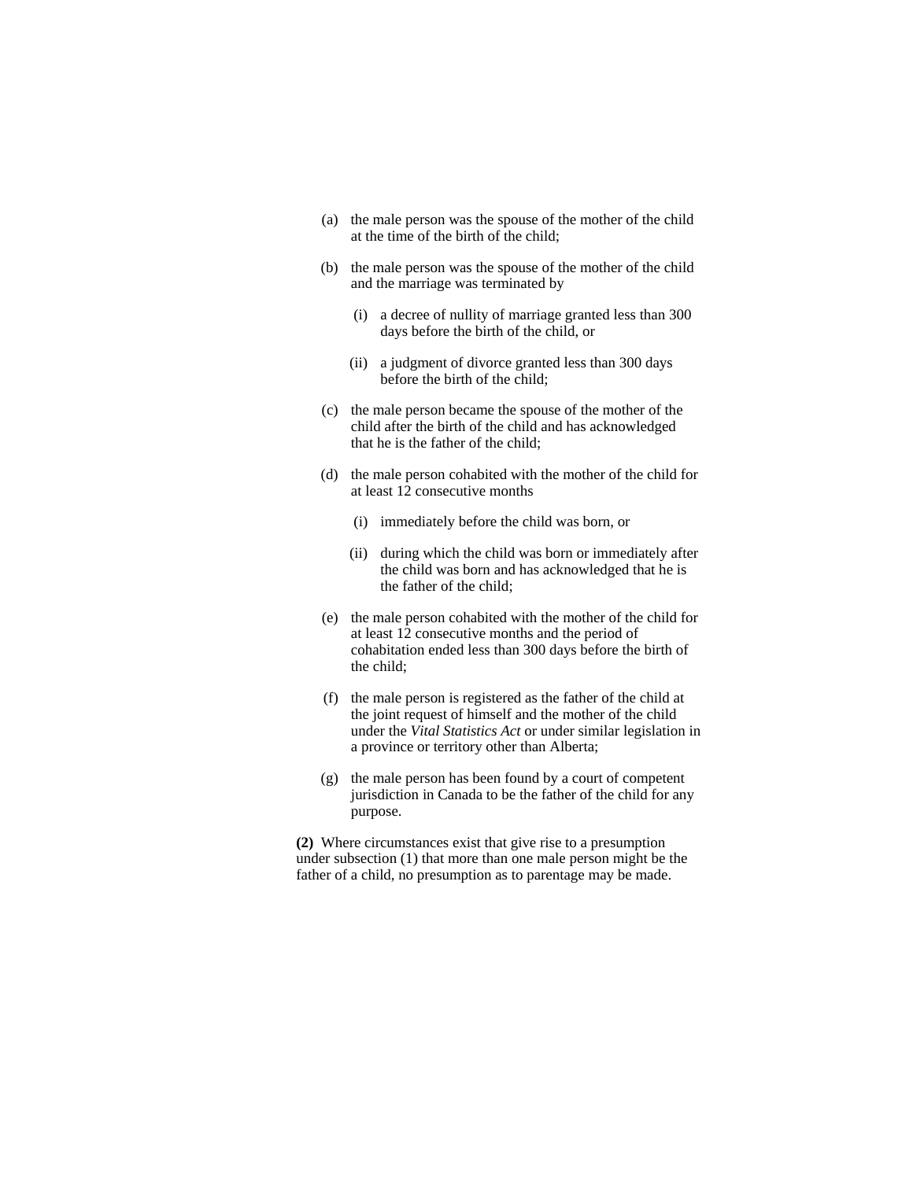(a) the male person was the spouse of the mother of the child at the time of the birth of the child;

(b) the male person was the spouse of the mother of the child and the marriage was terminated by

(i) a decree of nullity of marriage granted less than 300 days before the birth of the child, or

(ii) a judgment of divorce granted less than 300 days before the birth of the child;

(c) the male person became the spouse of the mother of the child after the birth of the child and has acknowledged that he is the father of the child;

(d) the male person cohabited with the mother of the child for at least 12 consecutive months

(i) immediately before the child was born, or

(ii) during which the child was born or immediately after the child was born and has acknowledged that he is the father of the child;

(e) the male person cohabited with the mother of the child for at least 12 consecutive months and the period of cohabitation ended less than 300 days before the birth of the child;

(f) the male person is registered as the father of the child at the joint request of himself and the mother of the child under the *Vital Statistics Act* or under similar legislation in a province or territory other than Alberta;

(g) the male person has been found by a court of competent jurisdiction in Canada to be the father of the child for any purpose.

**(2)** Where circumstances exist that give rise to a presumption under subsection (1) that more than one male person might be the father of a child, no presumption as to parentage may be made.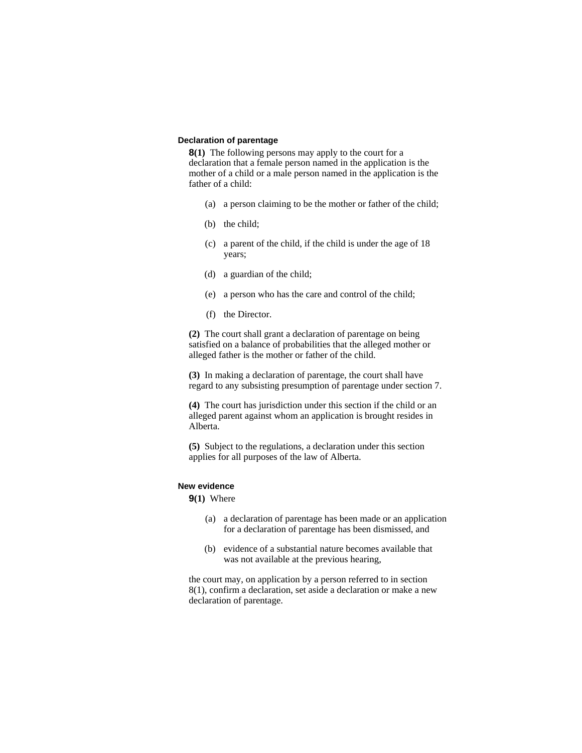### Declaration of parentage

**8(1)** The following persons may apply to the court for a declaration that a female person named in the application is the mother of a child or a male person named in the application is the father of a child:

(a) a person claiming to be the mother or father of the child;

(b) the child;

(c) a parent of the child, if the child is under the age of 18 years;

(d) a guardian of the child;

(e) a person who has the care and control of the child;

(f) the Director.

**(2)** The court shall grant a declaration of parentage on being satisfied on a balance of probabilities that the alleged mother or alleged father is the mother or father of the child.

**(3)** In making a declaration of parentage, the court shall have regard to any subsisting presumption of parentage under section 7.

**(4)** The court has jurisdiction under this section if the child or an alleged parent against whom an application is brought resides in Alberta.

**(5)** Subject to the regulations, a declaration under this section applies for all purposes of the law of Alberta.

### New evidence

**9(1)** Where

(a) a declaration of parentage has been made or an application for a declaration of parentage has been dismissed, and

(b) evidence of a substantial nature becomes available that was not available at the previous hearing,

the court may, on application by a person referred to in section 8(1), confirm a declaration, set aside a declaration or make a new declaration of parentage.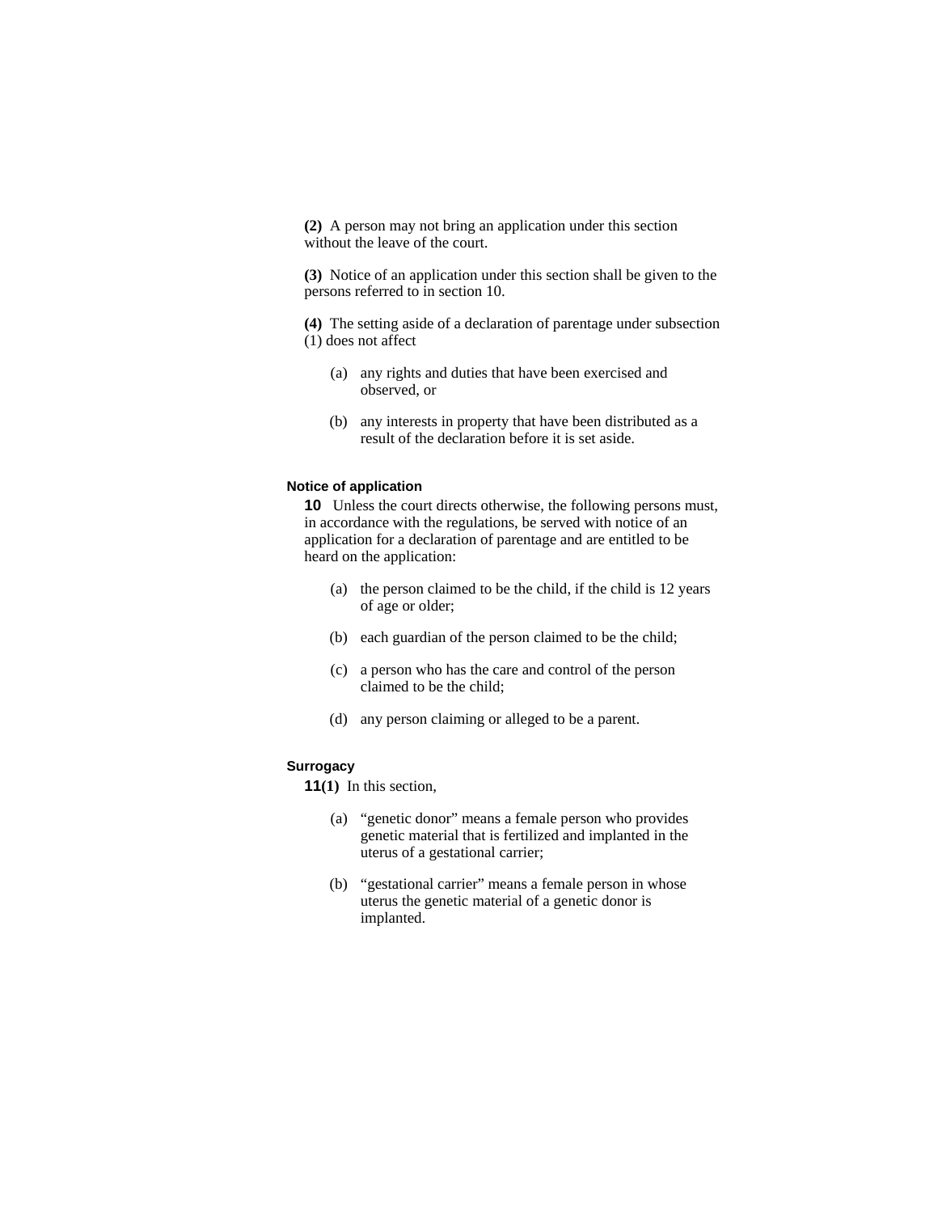**(2)** A person may not bring an application under this section without the leave of the court.

**(3)** Notice of an application under this section shall be given to the persons referred to in section 10.

**(4)** The setting aside of a declaration of parentage under subsection (1) does not affect

(a) any rights and duties that have been exercised and observed, or

(b) any interests in property that have been distributed as a result of the declaration before it is set aside.

#### Notice of application

**10** Unless the court directs otherwise, the following persons must, in accordance with the regulations, be served with notice of an application for a declaration of parentage and are entitled to be heard on the application:

(a) the person claimed to be the child, if the child is 12 years of age or older;

(b) each guardian of the person claimed to be the child;

(c) a person who has the care and control of the person claimed to be the child;

(d) any person claiming or alleged to be a parent.

#### Surrogacy

**11(1)** In this section,

(a) "genetic donor" means a female person who provides genetic material that is fertilized and implanted in the uterus of a gestational carrier;

(b) "gestational carrier" means a female person in whose uterus the genetic material of a genetic donor is implanted.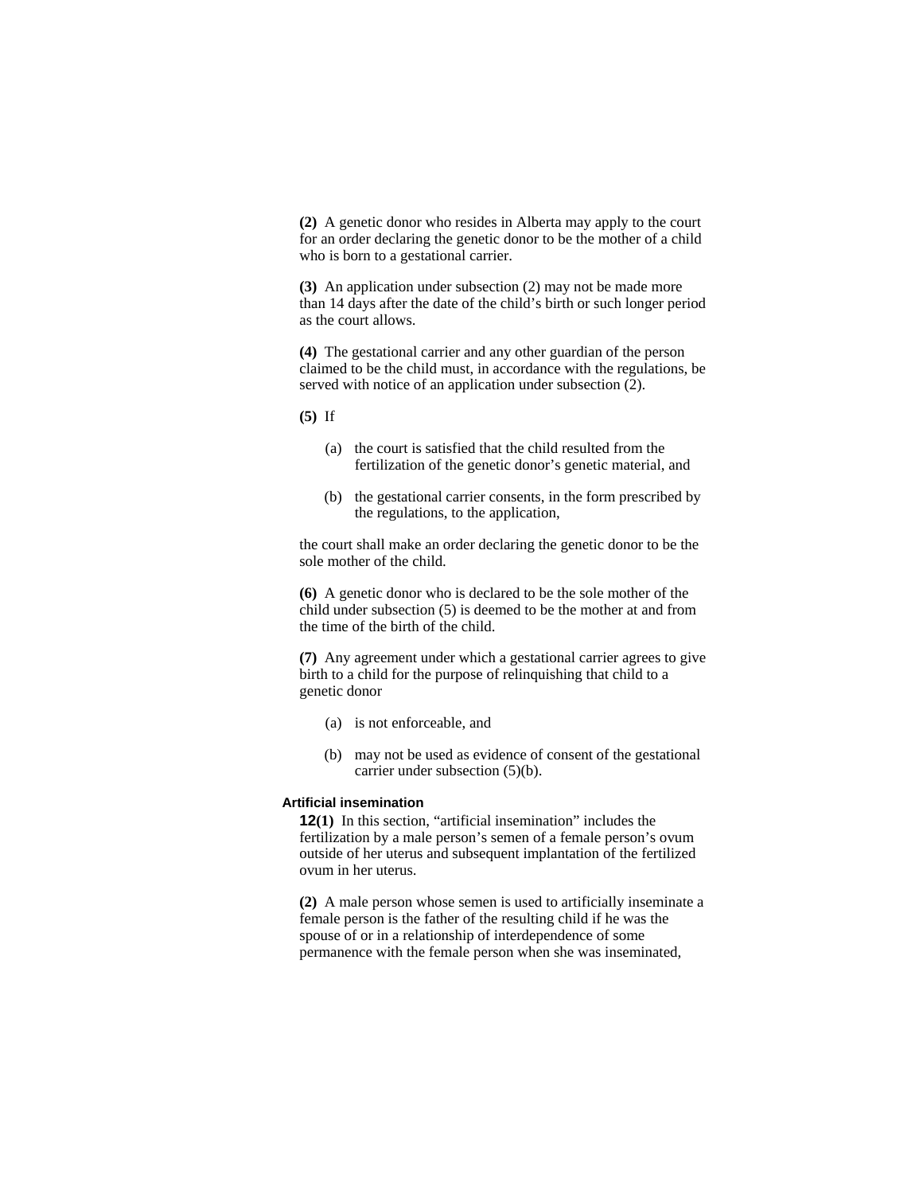**(2)** A genetic donor who resides in Alberta may apply to the court for an order declaring the genetic donor to be the mother of a child who is born to a gestational carrier.

**(3)** An application under subsection (2) may not be made more than 14 days after the date of the child's birth or such longer period as the court allows.

**(4)** The gestational carrier and any other guardian of the person claimed to be the child must, in accordance with the regulations, be served with notice of an application under subsection (2).

**(5)** If

(a) the court is satisfied that the child resulted from the fertilization of the genetic donor's genetic material, and

(b) the gestational carrier consents, in the form prescribed by the regulations, to the application,

the court shall make an order declaring the genetic donor to be the sole mother of the child.

**(6)** A genetic donor who is declared to be the sole mother of the child under subsection (5) is deemed to be the mother at and from the time of the birth of the child.

**(7)** Any agreement under which a gestational carrier agrees to give birth to a child for the purpose of relinquishing that child to a genetic donor

(a) is not enforceable, and

(b) may not be used as evidence of consent of the gestational carrier under subsection (5)(b).

**Artificial insemination**

**12(1)** In this section, "artificial insemination" includes the fertilization by a male person's semen of a female person's ovum outside of her uterus and subsequent implantation of the fertilized ovum in her uterus.

**(2)** A male person whose semen is used to artificially inseminate a female person is the father of the resulting child if he was the spouse of or in a relationship of interdependence of some permanence with the female person when she was inseminated,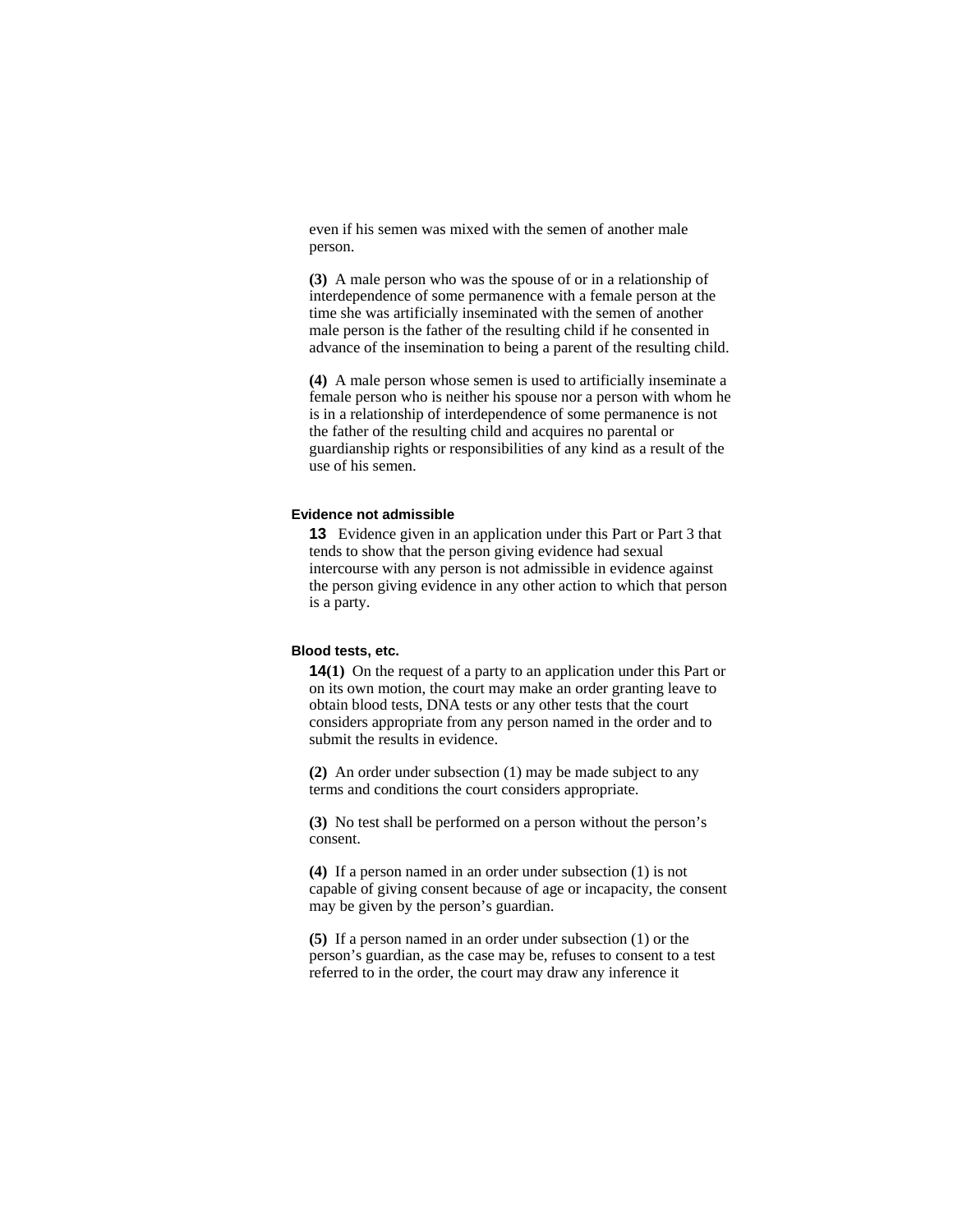even if his semen was mixed with the semen of another male person.

**(3)** A male person who was the spouse of or in a relationship of interdependence of some permanence with a female person at the time she was artificially inseminated with the semen of another male person is the father of the resulting child if he consented in advance of the insemination to being a parent of the resulting child.

**(4)** A male person whose semen is used to artificially inseminate a female person who is neither his spouse nor a person with whom he is in a relationship of interdependence of some permanence is not the father of the resulting child and acquires no parental or guardianship rights or responsibilities of any kind as a result of the use of his semen.

#### Evidence not admissible

**13** Evidence given in an application under this Part or Part 3 that tends to show that the person giving evidence had sexual intercourse with any person is not admissible in evidence against the person giving evidence in any other action to which that person is a party.

#### Blood tests, etc.

**14(1)** On the request of a party to an application under this Part or on its own motion, the court may make an order granting leave to obtain blood tests, DNA tests or any other tests that the court considers appropriate from any person named in the order and to submit the results in evidence.

**(2)** An order under subsection (1) may be made subject to any terms and conditions the court considers appropriate.

**(3)** No test shall be performed on a person without the person's consent.

**(4)** If a person named in an order under subsection (1) is not capable of giving consent because of age or incapacity, the consent may be given by the person's guardian.

**(5)** If a person named in an order under subsection (1) or the person's guardian, as the case may be, refuses to consent to a test referred to in the order, the court may draw any inference it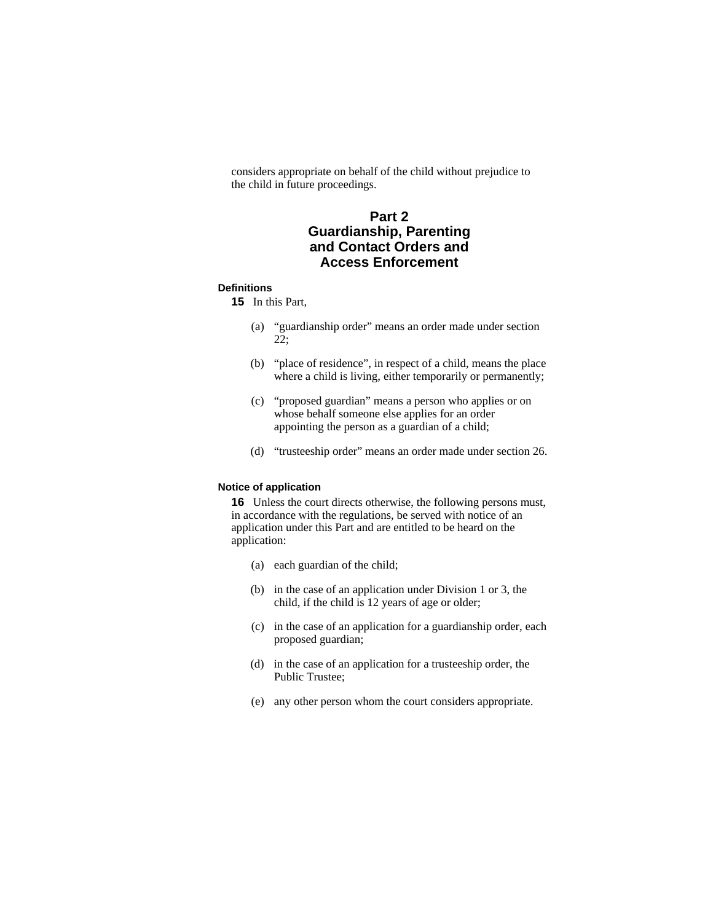considers appropriate on behalf of the child without prejudice to the child in future proceedings.

# Part 2
# Guardianship, Parenting and Contact Orders and Access Enforcement

#### Definitions

**15** In this Part,

(a) "guardianship order" means an order made under section 22;

(b) "place of residence", in respect of a child, means the place where a child is living, either temporarily or permanently;

(c) "proposed guardian" means a person who applies or on whose behalf someone else applies for an order appointing the person as a guardian of a child;

(d) "trusteeship order" means an order made under section 26.

#### Notice of application

**16** Unless the court directs otherwise, the following persons must, in accordance with the regulations, be served with notice of an application under this Part and are entitled to be heard on the application:

(a) each guardian of the child;

(b) in the case of an application under Division 1 or 3, the child, if the child is 12 years of age or older;

(c) in the case of an application for a guardianship order, each proposed guardian;

(d) in the case of an application for a trusteeship order, the Public Trustee;

(e) any other person whom the court considers appropriate.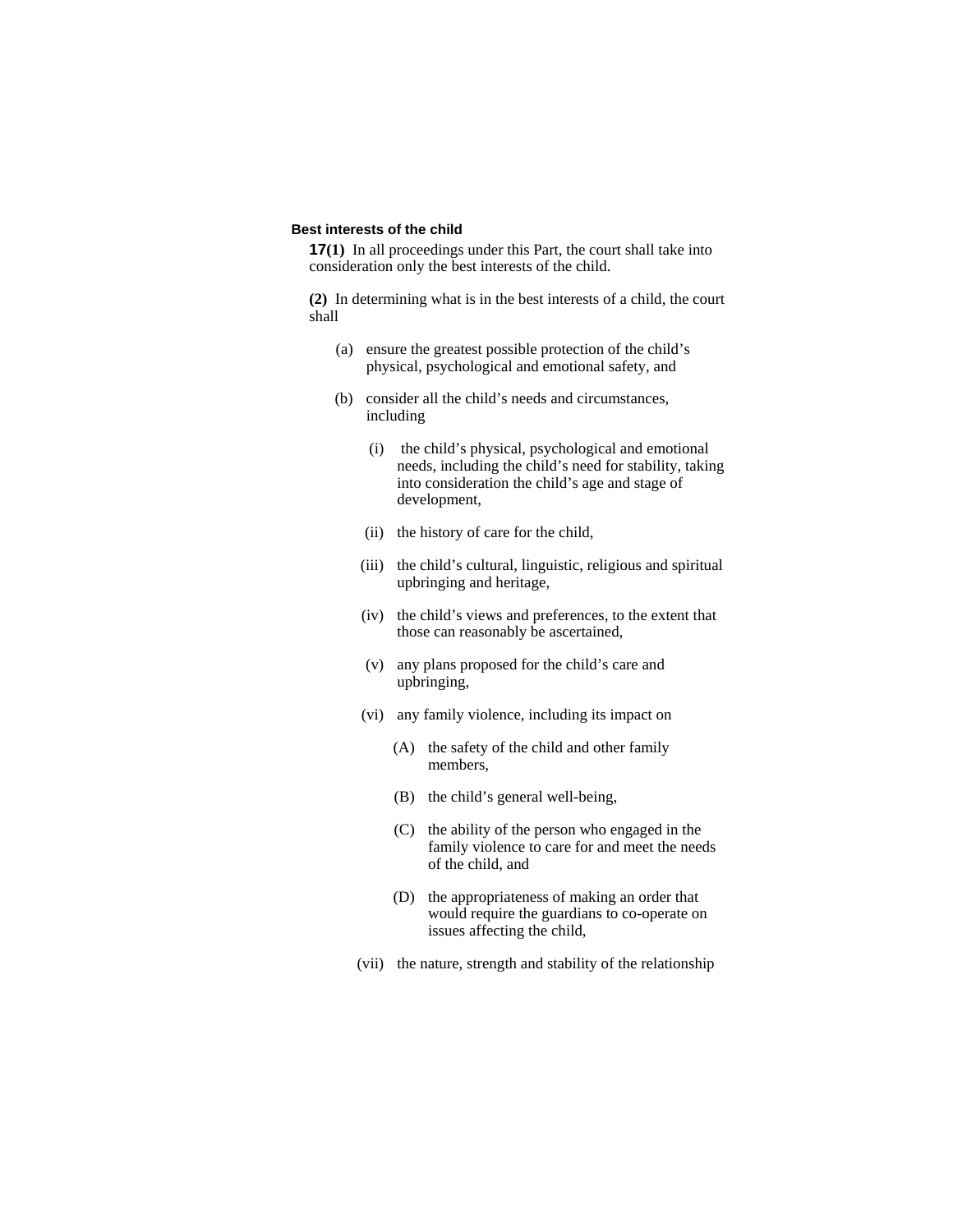**Best interests of the child**

**17(1)** In all proceedings under this Part, the court shall take into consideration only the best interests of the child.

**(2)** In determining what is in the best interests of a child, the court shall

(a) ensure the greatest possible protection of the child's physical, psychological and emotional safety, and

(b) consider all the child's needs and circumstances, including

(i) the child's physical, psychological and emotional needs, including the child's need for stability, taking into consideration the child's age and stage of development,

(ii) the history of care for the child,

(iii) the child's cultural, linguistic, religious and spiritual upbringing and heritage,

(iv) the child's views and preferences, to the extent that those can reasonably be ascertained,

(v) any plans proposed for the child's care and upbringing,

(vi) any family violence, including its impact on

(A) the safety of the child and other family members,

(B) the child's general well-being,

(C) the ability of the person who engaged in the family violence to care for and meet the needs of the child, and

(D) the appropriateness of making an order that would require the guardians to co-operate on issues affecting the child,

(vii) the nature, strength and stability of the relationship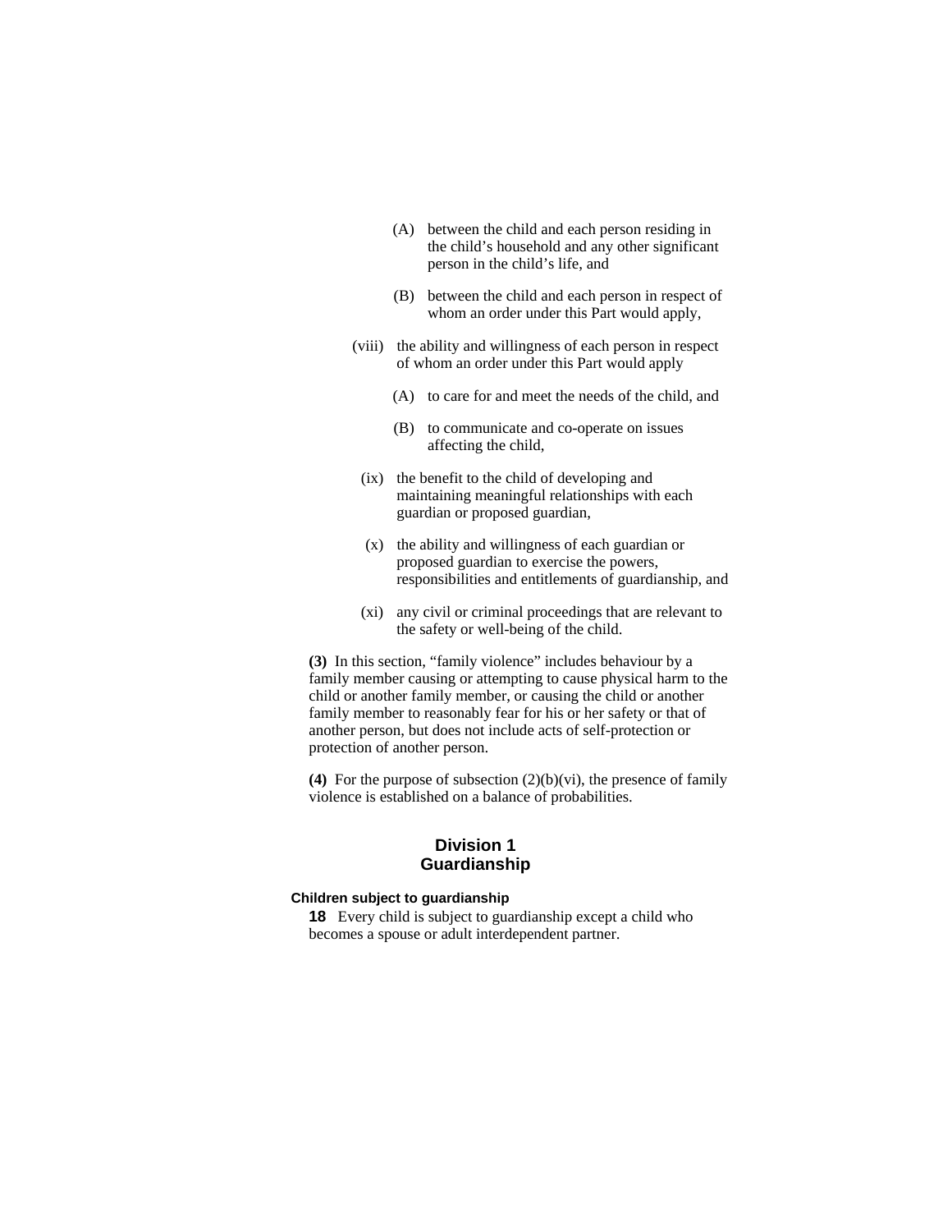(A) between the child and each person residing in the child's household and any other significant person in the child's life, and

(B) between the child and each person in respect of whom an order under this Part would apply,

(viii) the ability and willingness of each person in respect of whom an order under this Part would apply

(A) to care for and meet the needs of the child, and

(B) to communicate and co-operate on issues affecting the child,

(ix) the benefit to the child of developing and maintaining meaningful relationships with each guardian or proposed guardian,

(x) the ability and willingness of each guardian or proposed guardian to exercise the powers, responsibilities and entitlements of guardianship, and

(xi) any civil or criminal proceedings that are relevant to the safety or well-being of the child.

**(3)** In this section, "family violence" includes behaviour by a family member causing or attempting to cause physical harm to the child or another family member, or causing the child or another family member to reasonably fear for his or her safety or that of another person, but does not include acts of self-protection or protection of another person.

**(4)** For the purpose of subsection (2)(b)(vi), the presence of family violence is established on a balance of probabilities.

## Division 1
## Guardianship

### Children subject to guardianship

**18** Every child is subject to guardianship except a child who becomes a spouse or adult interdependent partner.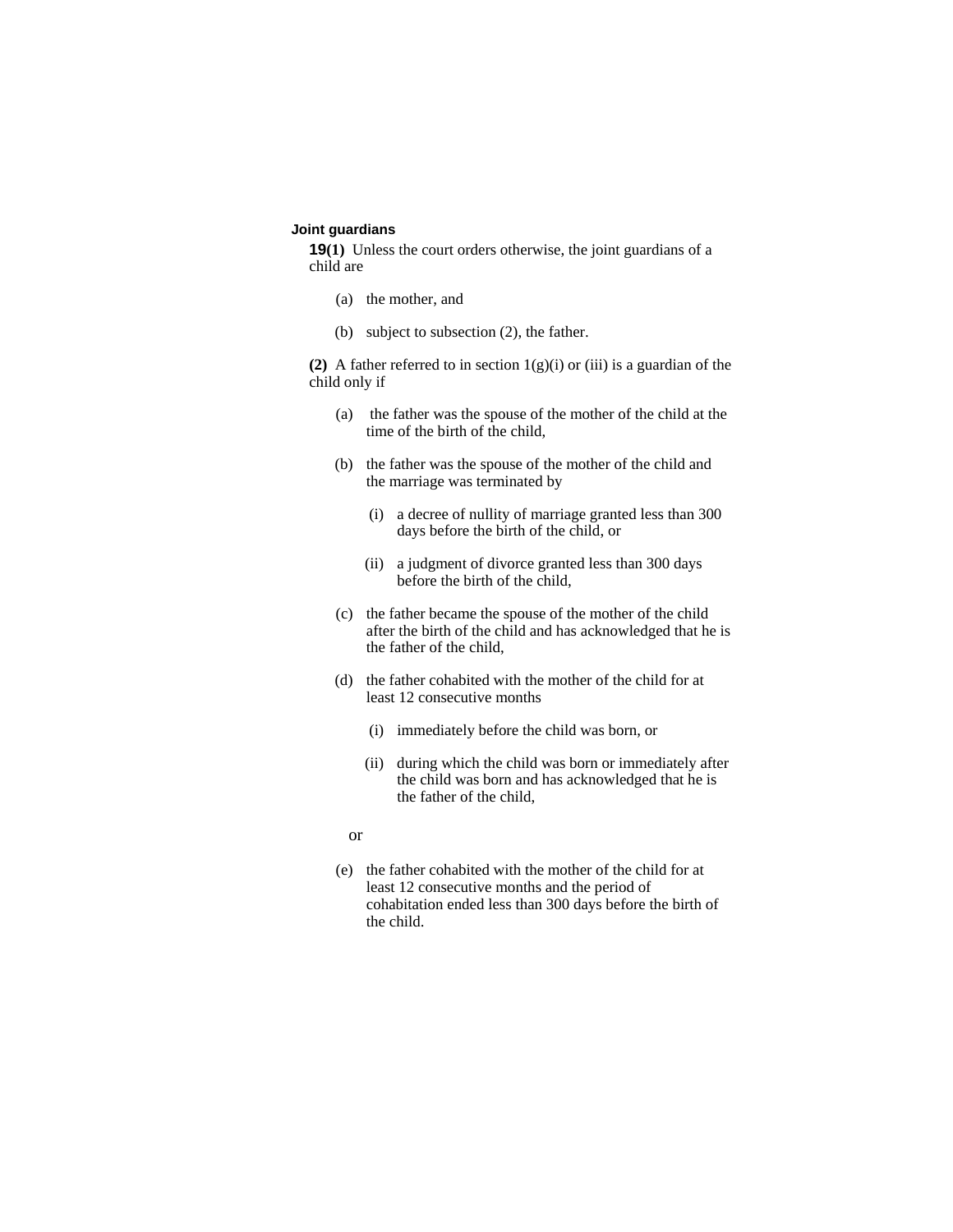### Joint guardians

**19(1)** Unless the court orders otherwise, the joint guardians of a child are

(a) the mother, and

(b) subject to subsection (2), the father.

**(2)** A father referred to in section 1(g)(i) or (iii) is a guardian of the child only if

(a) the father was the spouse of the mother of the child at the time of the birth of the child,

(b) the father was the spouse of the mother of the child and the marriage was terminated by

(i) a decree of nullity of marriage granted less than 300 days before the birth of the child, or

(ii) a judgment of divorce granted less than 300 days before the birth of the child,

(c) the father became the spouse of the mother of the child after the birth of the child and has acknowledged that he is the father of the child,

(d) the father cohabited with the mother of the child for at least 12 consecutive months

(i) immediately before the child was born, or

(ii) during which the child was born or immediately after the child was born and has acknowledged that he is the father of the child,

or

(e) the father cohabited with the mother of the child for at least 12 consecutive months and the period of cohabitation ended less than 300 days before the birth of the child.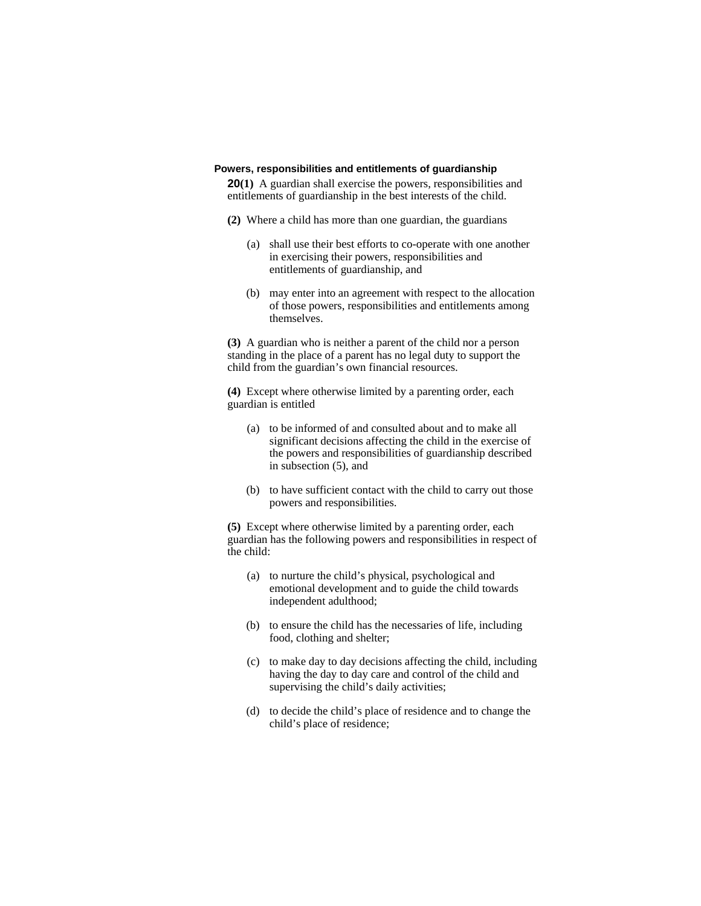### Powers, responsibilities and entitlements of guardianship

**20(1)** A guardian shall exercise the powers, responsibilities and entitlements of guardianship in the best interests of the child.

**(2)** Where a child has more than one guardian, the guardians

(a) shall use their best efforts to co-operate with one another in exercising their powers, responsibilities and entitlements of guardianship, and

(b) may enter into an agreement with respect to the allocation of those powers, responsibilities and entitlements among themselves.

**(3)** A guardian who is neither a parent of the child nor a person standing in the place of a parent has no legal duty to support the child from the guardian's own financial resources.

**(4)** Except where otherwise limited by a parenting order, each guardian is entitled

(a) to be informed of and consulted about and to make all significant decisions affecting the child in the exercise of the powers and responsibilities of guardianship described in subsection (5), and

(b) to have sufficient contact with the child to carry out those powers and responsibilities.

**(5)** Except where otherwise limited by a parenting order, each guardian has the following powers and responsibilities in respect of the child:

(a) to nurture the child's physical, psychological and emotional development and to guide the child towards independent adulthood;

(b) to ensure the child has the necessaries of life, including food, clothing and shelter;

(c) to make day to day decisions affecting the child, including having the day to day care and control of the child and supervising the child's daily activities;

(d) to decide the child's place of residence and to change the child's place of residence;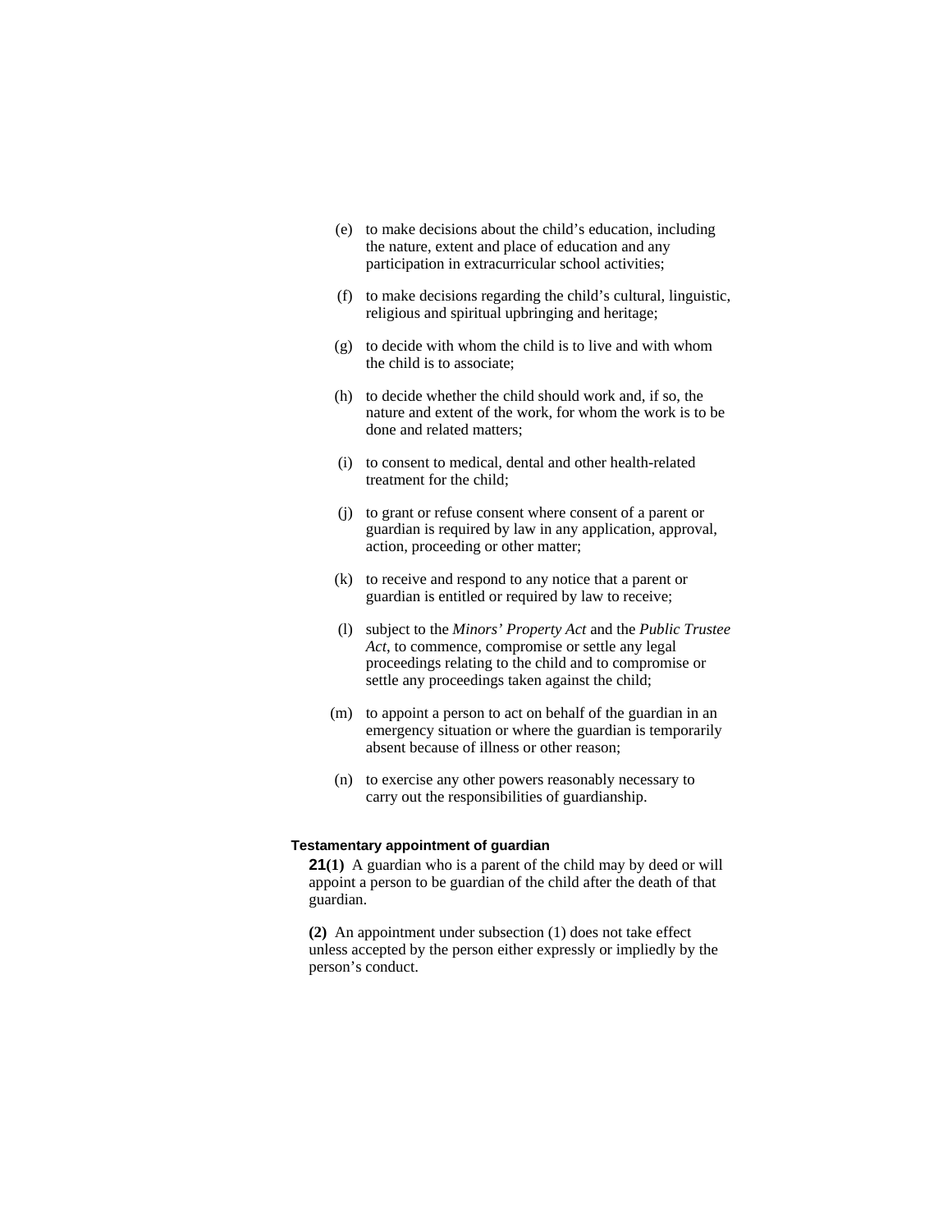(e) to make decisions about the child's education, including the nature, extent and place of education and any participation in extracurricular school activities;

(f) to make decisions regarding the child's cultural, linguistic, religious and spiritual upbringing and heritage;

(g) to decide with whom the child is to live and with whom the child is to associate;

(h) to decide whether the child should work and, if so, the nature and extent of the work, for whom the work is to be done and related matters;

(i) to consent to medical, dental and other health-related treatment for the child;

(j) to grant or refuse consent where consent of a parent or guardian is required by law in any application, approval, action, proceeding or other matter;

(k) to receive and respond to any notice that a parent or guardian is entitled or required by law to receive;

(l) subject to the *Minors' Property Act* and the *Public Trustee Act*, to commence, compromise or settle any legal proceedings relating to the child and to compromise or settle any proceedings taken against the child;

(m) to appoint a person to act on behalf of the guardian in an emergency situation or where the guardian is temporarily absent because of illness or other reason;

(n) to exercise any other powers reasonably necessary to carry out the responsibilities of guardianship.

**Testamentary appointment of guardian**

**21(1)** A guardian who is a parent of the child may by deed or will appoint a person to be guardian of the child after the death of that guardian.

**(2)** An appointment under subsection (1) does not take effect unless accepted by the person either expressly or impliedly by the person's conduct.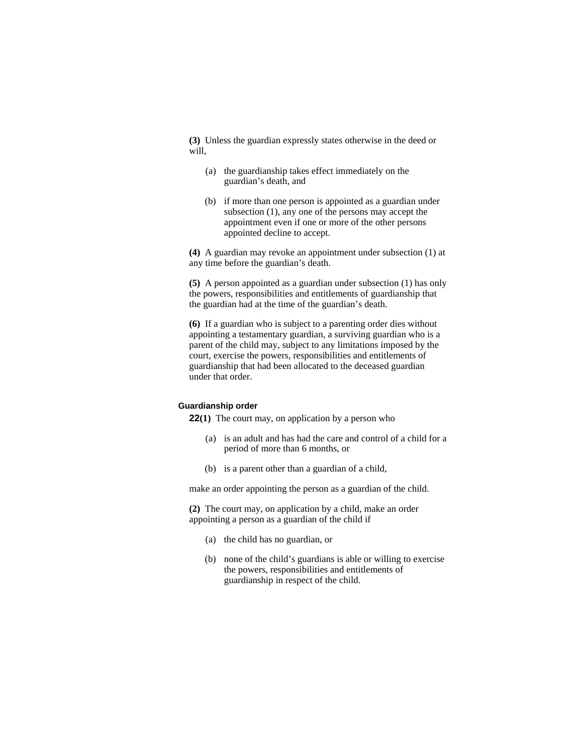**(3)** Unless the guardian expressly states otherwise in the deed or will,

(a) the guardianship takes effect immediately on the guardian's death, and

(b) if more than one person is appointed as a guardian under subsection (1), any one of the persons may accept the appointment even if one or more of the other persons appointed decline to accept.

**(4)** A guardian may revoke an appointment under subsection (1) at any time before the guardian's death.

**(5)** A person appointed as a guardian under subsection (1) has only the powers, responsibilities and entitlements of guardianship that the guardian had at the time of the guardian's death.

**(6)** If a guardian who is subject to a parenting order dies without appointing a testamentary guardian, a surviving guardian who is a parent of the child may, subject to any limitations imposed by the court, exercise the powers, responsibilities and entitlements of guardianship that had been allocated to the deceased guardian under that order.

#### Guardianship order

**22(1)** The court may, on application by a person who

(a) is an adult and has had the care and control of a child for a period of more than 6 months, or

(b) is a parent other than a guardian of a child,

make an order appointing the person as a guardian of the child.

**(2)** The court may, on application by a child, make an order appointing a person as a guardian of the child if

(a) the child has no guardian, or

(b) none of the child's guardians is able or willing to exercise the powers, responsibilities and entitlements of guardianship in respect of the child.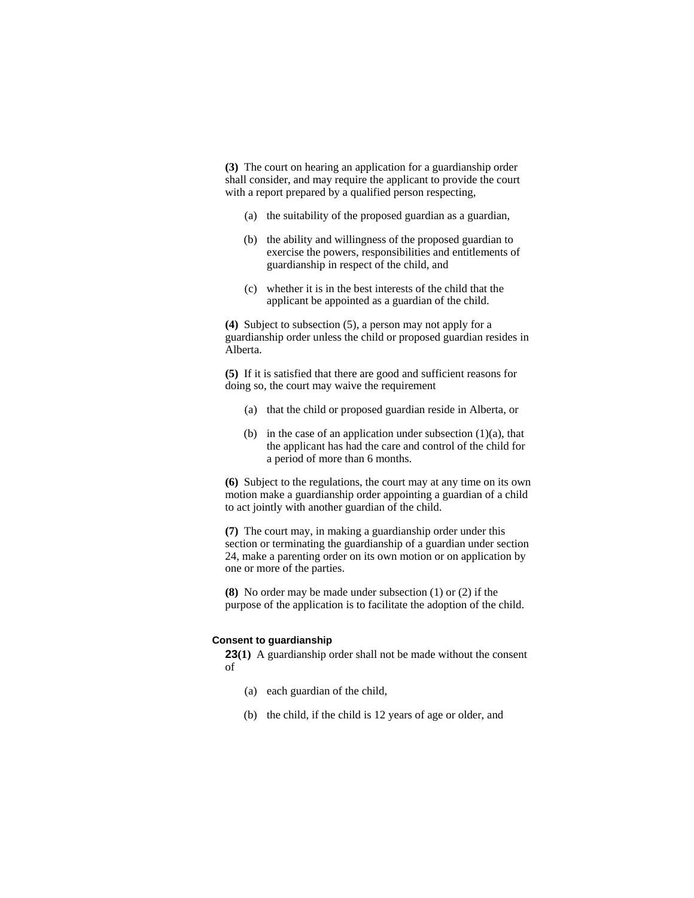**(3)** The court on hearing an application for a guardianship order shall consider, and may require the applicant to provide the court with a report prepared by a qualified person respecting,

(a) the suitability of the proposed guardian as a guardian,

(b) the ability and willingness of the proposed guardian to exercise the powers, responsibilities and entitlements of guardianship in respect of the child, and

(c) whether it is in the best interests of the child that the applicant be appointed as a guardian of the child.

**(4)** Subject to subsection (5), a person may not apply for a guardianship order unless the child or proposed guardian resides in Alberta.

**(5)** If it is satisfied that there are good and sufficient reasons for doing so, the court may waive the requirement

(a) that the child or proposed guardian reside in Alberta, or

(b) in the case of an application under subsection (1)(a), that the applicant has had the care and control of the child for a period of more than 6 months.

**(6)** Subject to the regulations, the court may at any time on its own motion make a guardianship order appointing a guardian of a child to act jointly with another guardian of the child.

**(7)** The court may, in making a guardianship order under this section or terminating the guardianship of a guardian under section 24, make a parenting order on its own motion or on application by one or more of the parties.

**(8)** No order may be made under subsection (1) or (2) if the purpose of the application is to facilitate the adoption of the child.

#### Consent to guardianship

**23(1)** A guardianship order shall not be made without the consent of

(a) each guardian of the child,

(b) the child, if the child is 12 years of age or older, and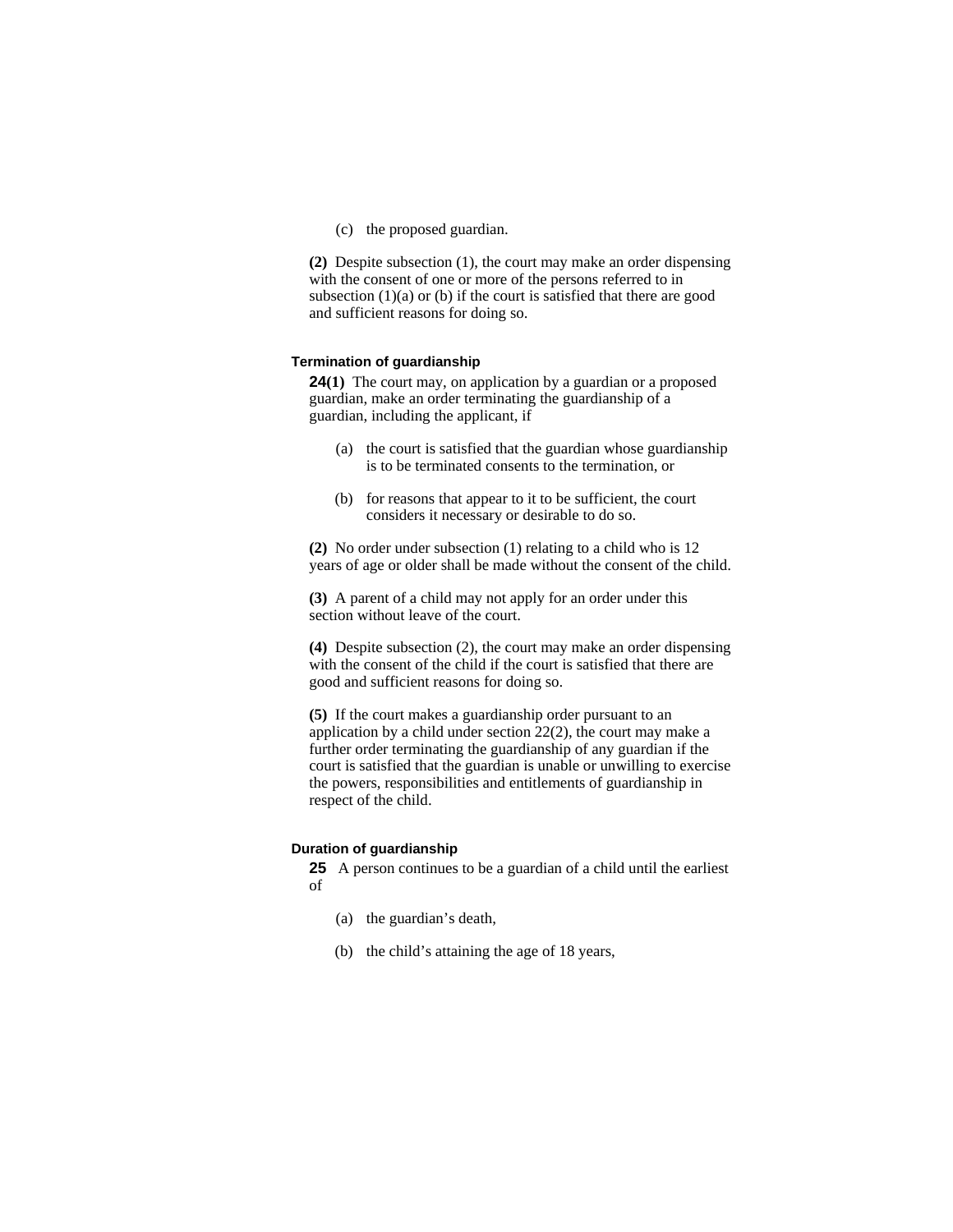(c) the proposed guardian.

**(2)** Despite subsection (1), the court may make an order dispensing with the consent of one or more of the persons referred to in subsection (1)(a) or (b) if the court is satisfied that there are good and sufficient reasons for doing so.

#### Termination of guardianship

**24(1)** The court may, on application by a guardian or a proposed guardian, make an order terminating the guardianship of a guardian, including the applicant, if

(a) the court is satisfied that the guardian whose guardianship is to be terminated consents to the termination, or

(b) for reasons that appear to it to be sufficient, the court considers it necessary or desirable to do so.

**(2)** No order under subsection (1) relating to a child who is 12 years of age or older shall be made without the consent of the child.

**(3)** A parent of a child may not apply for an order under this section without leave of the court.

**(4)** Despite subsection (2), the court may make an order dispensing with the consent of the child if the court is satisfied that there are good and sufficient reasons for doing so.

**(5)** If the court makes a guardianship order pursuant to an application by a child under section 22(2), the court may make a further order terminating the guardianship of any guardian if the court is satisfied that the guardian is unable or unwilling to exercise the powers, responsibilities and entitlements of guardianship in respect of the child.

#### Duration of guardianship

**25** A person continues to be a guardian of a child until the earliest of

(a) the guardian's death,

(b) the child's attaining the age of 18 years,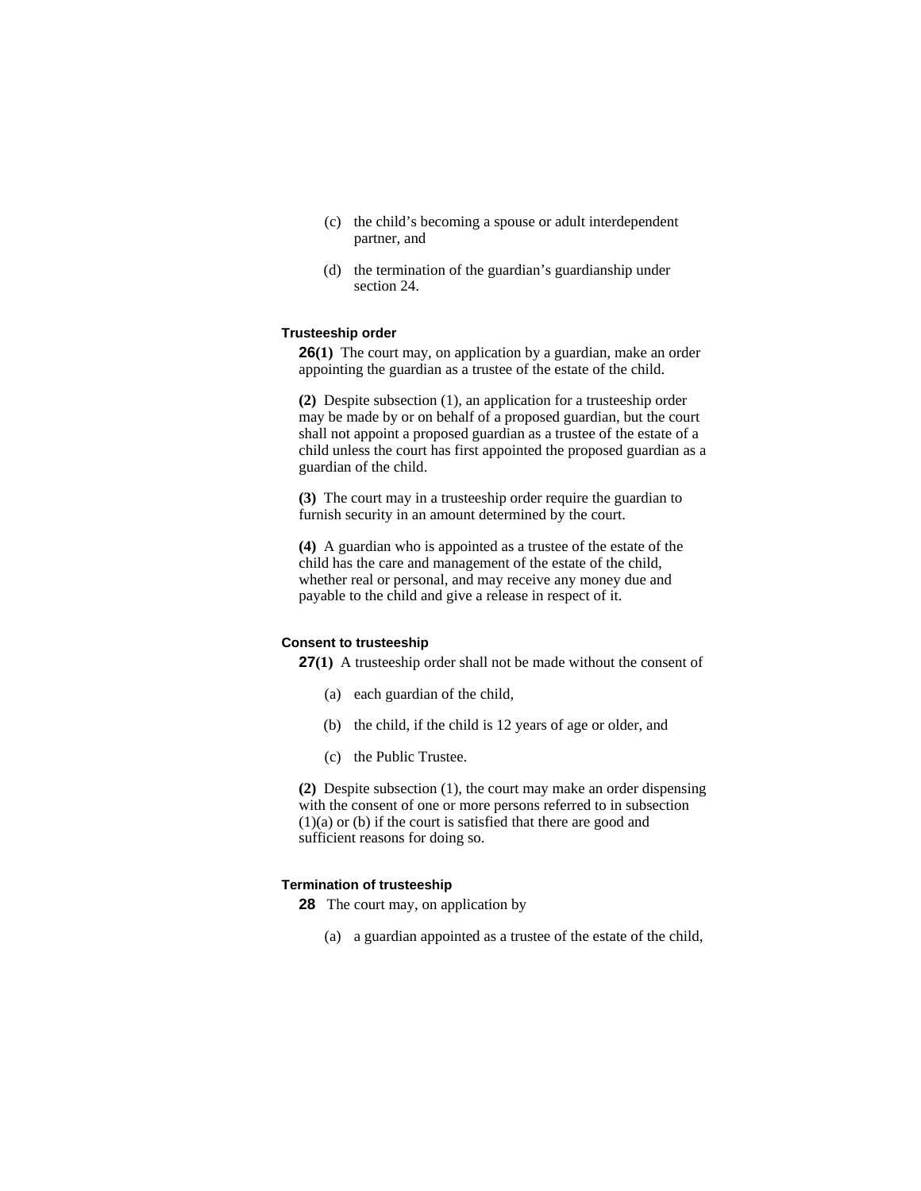(c) the child's becoming a spouse or adult interdependent partner, and

(d) the termination of the guardian's guardianship under section 24.

**Trusteeship order**

**26(1)** The court may, on application by a guardian, make an order appointing the guardian as a trustee of the estate of the child.

**(2)** Despite subsection (1), an application for a trusteeship order may be made by or on behalf of a proposed guardian, but the court shall not appoint a proposed guardian as a trustee of the estate of a child unless the court has first appointed the proposed guardian as a guardian of the child.

**(3)** The court may in a trusteeship order require the guardian to furnish security in an amount determined by the court.

**(4)** A guardian who is appointed as a trustee of the estate of the child has the care and management of the estate of the child, whether real or personal, and may receive any money due and payable to the child and give a release in respect of it.

**Consent to trusteeship**

**27(1)** A trusteeship order shall not be made without the consent of

(a) each guardian of the child,

(b) the child, if the child is 12 years of age or older, and

(c) the Public Trustee.

**(2)** Despite subsection (1), the court may make an order dispensing with the consent of one or more persons referred to in subsection (1)(a) or (b) if the court is satisfied that there are good and sufficient reasons for doing so.

**Termination of trusteeship**

**28** The court may, on application by

(a) a guardian appointed as a trustee of the estate of the child,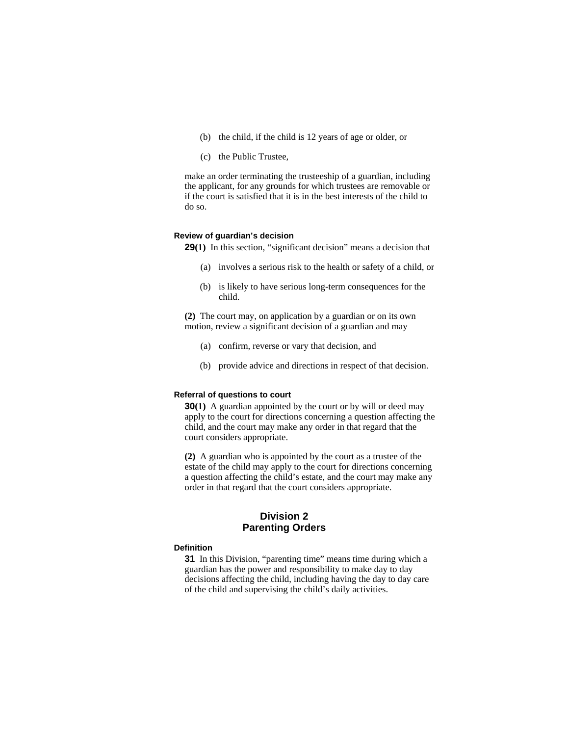(b) the child, if the child is 12 years of age or older, or

(c) the Public Trustee,

make an order terminating the trusteeship of a guardian, including the applicant, for any grounds for which trustees are removable or if the court is satisfied that it is in the best interests of the child to do so.

#### Review of guardian's decision

**29(1)** In this section, "significant decision" means a decision that

(a) involves a serious risk to the health or safety of a child, or

(b) is likely to have serious long-term consequences for the child.

**(2)** The court may, on application by a guardian or on its own motion, review a significant decision of a guardian and may

(a) confirm, reverse or vary that decision, and

(b) provide advice and directions in respect of that decision.

#### Referral of questions to court

**30(1)** A guardian appointed by the court or by will or deed may apply to the court for directions concerning a question affecting the child, and the court may make any order in that regard that the court considers appropriate.

**(2)** A guardian who is appointed by the court as a trustee of the estate of the child may apply to the court for directions concerning a question affecting the child's estate, and the court may make any order in that regard that the court considers appropriate.

## Division 2
## Parenting Orders

#### Definition

**31** In this Division, "parenting time" means time during which a guardian has the power and responsibility to make day to day decisions affecting the child, including having the day to day care of the child and supervising the child's daily activities.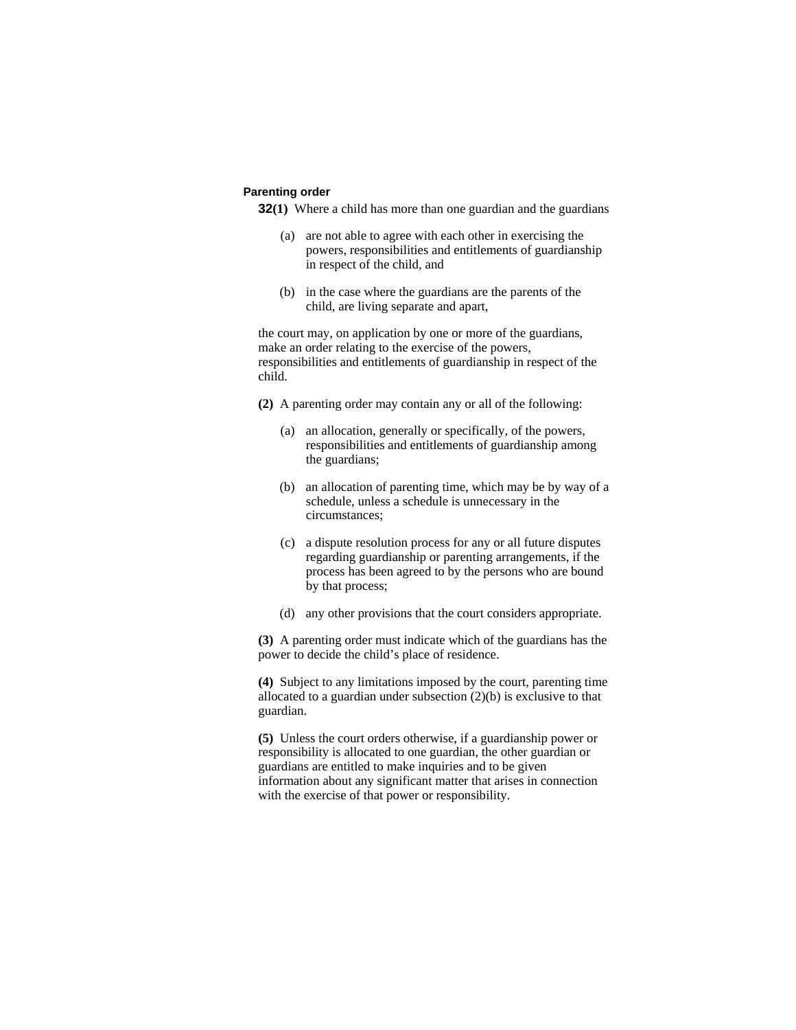### Parenting order

**32(1)** Where a child has more than one guardian and the guardians

(a) are not able to agree with each other in exercising the powers, responsibilities and entitlements of guardianship in respect of the child, and

(b) in the case where the guardians are the parents of the child, are living separate and apart,

the court may, on application by one or more of the guardians, make an order relating to the exercise of the powers, responsibilities and entitlements of guardianship in respect of the child.

**(2)** A parenting order may contain any or all of the following:

(a) an allocation, generally or specifically, of the powers, responsibilities and entitlements of guardianship among the guardians;

(b) an allocation of parenting time, which may be by way of a schedule, unless a schedule is unnecessary in the circumstances;

(c) a dispute resolution process for any or all future disputes regarding guardianship or parenting arrangements, if the process has been agreed to by the persons who are bound by that process;

(d) any other provisions that the court considers appropriate.

**(3)** A parenting order must indicate which of the guardians has the power to decide the child's place of residence.

**(4)** Subject to any limitations imposed by the court, parenting time allocated to a guardian under subsection (2)(b) is exclusive to that guardian.

**(5)** Unless the court orders otherwise, if a guardianship power or responsibility is allocated to one guardian, the other guardian or guardians are entitled to make inquiries and to be given information about any significant matter that arises in connection with the exercise of that power or responsibility.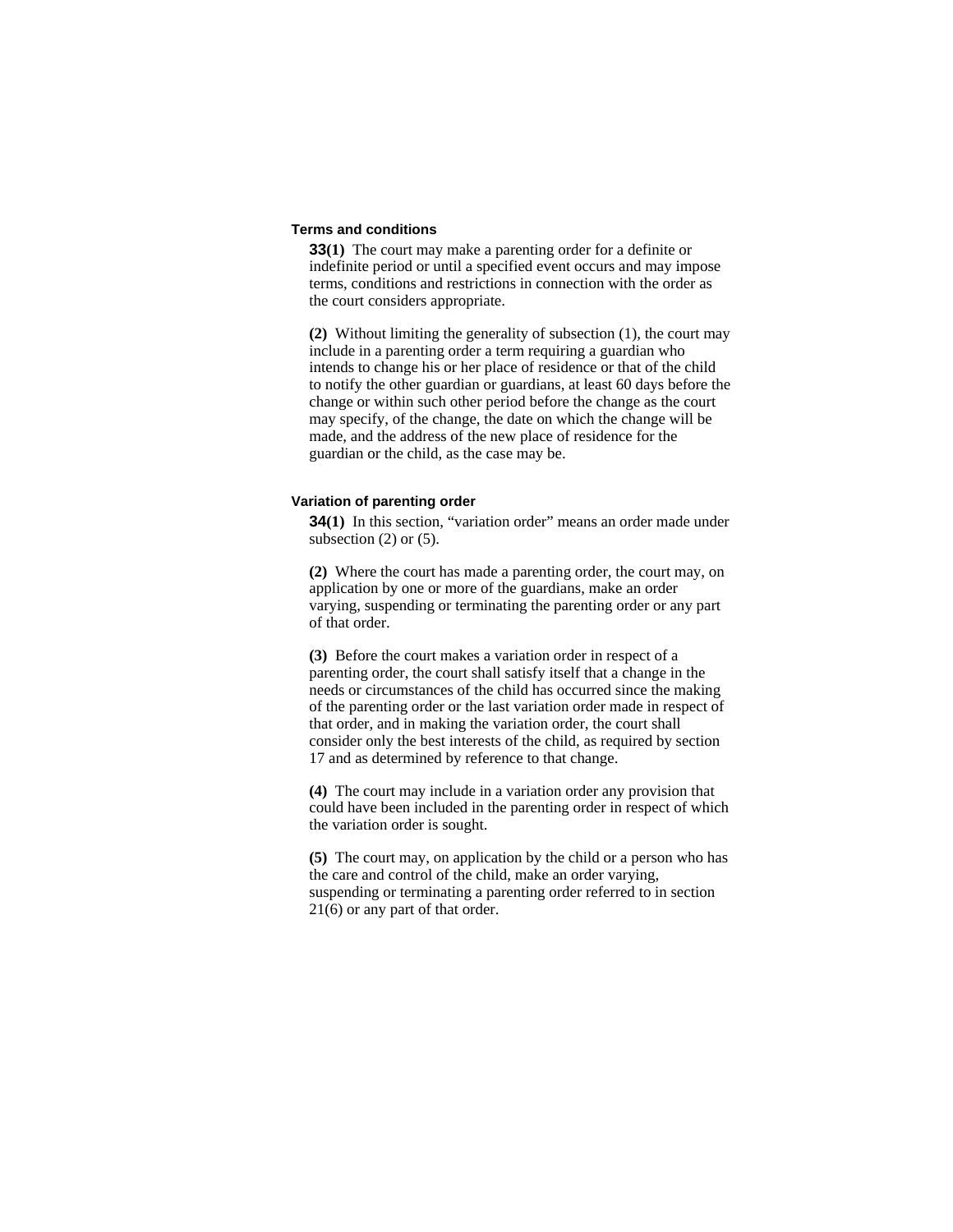### Terms and conditions

**33(1)** The court may make a parenting order for a definite or indefinite period or until a specified event occurs and may impose terms, conditions and restrictions in connection with the order as the court considers appropriate.

**(2)** Without limiting the generality of subsection (1), the court may include in a parenting order a term requiring a guardian who intends to change his or her place of residence or that of the child to notify the other guardian or guardians, at least 60 days before the change or within such other period before the change as the court may specify, of the change, the date on which the change will be made, and the address of the new place of residence for the guardian or the child, as the case may be.

### Variation of parenting order

**34(1)** In this section, "variation order" means an order made under subsection (2) or (5).

**(2)** Where the court has made a parenting order, the court may, on application by one or more of the guardians, make an order varying, suspending or terminating the parenting order or any part of that order.

**(3)** Before the court makes a variation order in respect of a parenting order, the court shall satisfy itself that a change in the needs or circumstances of the child has occurred since the making of the parenting order or the last variation order made in respect of that order, and in making the variation order, the court shall consider only the best interests of the child, as required by section 17 and as determined by reference to that change.

**(4)** The court may include in a variation order any provision that could have been included in the parenting order in respect of which the variation order is sought.

**(5)** The court may, on application by the child or a person who has the care and control of the child, make an order varying, suspending or terminating a parenting order referred to in section 21(6) or any part of that order.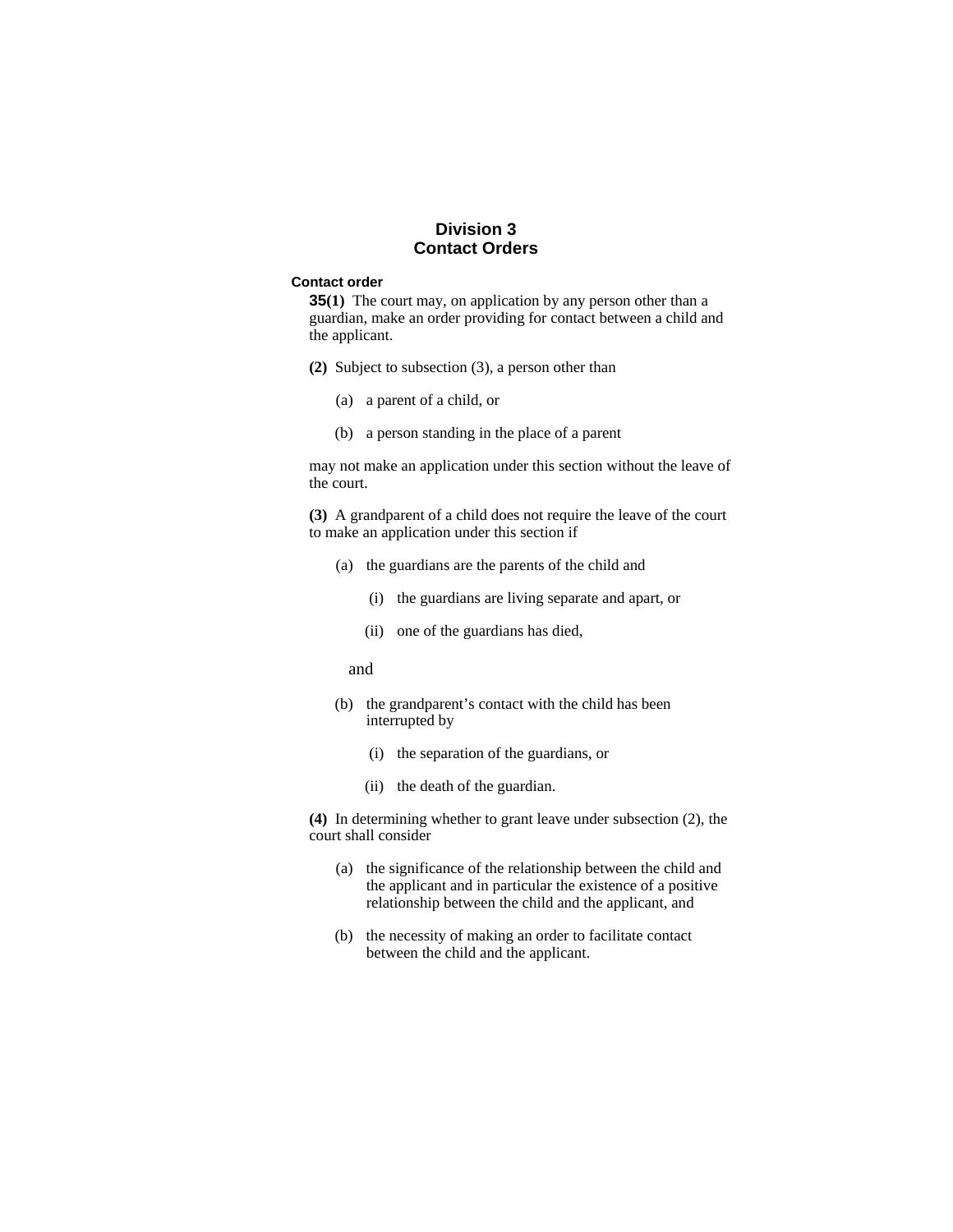## Division 3
## Contact Orders

**Contact order**

**35(1)** The court may, on application by any person other than a guardian, make an order providing for contact between a child and the applicant.

**(2)** Subject to subsection (3), a person other than

(a) a parent of a child, or

(b) a person standing in the place of a parent

may not make an application under this section without the leave of the court.

**(3)** A grandparent of a child does not require the leave of the court to make an application under this section if

(a) the guardians are the parents of the child and

(i) the guardians are living separate and apart, or

(ii) one of the guardians has died,

and

(b) the grandparent's contact with the child has been interrupted by

(i) the separation of the guardians, or

(ii) the death of the guardian.

**(4)** In determining whether to grant leave under subsection (2), the court shall consider

(a) the significance of the relationship between the child and the applicant and in particular the existence of a positive relationship between the child and the applicant, and

(b) the necessity of making an order to facilitate contact between the child and the applicant.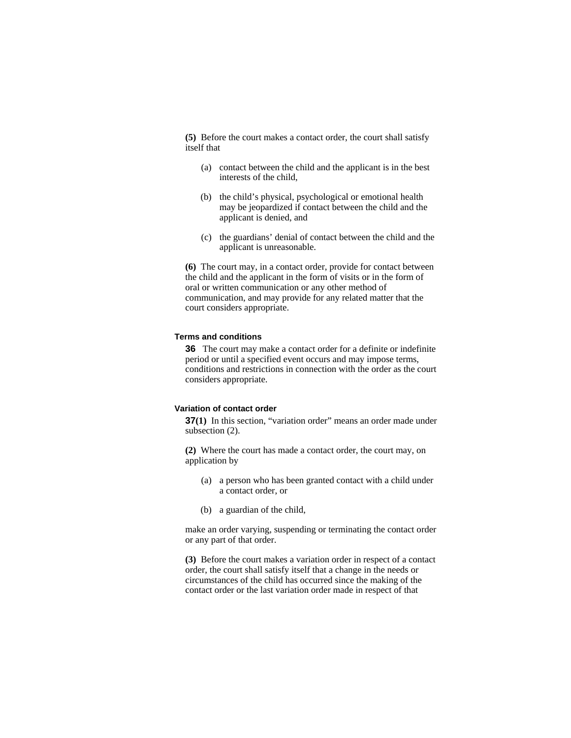**(5)** Before the court makes a contact order, the court shall satisfy itself that

(a) contact between the child and the applicant is in the best interests of the child,

(b) the child's physical, psychological or emotional health may be jeopardized if contact between the child and the applicant is denied, and

(c) the guardians' denial of contact between the child and the applicant is unreasonable.

**(6)** The court may, in a contact order, provide for contact between the child and the applicant in the form of visits or in the form of oral or written communication or any other method of communication, and may provide for any related matter that the court considers appropriate.

#### Terms and conditions

**36** The court may make a contact order for a definite or indefinite period or until a specified event occurs and may impose terms, conditions and restrictions in connection with the order as the court considers appropriate.

#### Variation of contact order

**37(1)** In this section, "variation order" means an order made under subsection (2).

**(2)** Where the court has made a contact order, the court may, on application by

(a) a person who has been granted contact with a child under a contact order, or

(b) a guardian of the child,

make an order varying, suspending or terminating the contact order or any part of that order.

**(3)** Before the court makes a variation order in respect of a contact order, the court shall satisfy itself that a change in the needs or circumstances of the child has occurred since the making of the contact order or the last variation order made in respect of that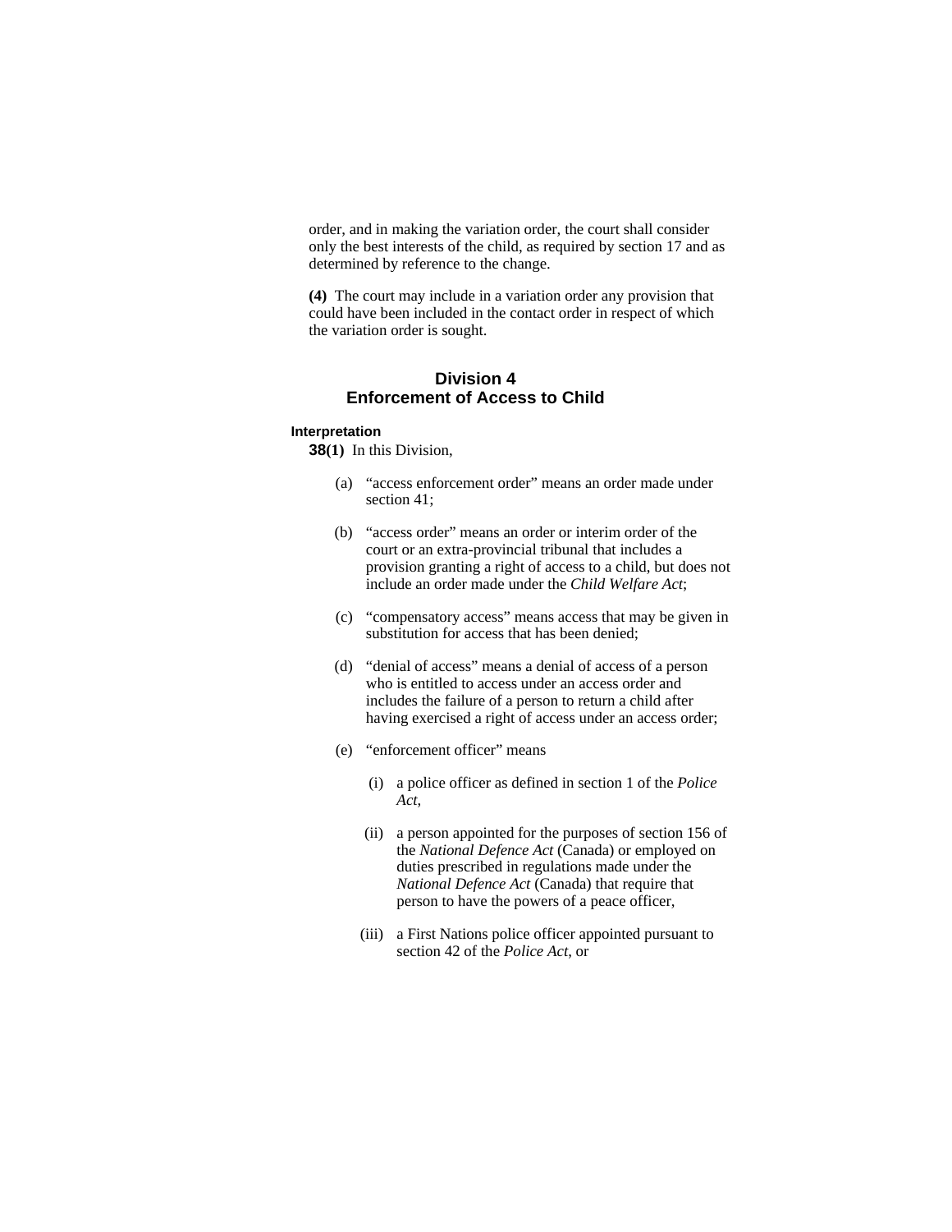order, and in making the variation order, the court shall consider only the best interests of the child, as required by section 17 and as determined by reference to the change.

**(4)** The court may include in a variation order any provision that could have been included in the contact order in respect of which the variation order is sought.

## Division 4
## Enforcement of Access to Child

**Interpretation**

**38(1)** In this Division,

(a) "access enforcement order" means an order made under section 41;

(b) "access order" means an order or interim order of the court or an extra-provincial tribunal that includes a provision granting a right of access to a child, but does not include an order made under the *Child Welfare Act*;

(c) "compensatory access" means access that may be given in substitution for access that has been denied;

(d) "denial of access" means a denial of access of a person who is entitled to access under an access order and includes the failure of a person to return a child after having exercised a right of access under an access order;

(e) "enforcement officer" means

(i) a police officer as defined in section 1 of the *Police Act*,

(ii) a person appointed for the purposes of section 156 of the *National Defence Act* (Canada) or employed on duties prescribed in regulations made under the *National Defence Act* (Canada) that require that person to have the powers of a peace officer,

(iii) a First Nations police officer appointed pursuant to section 42 of the *Police Act*, or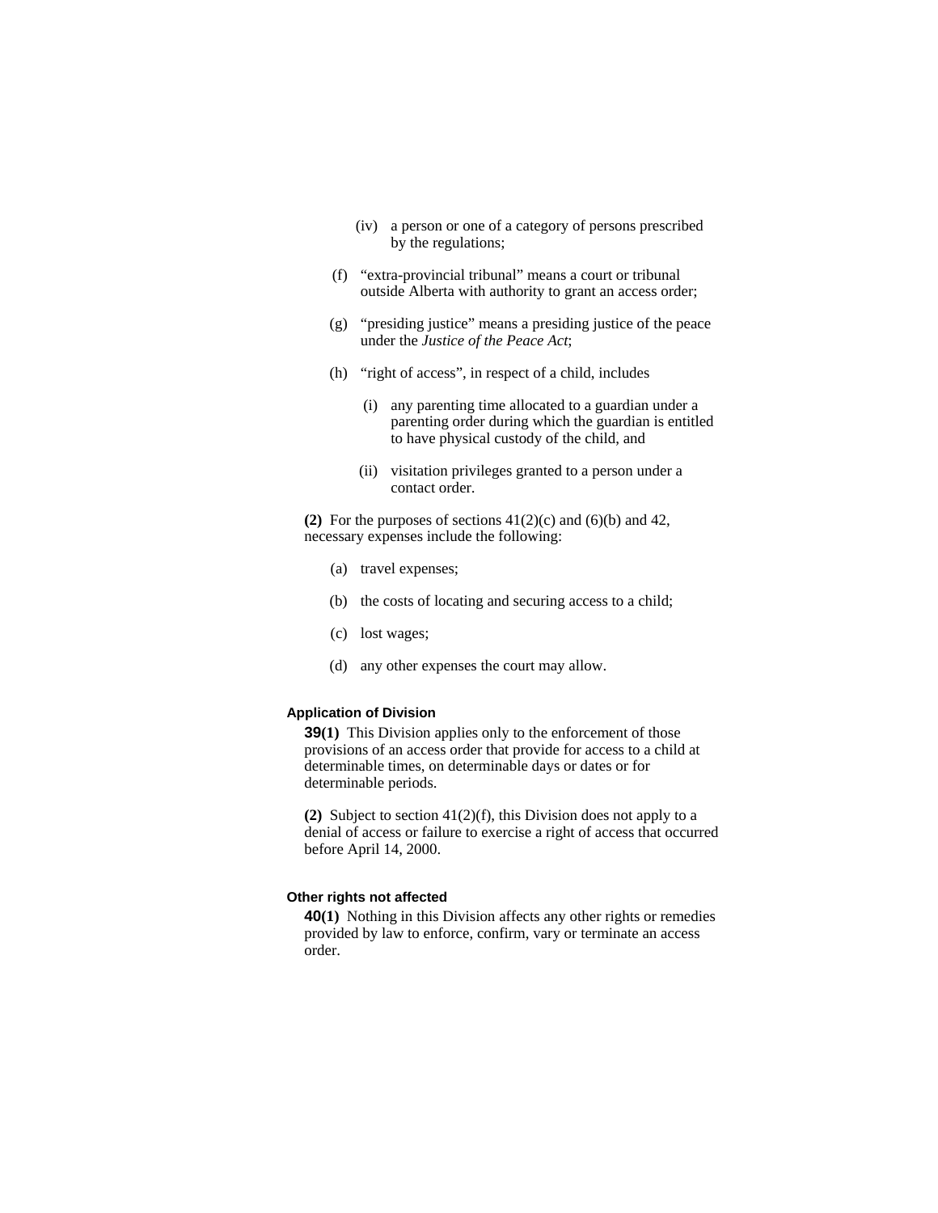(iv) a person or one of a category of persons prescribed by the regulations;

(f) "extra-provincial tribunal" means a court or tribunal outside Alberta with authority to grant an access order;

(g) "presiding justice" means a presiding justice of the peace under the *Justice of the Peace Act*;

(h) "right of access", in respect of a child, includes

(i) any parenting time allocated to a guardian under a parenting order during which the guardian is entitled to have physical custody of the child, and

(ii) visitation privileges granted to a person under a contact order.

**(2)** For the purposes of sections 41(2)(c) and (6)(b) and 42, necessary expenses include the following:

(a) travel expenses;

(b) the costs of locating and securing access to a child;

(c) lost wages;

(d) any other expenses the court may allow.

#### Application of Division

**39(1)** This Division applies only to the enforcement of those provisions of an access order that provide for access to a child at determinable times, on determinable days or dates or for determinable periods.

**(2)** Subject to section 41(2)(f), this Division does not apply to a denial of access or failure to exercise a right of access that occurred before April 14, 2000.

#### Other rights not affected

**40(1)** Nothing in this Division affects any other rights or remedies provided by law to enforce, confirm, vary or terminate an access order.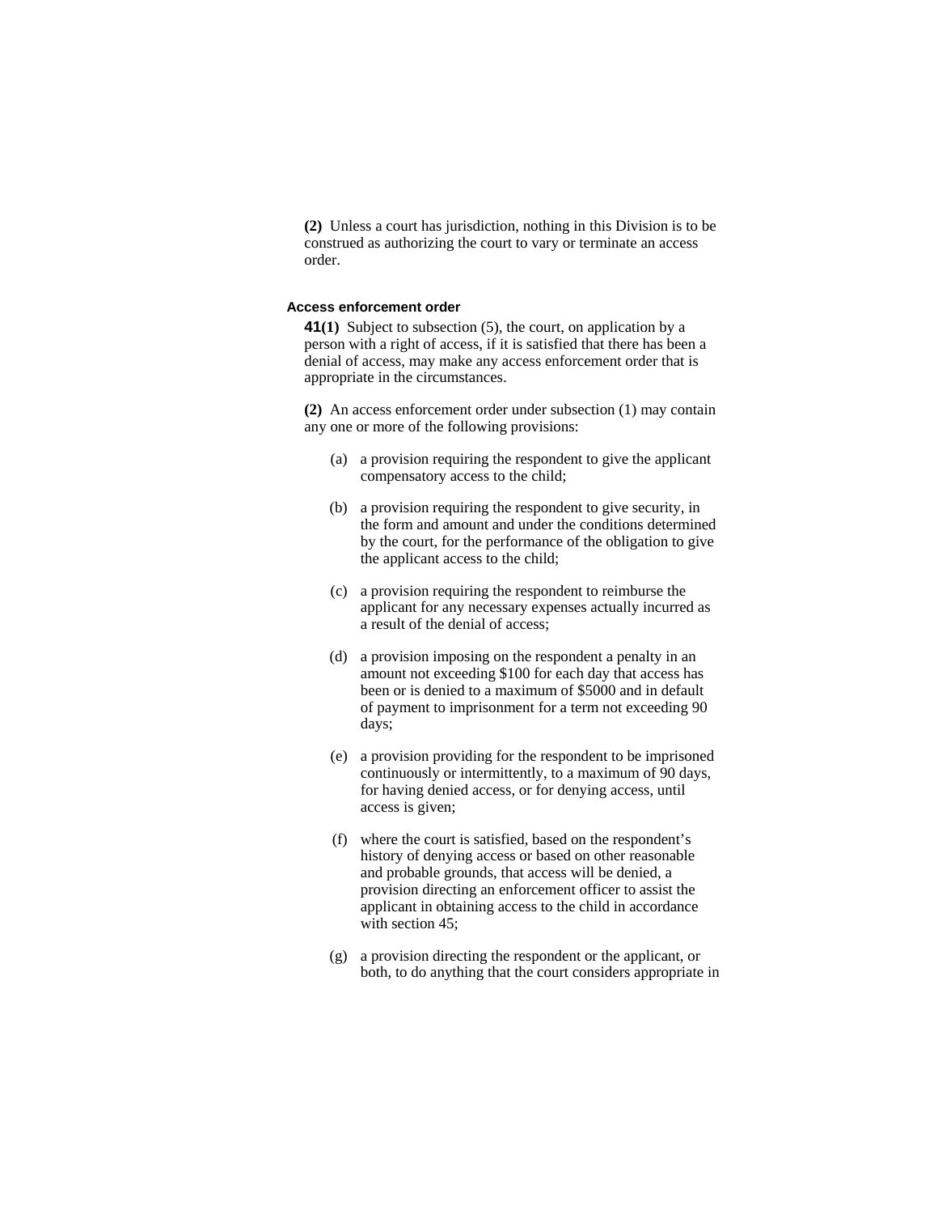**(2)** Unless a court has jurisdiction, nothing in this Division is to be construed as authorizing the court to vary or terminate an access order.

### Access enforcement order

**41(1)** Subject to subsection (5), the court, on application by a person with a right of access, if it is satisfied that there has been a denial of access, may make any access enforcement order that is appropriate in the circumstances.

**(2)** An access enforcement order under subsection (1) may contain any one or more of the following provisions:

(a) a provision requiring the respondent to give the applicant compensatory access to the child;

(b) a provision requiring the respondent to give security, in the form and amount and under the conditions determined by the court, for the performance of the obligation to give the applicant access to the child;

(c) a provision requiring the respondent to reimburse the applicant for any necessary expenses actually incurred as a result of the denial of access;

(d) a provision imposing on the respondent a penalty in an amount not exceeding $100 for each day that access has been or is denied to a maximum of $5000 and in default of payment to imprisonment for a term not exceeding 90 days;

(e) a provision providing for the respondent to be imprisoned continuously or intermittently, to a maximum of 90 days, for having denied access, or for denying access, until access is given;

(f) where the court is satisfied, based on the respondent's history of denying access or based on other reasonable and probable grounds, that access will be denied, a provision directing an enforcement officer to assist the applicant in obtaining access to the child in accordance with section 45;

(g) a provision directing the respondent or the applicant, or both, to do anything that the court considers appropriate in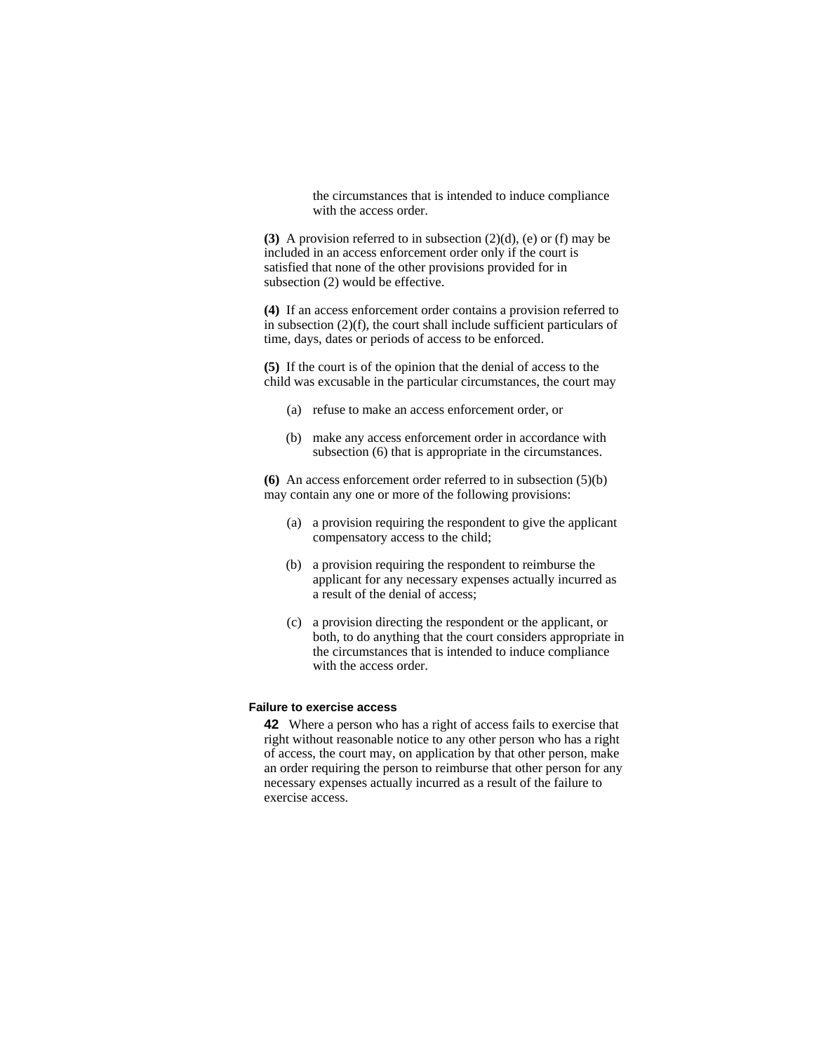the circumstances that is intended to induce compliance with the access order.

**(3)** A provision referred to in subsection (2)(d), (e) or (f) may be included in an access enforcement order only if the court is satisfied that none of the other provisions provided for in subsection (2) would be effective.

**(4)** If an access enforcement order contains a provision referred to in subsection (2)(f), the court shall include sufficient particulars of time, days, dates or periods of access to be enforced.

**(5)** If the court is of the opinion that the denial of access to the child was excusable in the particular circumstances, the court may

(a) refuse to make an access enforcement order, or

(b) make any access enforcement order in accordance with subsection (6) that is appropriate in the circumstances.

**(6)** An access enforcement order referred to in subsection (5)(b) may contain any one or more of the following provisions:

(a) a provision requiring the respondent to give the applicant compensatory access to the child;

(b) a provision requiring the respondent to reimburse the applicant for any necessary expenses actually incurred as a result of the denial of access;

(c) a provision directing the respondent or the applicant, or both, to do anything that the court considers appropriate in the circumstances that is intended to induce compliance with the access order.

#### Failure to exercise access

**42** Where a person who has a right of access fails to exercise that right without reasonable notice to any other person who has a right of access, the court may, on application by that other person, make an order requiring the person to reimburse that other person for any necessary expenses actually incurred as a result of the failure to exercise access.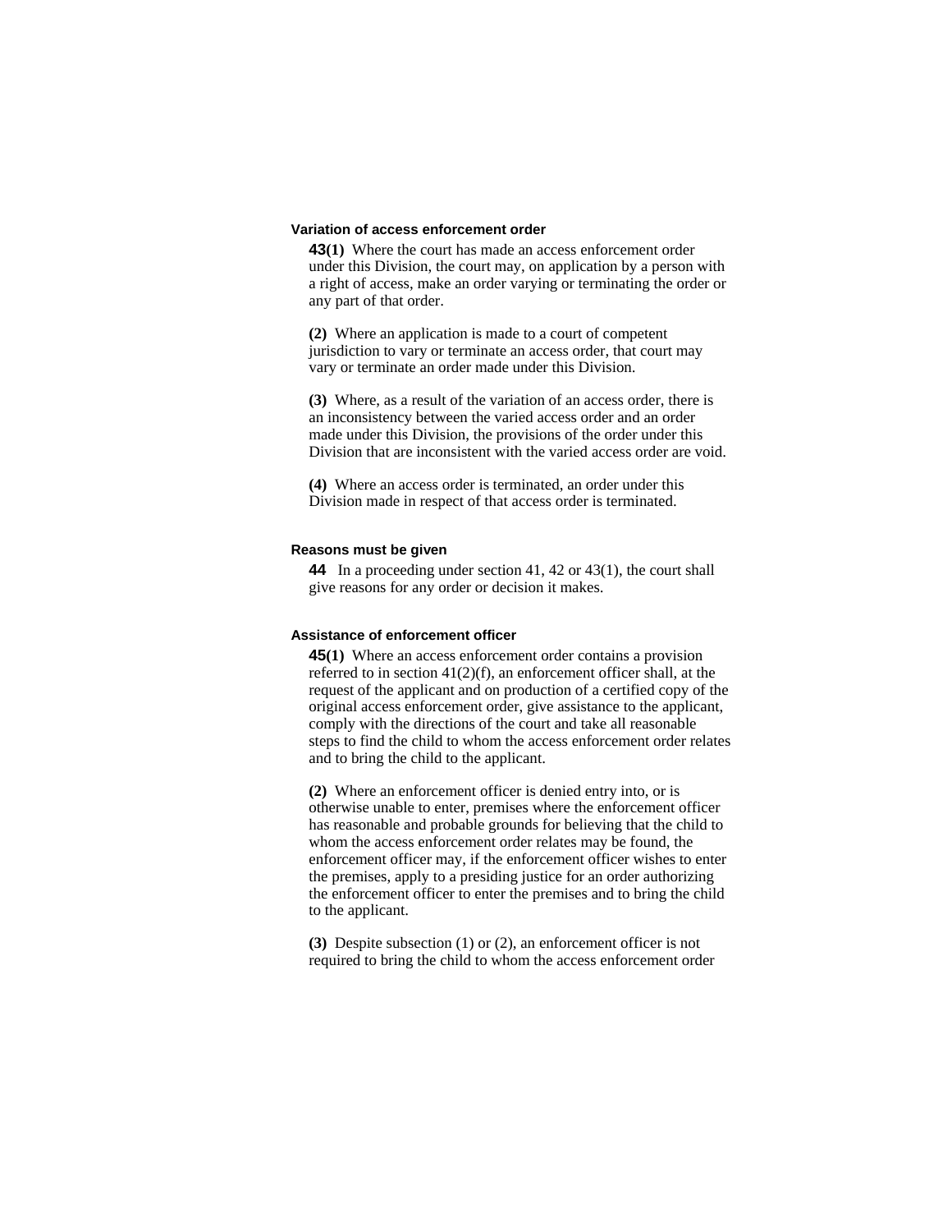### Variation of access enforcement order

**43(1)** Where the court has made an access enforcement order under this Division, the court may, on application by a person with a right of access, make an order varying or terminating the order or any part of that order.

**(2)** Where an application is made to a court of competent jurisdiction to vary or terminate an access order, that court may vary or terminate an order made under this Division.

**(3)** Where, as a result of the variation of an access order, there is an inconsistency between the varied access order and an order made under this Division, the provisions of the order under this Division that are inconsistent with the varied access order are void.

**(4)** Where an access order is terminated, an order under this Division made in respect of that access order is terminated.

### Reasons must be given

**44** In a proceeding under section 41, 42 or 43(1), the court shall give reasons for any order or decision it makes.

### Assistance of enforcement officer

**45(1)** Where an access enforcement order contains a provision referred to in section 41(2)(f), an enforcement officer shall, at the request of the applicant and on production of a certified copy of the original access enforcement order, give assistance to the applicant, comply with the directions of the court and take all reasonable steps to find the child to whom the access enforcement order relates and to bring the child to the applicant.

**(2)** Where an enforcement officer is denied entry into, or is otherwise unable to enter, premises where the enforcement officer has reasonable and probable grounds for believing that the child to whom the access enforcement order relates may be found, the enforcement officer may, if the enforcement officer wishes to enter the premises, apply to a presiding justice for an order authorizing the enforcement officer to enter the premises and to bring the child to the applicant.

**(3)** Despite subsection (1) or (2), an enforcement officer is not required to bring the child to whom the access enforcement order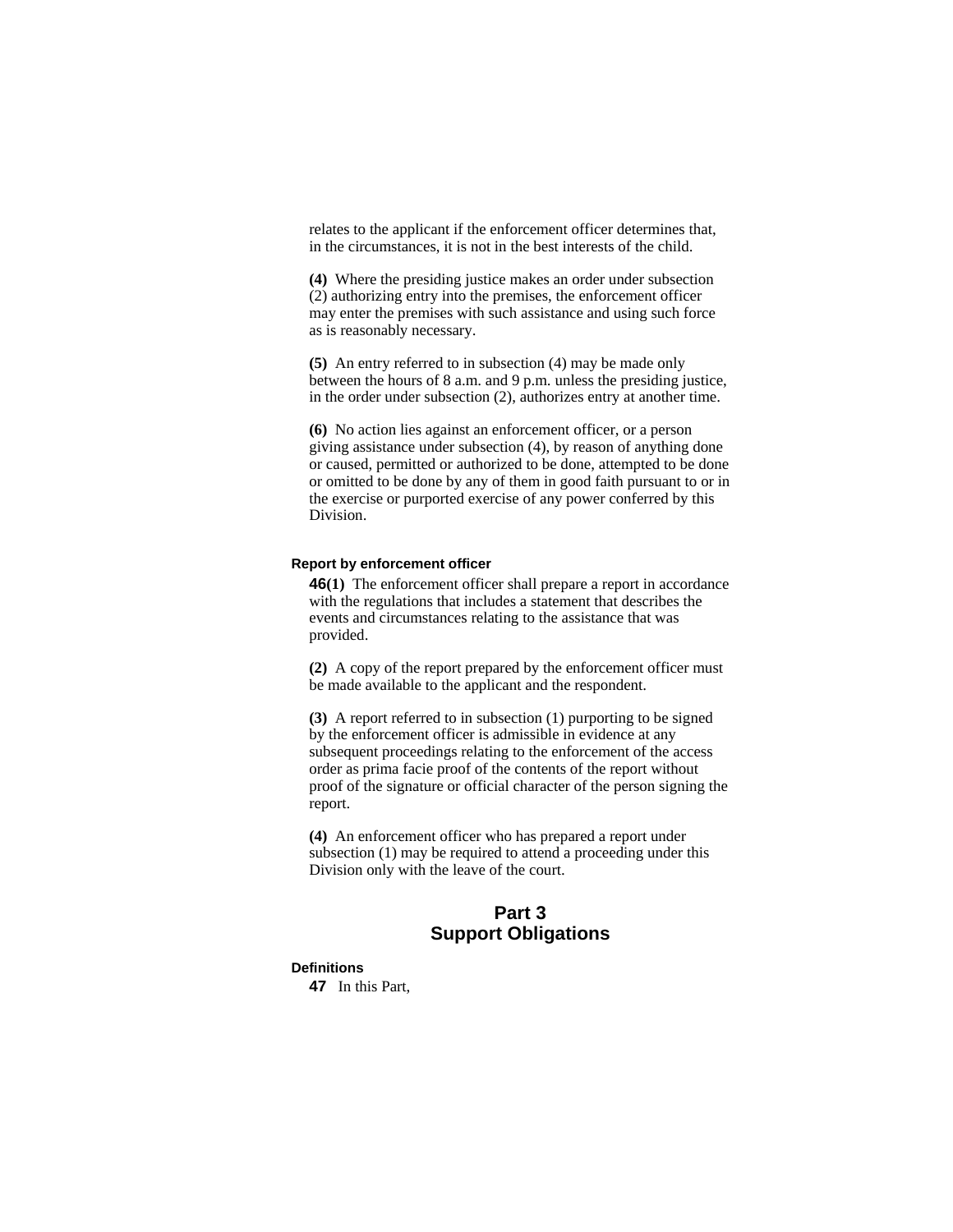relates to the applicant if the enforcement officer determines that, in the circumstances, it is not in the best interests of the child.

**(4)** Where the presiding justice makes an order under subsection (2) authorizing entry into the premises, the enforcement officer may enter the premises with such assistance and using such force as is reasonably necessary.

**(5)** An entry referred to in subsection (4) may be made only between the hours of 8 a.m. and 9 p.m. unless the presiding justice, in the order under subsection (2), authorizes entry at another time.

**(6)** No action lies against an enforcement officer, or a person giving assistance under subsection (4), by reason of anything done or caused, permitted or authorized to be done, attempted to be done or omitted to be done by any of them in good faith pursuant to or in the exercise or purported exercise of any power conferred by this Division.

#### Report by enforcement officer

**46(1)** The enforcement officer shall prepare a report in accordance with the regulations that includes a statement that describes the events and circumstances relating to the assistance that was provided.

**(2)** A copy of the report prepared by the enforcement officer must be made available to the applicant and the respondent.

**(3)** A report referred to in subsection (1) purporting to be signed by the enforcement officer is admissible in evidence at any subsequent proceedings relating to the enforcement of the access order as prima facie proof of the contents of the report without proof of the signature or official character of the person signing the report.

**(4)** An enforcement officer who has prepared a report under subsection (1) may be required to attend a proceeding under this Division only with the leave of the court.

## Part 3
## Support Obligations

#### Definitions

**47** In this Part,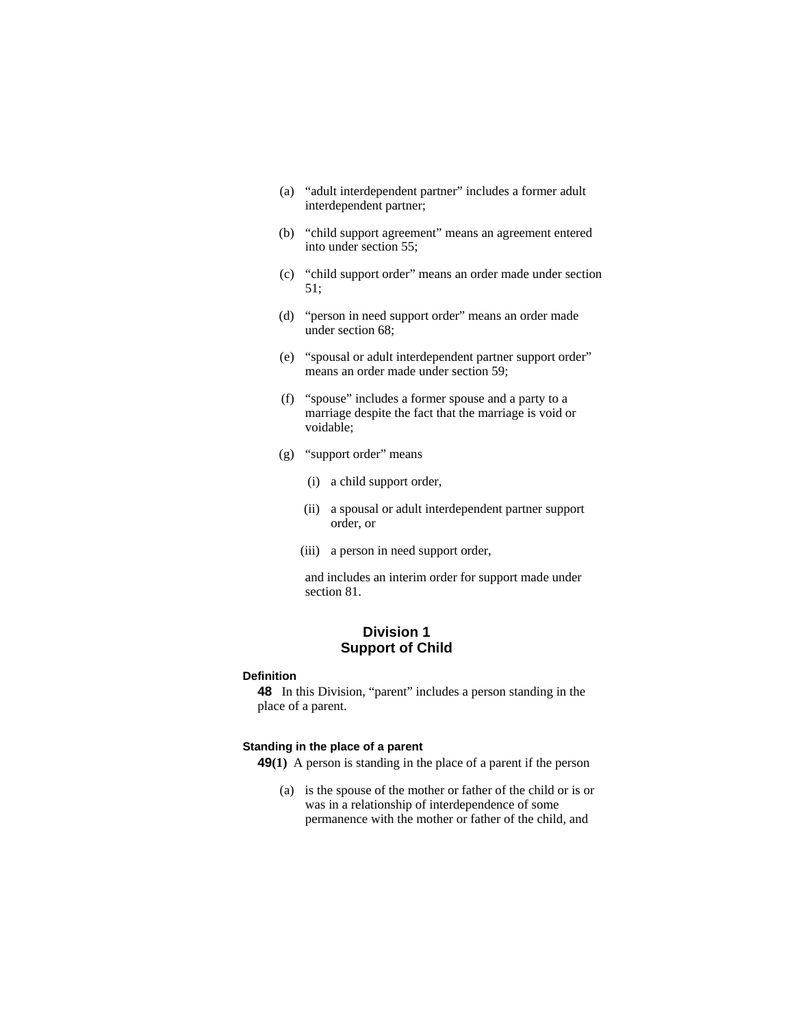(a) "adult interdependent partner" includes a former adult interdependent partner;

(b) "child support agreement" means an agreement entered into under section 55;

(c) "child support order" means an order made under section 51;

(d) "person in need support order" means an order made under section 68;

(e) "spousal or adult interdependent partner support order" means an order made under section 59;

(f) "spouse" includes a former spouse and a party to a marriage despite the fact that the marriage is void or voidable;

(g) "support order" means

  (i) a child support order,

  (ii) a spousal or adult interdependent partner support order, or

  (iii) a person in need support order,

  and includes an interim order for support made under section 81.

## Division 1
## Support of Child

#### Definition

**48** In this Division, "parent" includes a person standing in the place of a parent.

#### Standing in the place of a parent

**49(1)** A person is standing in the place of a parent if the person

(a) is the spouse of the mother or father of the child or is or was in a relationship of interdependence of some permanence with the mother or father of the child, and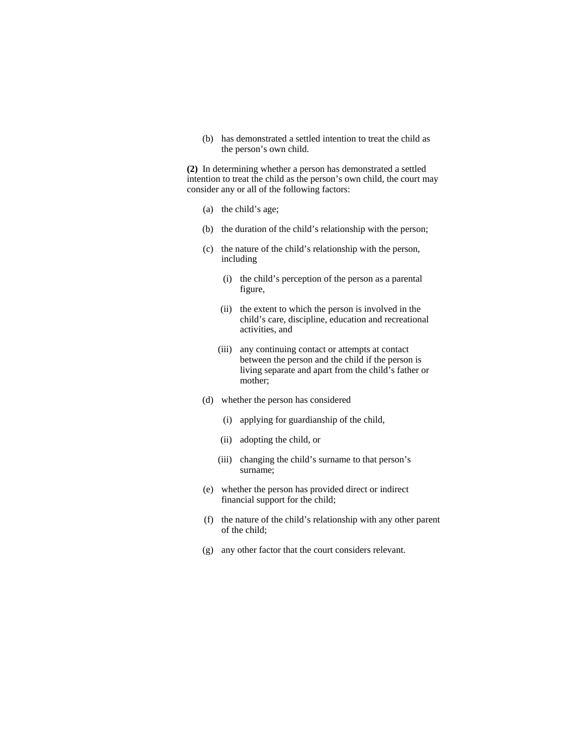(b) has demonstrated a settled intention to treat the child as the person's own child.

**(2)** In determining whether a person has demonstrated a settled intention to treat the child as the person's own child, the court may consider any or all of the following factors:

(a) the child's age;

(b) the duration of the child's relationship with the person;

(c) the nature of the child's relationship with the person, including

(i) the child's perception of the person as a parental figure,

(ii) the extent to which the person is involved in the child's care, discipline, education and recreational activities, and

(iii) any continuing contact or attempts at contact between the person and the child if the person is living separate and apart from the child's father or mother;

(d) whether the person has considered

(i) applying for guardianship of the child,

(ii) adopting the child, or

(iii) changing the child's surname to that person's surname;

(e) whether the person has provided direct or indirect financial support for the child;

(f) the nature of the child's relationship with any other parent of the child;

(g) any other factor that the court considers relevant.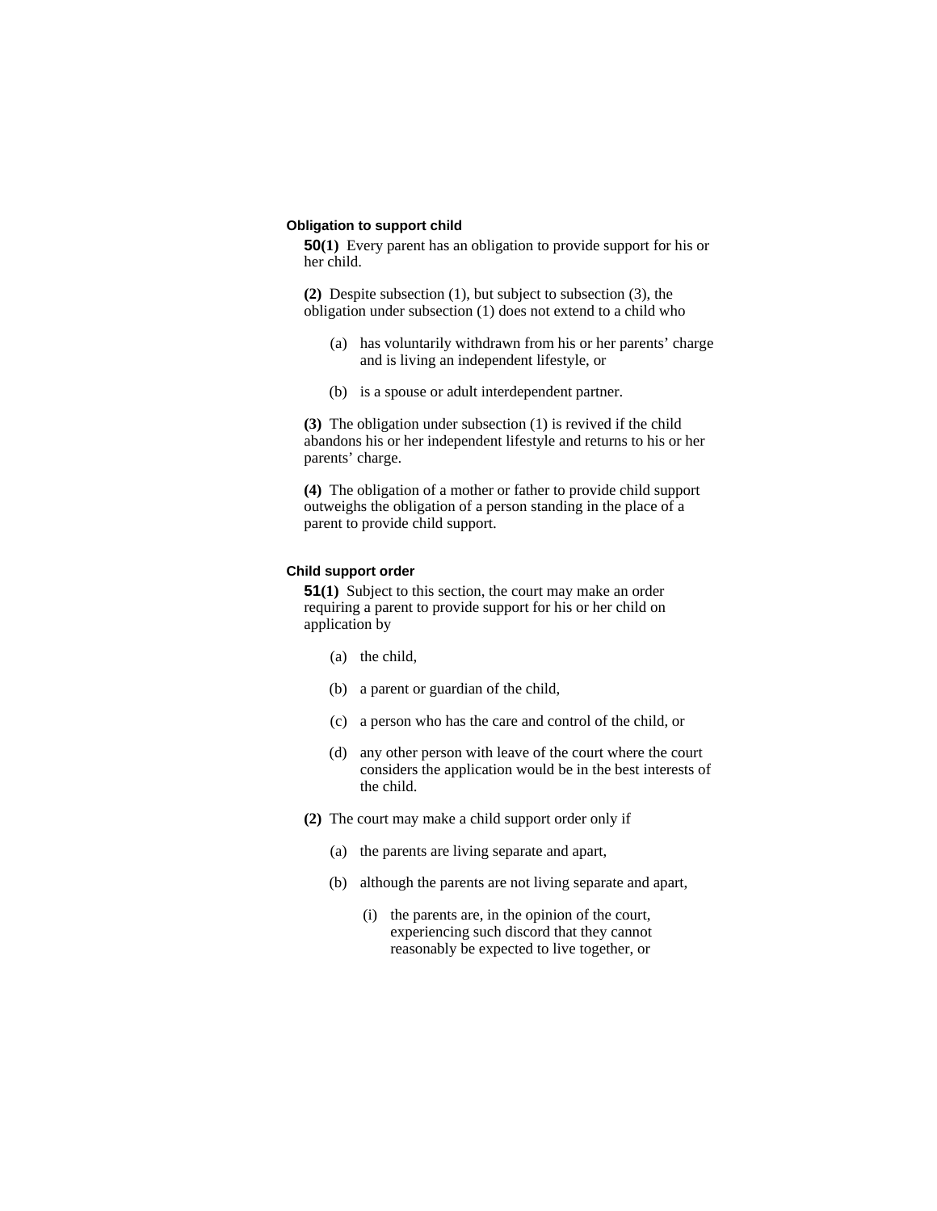### Obligation to support child

**50(1)** Every parent has an obligation to provide support for his or her child.

**(2)** Despite subsection (1), but subject to subsection (3), the obligation under subsection (1) does not extend to a child who

- (a) has voluntarily withdrawn from his or her parents' charge and is living an independent lifestyle, or
- (b) is a spouse or adult interdependent partner.

**(3)** The obligation under subsection (1) is revived if the child abandons his or her independent lifestyle and returns to his or her parents' charge.

**(4)** The obligation of a mother or father to provide child support outweighs the obligation of a person standing in the place of a parent to provide child support.

### Child support order

**51(1)** Subject to this section, the court may make an order requiring a parent to provide support for his or her child on application by

- (a) the child,
- (b) a parent or guardian of the child,
- (c) a person who has the care and control of the child, or
- (d) any other person with leave of the court where the court considers the application would be in the best interests of the child.

**(2)** The court may make a child support order only if

- (a) the parents are living separate and apart,
- (b) although the parents are not living separate and apart,
  - (i) the parents are, in the opinion of the court, experiencing such discord that they cannot reasonably be expected to live together, or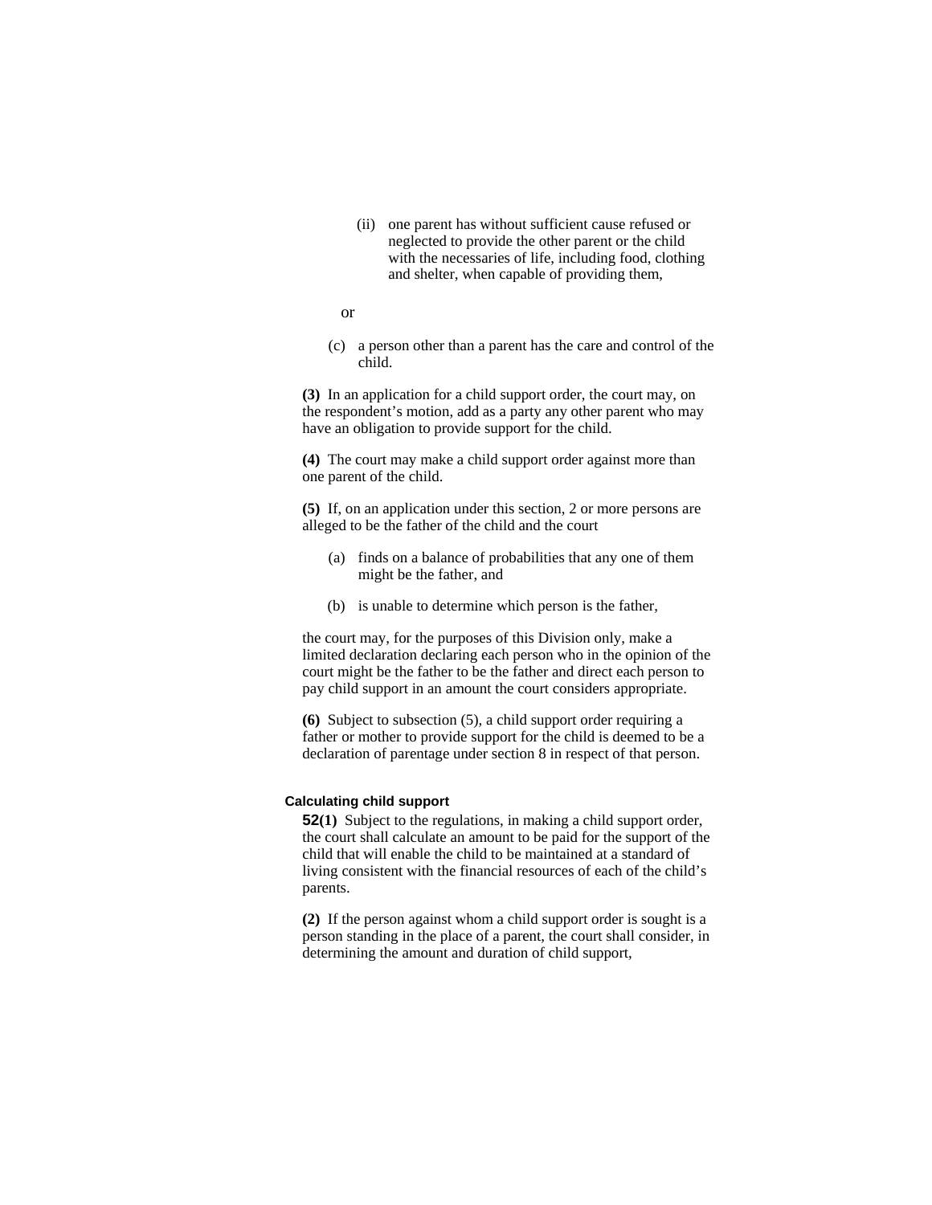(ii) one parent has without sufficient cause refused or neglected to provide the other parent or the child with the necessaries of life, including food, clothing and shelter, when capable of providing them,

or

(c) a person other than a parent has the care and control of the child.

**(3)** In an application for a child support order, the court may, on the respondent's motion, add as a party any other parent who may have an obligation to provide support for the child.

**(4)** The court may make a child support order against more than one parent of the child.

**(5)** If, on an application under this section, 2 or more persons are alleged to be the father of the child and the court

(a) finds on a balance of probabilities that any one of them might be the father, and

(b) is unable to determine which person is the father,

the court may, for the purposes of this Division only, make a limited declaration declaring each person who in the opinion of the court might be the father to be the father and direct each person to pay child support in an amount the court considers appropriate.

**(6)** Subject to subsection (5), a child support order requiring a father or mother to provide support for the child is deemed to be a declaration of parentage under section 8 in respect of that person.

**Calculating child support**

**52(1)** Subject to the regulations, in making a child support order, the court shall calculate an amount to be paid for the support of the child that will enable the child to be maintained at a standard of living consistent with the financial resources of each of the child's parents.

**(2)** If the person against whom a child support order is sought is a person standing in the place of a parent, the court shall consider, in determining the amount and duration of child support,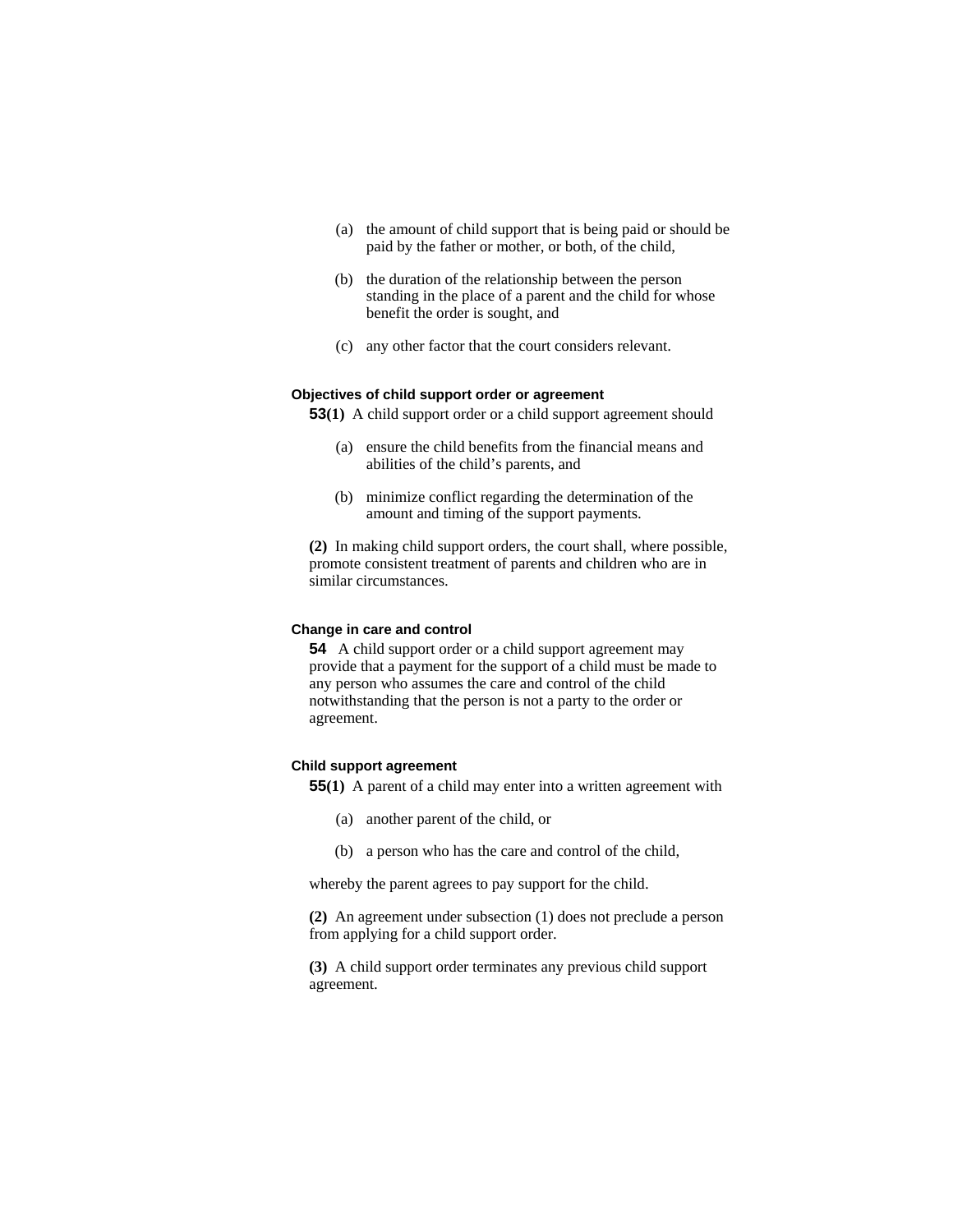(a) the amount of child support that is being paid or should be paid by the father or mother, or both, of the child,

(b) the duration of the relationship between the person standing in the place of a parent and the child for whose benefit the order is sought, and

(c) any other factor that the court considers relevant.

#### Objectives of child support order or agreement

**53(1)** A child support order or a child support agreement should

(a) ensure the child benefits from the financial means and abilities of the child’s parents, and

(b) minimize conflict regarding the determination of the amount and timing of the support payments.

**(2)** In making child support orders, the court shall, where possible, promote consistent treatment of parents and children who are in similar circumstances.

#### Change in care and control

**54** A child support order or a child support agreement may provide that a payment for the support of a child must be made to any person who assumes the care and control of the child notwithstanding that the person is not a party to the order or agreement.

#### Child support agreement

**55(1)** A parent of a child may enter into a written agreement with

(a) another parent of the child, or

(b) a person who has the care and control of the child,

whereby the parent agrees to pay support for the child.

**(2)** An agreement under subsection (1) does not preclude a person from applying for a child support order.

**(3)** A child support order terminates any previous child support agreement.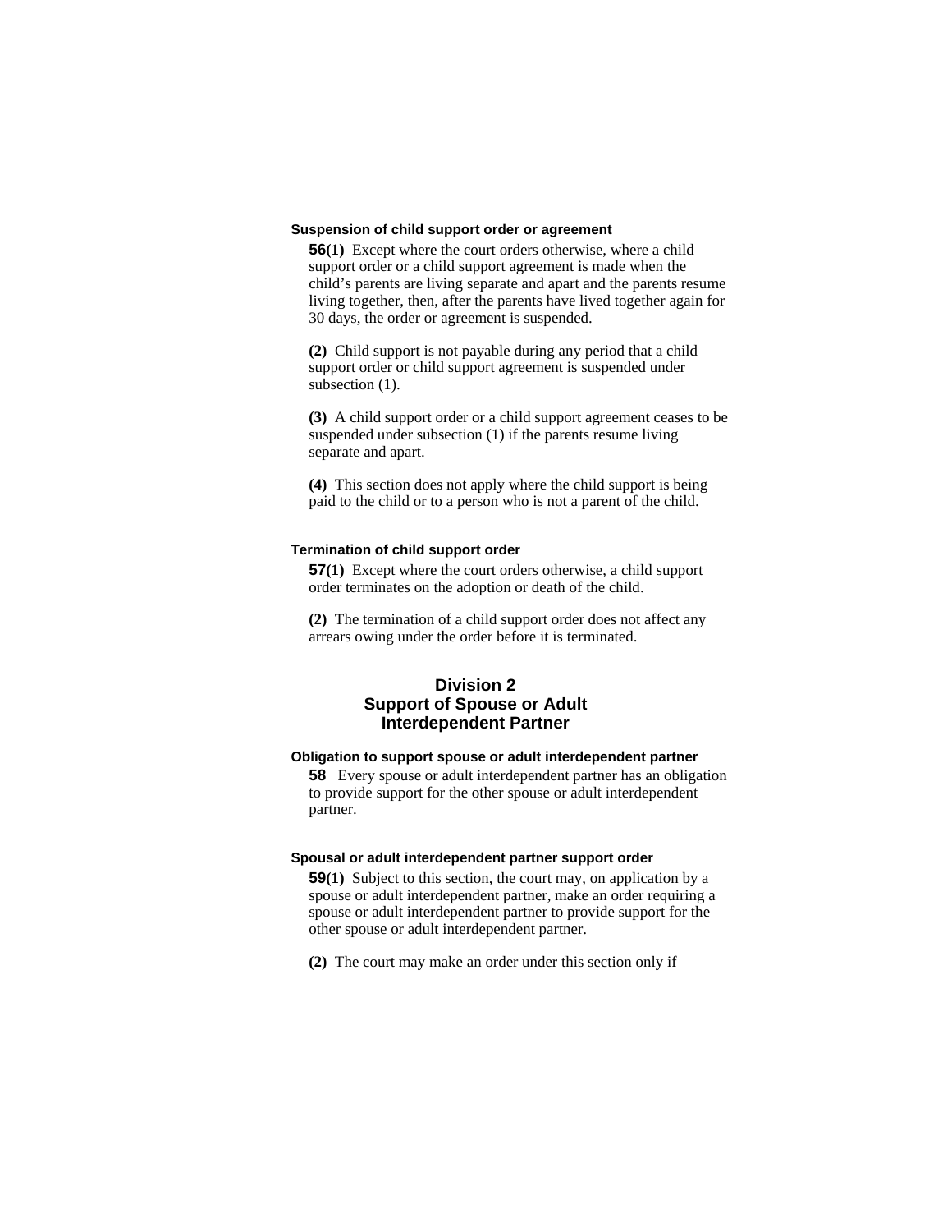**Suspension of child support order or agreement**

**56(1)** Except where the court orders otherwise, where a child support order or a child support agreement is made when the child's parents are living separate and apart and the parents resume living together, then, after the parents have lived together again for 30 days, the order or agreement is suspended.

**(2)** Child support is not payable during any period that a child support order or child support agreement is suspended under subsection (1).

**(3)** A child support order or a child support agreement ceases to be suspended under subsection (1) if the parents resume living separate and apart.

**(4)** This section does not apply where the child support is being paid to the child or to a person who is not a parent of the child.

**Termination of child support order**

**57(1)** Except where the court orders otherwise, a child support order terminates on the adoption or death of the child.

**(2)** The termination of a child support order does not affect any arrears owing under the order before it is terminated.

## Division 2
## Support of Spouse or Adult Interdependent Partner

**Obligation to support spouse or adult interdependent partner**

**58** Every spouse or adult interdependent partner has an obligation to provide support for the other spouse or adult interdependent partner.

**Spousal or adult interdependent partner support order**

**59(1)** Subject to this section, the court may, on application by a spouse or adult interdependent partner, make an order requiring a spouse or adult interdependent partner to provide support for the other spouse or adult interdependent partner.

**(2)** The court may make an order under this section only if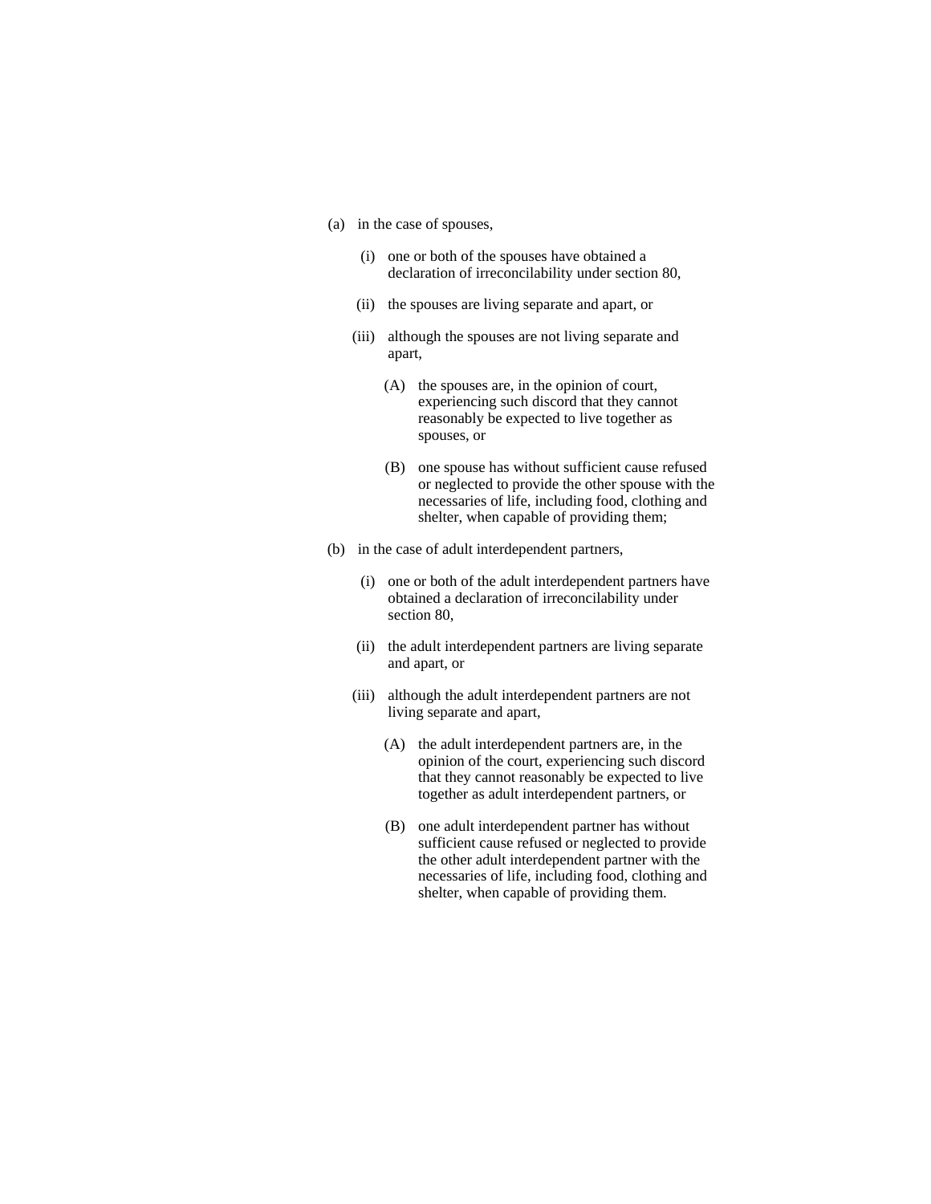(a) in the case of spouses,

(i) one or both of the spouses have obtained a declaration of irreconcilability under section 80,

(ii) the spouses are living separate and apart, or

(iii) although the spouses are not living separate and apart,

(A) the spouses are, in the opinion of court, experiencing such discord that they cannot reasonably be expected to live together as spouses, or

(B) one spouse has without sufficient cause refused or neglected to provide the other spouse with the necessaries of life, including food, clothing and shelter, when capable of providing them;

(b) in the case of adult interdependent partners,

(i) one or both of the adult interdependent partners have obtained a declaration of irreconcilability under section 80,

(ii) the adult interdependent partners are living separate and apart, or

(iii) although the adult interdependent partners are not living separate and apart,

(A) the adult interdependent partners are, in the opinion of the court, experiencing such discord that they cannot reasonably be expected to live together as adult interdependent partners, or

(B) one adult interdependent partner has without sufficient cause refused or neglected to provide the other adult interdependent partner with the necessaries of life, including food, clothing and shelter, when capable of providing them.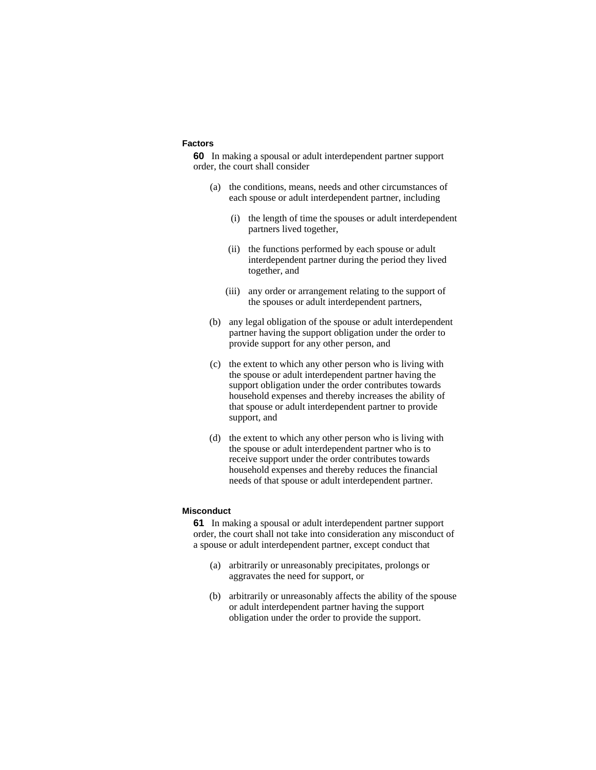### Factors

**60** In making a spousal or adult interdependent partner support order, the court shall consider

(a) the conditions, means, needs and other circumstances of each spouse or adult interdependent partner, including

(i) the length of time the spouses or adult interdependent partners lived together,

(ii) the functions performed by each spouse or adult interdependent partner during the period they lived together, and

(iii) any order or arrangement relating to the support of the spouses or adult interdependent partners,

(b) any legal obligation of the spouse or adult interdependent partner having the support obligation under the order to provide support for any other person, and

(c) the extent to which any other person who is living with the spouse or adult interdependent partner having the support obligation under the order contributes towards household expenses and thereby increases the ability of that spouse or adult interdependent partner to provide support, and

(d) the extent to which any other person who is living with the spouse or adult interdependent partner who is to receive support under the order contributes towards household expenses and thereby reduces the financial needs of that spouse or adult interdependent partner.

### Misconduct

**61** In making a spousal or adult interdependent partner support order, the court shall not take into consideration any misconduct of a spouse or adult interdependent partner, except conduct that

(a) arbitrarily or unreasonably precipitates, prolongs or aggravates the need for support, or

(b) arbitrarily or unreasonably affects the ability of the spouse or adult interdependent partner having the support obligation under the order to provide the support.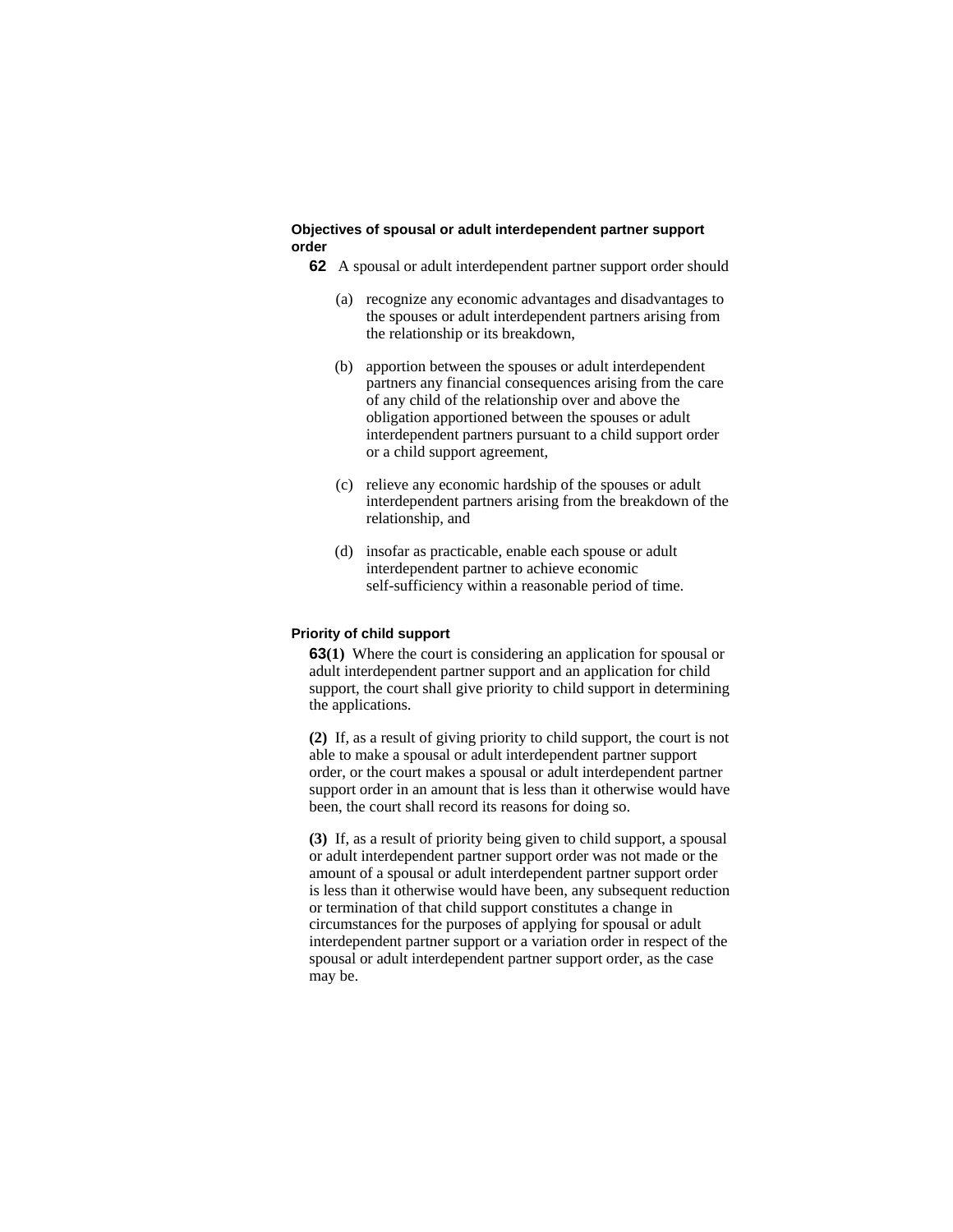**Objectives of spousal or adult interdependent partner support order**

**62** A spousal or adult interdependent partner support order should

(a) recognize any economic advantages and disadvantages to the spouses or adult interdependent partners arising from the relationship or its breakdown,

(b) apportion between the spouses or adult interdependent partners any financial consequences arising from the care of any child of the relationship over and above the obligation apportioned between the spouses or adult interdependent partners pursuant to a child support order or a child support agreement,

(c) relieve any economic hardship of the spouses or adult interdependent partners arising from the breakdown of the relationship, and

(d) insofar as practicable, enable each spouse or adult interdependent partner to achieve economic self-sufficiency within a reasonable period of time.

**Priority of child support**

**63(1)** Where the court is considering an application for spousal or adult interdependent partner support and an application for child support, the court shall give priority to child support in determining the applications.

**(2)** If, as a result of giving priority to child support, the court is not able to make a spousal or adult interdependent partner support order, or the court makes a spousal or adult interdependent partner support order in an amount that is less than it otherwise would have been, the court shall record its reasons for doing so.

**(3)** If, as a result of priority being given to child support, a spousal or adult interdependent partner support order was not made or the amount of a spousal or adult interdependent partner support order is less than it otherwise would have been, any subsequent reduction or termination of that child support constitutes a change in circumstances for the purposes of applying for spousal or adult interdependent partner support or a variation order in respect of the spousal or adult interdependent partner support order, as the case may be.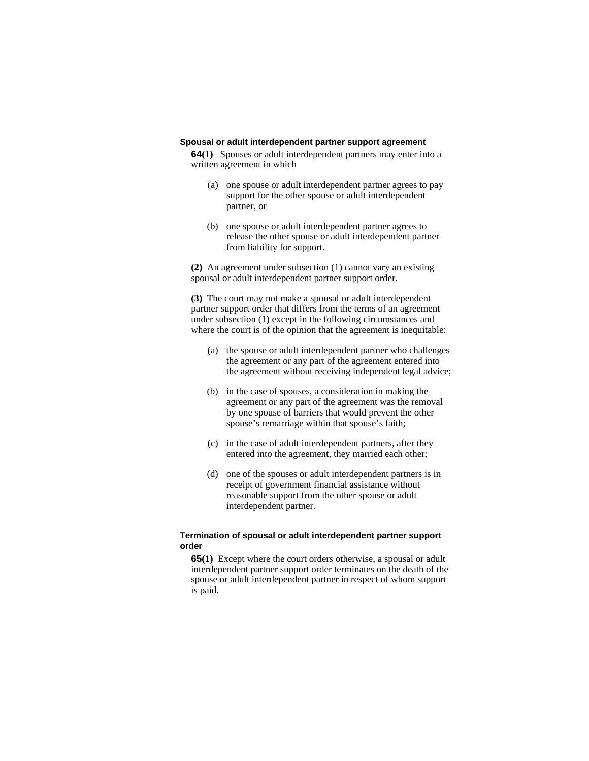### Spousal or adult interdependent partner support agreement

**64(1)** Spouses or adult interdependent partners may enter into a written agreement in which

(a) one spouse or adult interdependent partner agrees to pay support for the other spouse or adult interdependent partner, or

(b) one spouse or adult interdependent partner agrees to release the other spouse or adult interdependent partner from liability for support.

**(2)** An agreement under subsection (1) cannot vary an existing spousal or adult interdependent partner support order.

**(3)** The court may not make a spousal or adult interdependent partner support order that differs from the terms of an agreement under subsection (1) except in the following circumstances and where the court is of the opinion that the agreement is inequitable:

(a) the spouse or adult interdependent partner who challenges the agreement or any part of the agreement entered into the agreement without receiving independent legal advice;

(b) in the case of spouses, a consideration in making the agreement or any part of the agreement was the removal by one spouse of barriers that would prevent the other spouse's remarriage within that spouse's faith;

(c) in the case of adult interdependent partners, after they entered into the agreement, they married each other;

(d) one of the spouses or adult interdependent partners is in receipt of government financial assistance without reasonable support from the other spouse or adult interdependent partner.

### Termination of spousal or adult interdependent partner support order

**65(1)** Except where the court orders otherwise, a spousal or adult interdependent partner support order terminates on the death of the spouse or adult interdependent partner in respect of whom support is paid.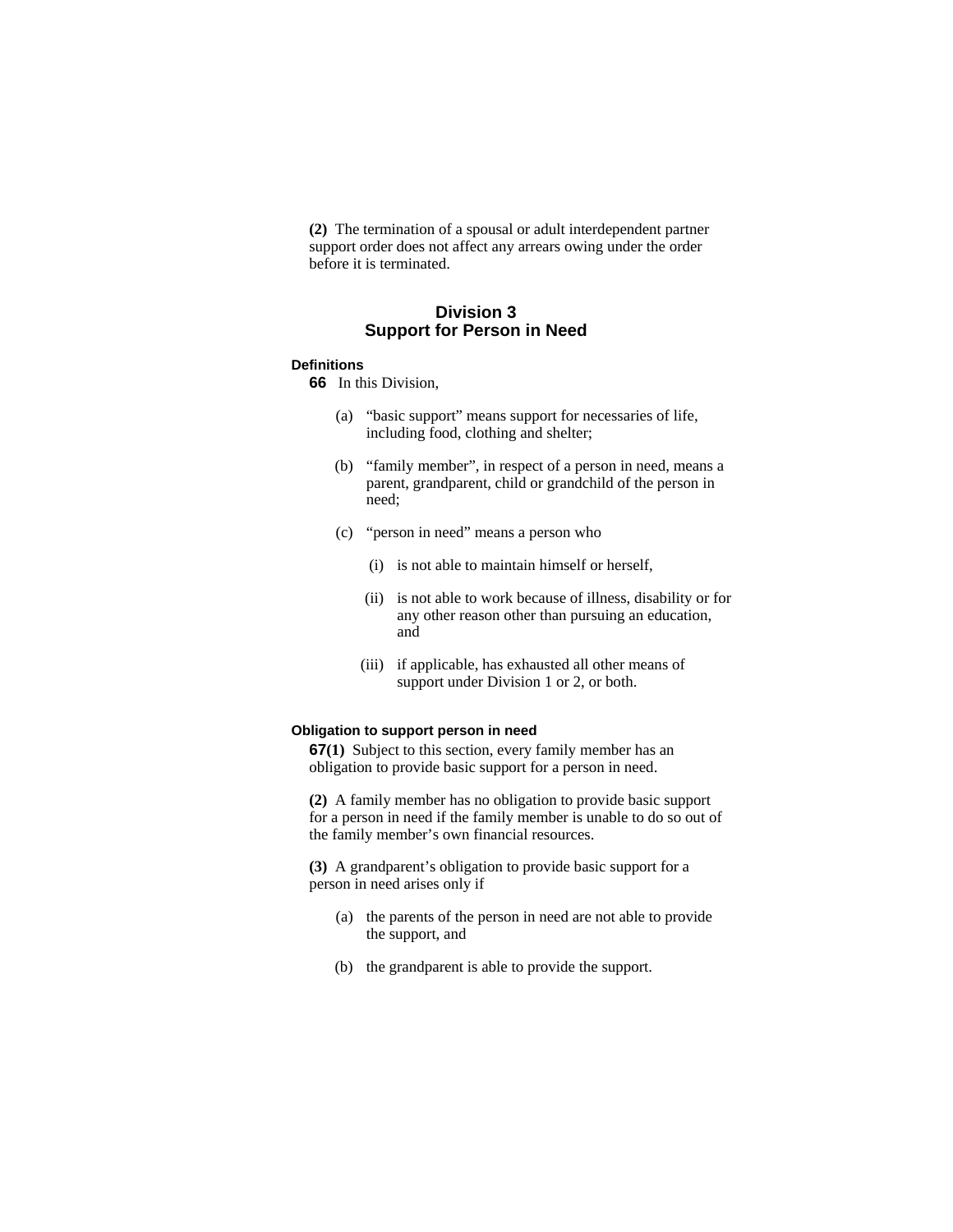**(2)** The termination of a spousal or adult interdependent partner support order does not affect any arrears owing under the order before it is terminated.

## Division 3
## Support for Person in Need

**Definitions**

**66** In this Division,

(a) "basic support" means support for necessaries of life, including food, clothing and shelter;

(b) "family member", in respect of a person in need, means a parent, grandparent, child or grandchild of the person in need;

(c) "person in need" means a person who

(i) is not able to maintain himself or herself,

(ii) is not able to work because of illness, disability or for any other reason other than pursuing an education, and

(iii) if applicable, has exhausted all other means of support under Division 1 or 2, or both.

**Obligation to support person in need**

**67(1)** Subject to this section, every family member has an obligation to provide basic support for a person in need.

**(2)** A family member has no obligation to provide basic support for a person in need if the family member is unable to do so out of the family member's own financial resources.

**(3)** A grandparent's obligation to provide basic support for a person in need arises only if

(a) the parents of the person in need are not able to provide the support, and

(b) the grandparent is able to provide the support.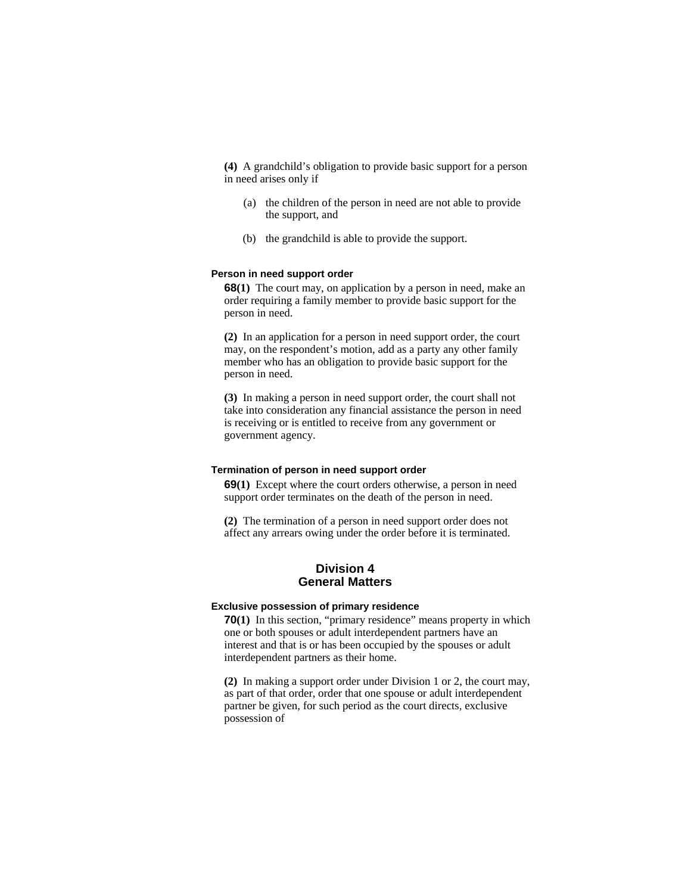**(4)** A grandchild's obligation to provide basic support for a person in need arises only if

(a) the children of the person in need are not able to provide the support, and

(b) the grandchild is able to provide the support.

#### Person in need support order

**68(1)** The court may, on application by a person in need, make an order requiring a family member to provide basic support for the person in need.

**(2)** In an application for a person in need support order, the court may, on the respondent's motion, add as a party any other family member who has an obligation to provide basic support for the person in need.

**(3)** In making a person in need support order, the court shall not take into consideration any financial assistance the person in need is receiving or is entitled to receive from any government or government agency.

#### Termination of person in need support order

**69(1)** Except where the court orders otherwise, a person in need support order terminates on the death of the person in need.

**(2)** The termination of a person in need support order does not affect any arrears owing under the order before it is terminated.

## Division 4
## General Matters

#### Exclusive possession of primary residence

**70(1)** In this section, "primary residence" means property in which one or both spouses or adult interdependent partners have an interest and that is or has been occupied by the spouses or adult interdependent partners as their home.

**(2)** In making a support order under Division 1 or 2, the court may, as part of that order, order that one spouse or adult interdependent partner be given, for such period as the court directs, exclusive possession of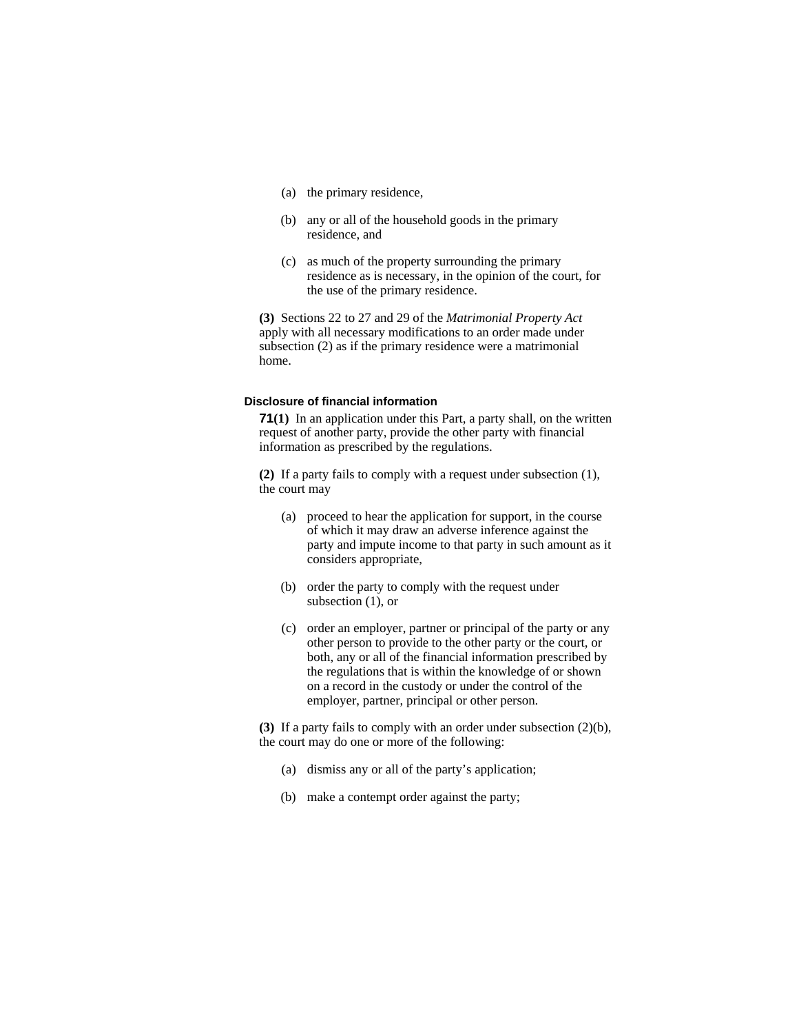(a) the primary residence,

(b) any or all of the household goods in the primary residence, and

(c) as much of the property surrounding the primary residence as is necessary, in the opinion of the court, for the use of the primary residence.

**(3)** Sections 22 to 27 and 29 of the *Matrimonial Property Act* apply with all necessary modifications to an order made under subsection (2) as if the primary residence were a matrimonial home.

### Disclosure of financial information

**71(1)** In an application under this Part, a party shall, on the written request of another party, provide the other party with financial information as prescribed by the regulations.

**(2)** If a party fails to comply with a request under subsection (1), the court may

(a) proceed to hear the application for support, in the course of which it may draw an adverse inference against the party and impute income to that party in such amount as it considers appropriate,

(b) order the party to comply with the request under subsection (1), or

(c) order an employer, partner or principal of the party or any other person to provide to the other party or the court, or both, any or all of the financial information prescribed by the regulations that is within the knowledge of or shown on a record in the custody or under the control of the employer, partner, principal or other person.

**(3)** If a party fails to comply with an order under subsection (2)(b), the court may do one or more of the following:

(a) dismiss any or all of the party's application;

(b) make a contempt order against the party;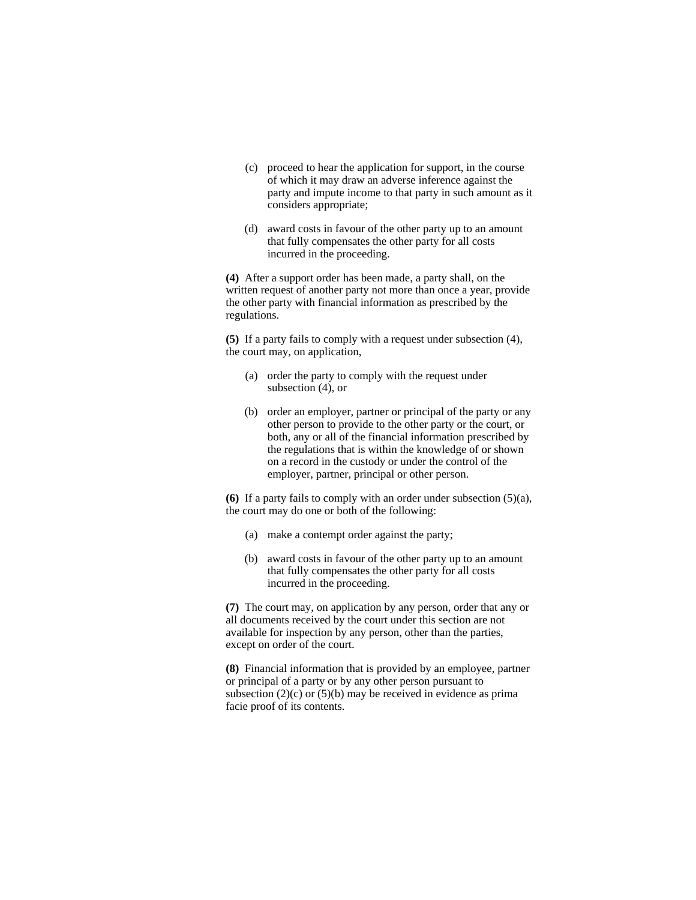(c) proceed to hear the application for support, in the course of which it may draw an adverse inference against the party and impute income to that party in such amount as it considers appropriate;

(d) award costs in favour of the other party up to an amount that fully compensates the other party for all costs incurred in the proceeding.

**(4)** After a support order has been made, a party shall, on the written request of another party not more than once a year, provide the other party with financial information as prescribed by the regulations.

**(5)** If a party fails to comply with a request under subsection (4), the court may, on application,

(a) order the party to comply with the request under subsection (4), or

(b) order an employer, partner or principal of the party or any other person to provide to the other party or the court, or both, any or all of the financial information prescribed by the regulations that is within the knowledge of or shown on a record in the custody or under the control of the employer, partner, principal or other person.

**(6)** If a party fails to comply with an order under subsection (5)(a), the court may do one or both of the following:

(a) make a contempt order against the party;

(b) award costs in favour of the other party up to an amount that fully compensates the other party for all costs incurred in the proceeding.

**(7)** The court may, on application by any person, order that any or all documents received by the court under this section are not available for inspection by any person, other than the parties, except on order of the court.

**(8)** Financial information that is provided by an employee, partner or principal of a party or by any other person pursuant to subsection (2)(c) or (5)(b) may be received in evidence as prima facie proof of its contents.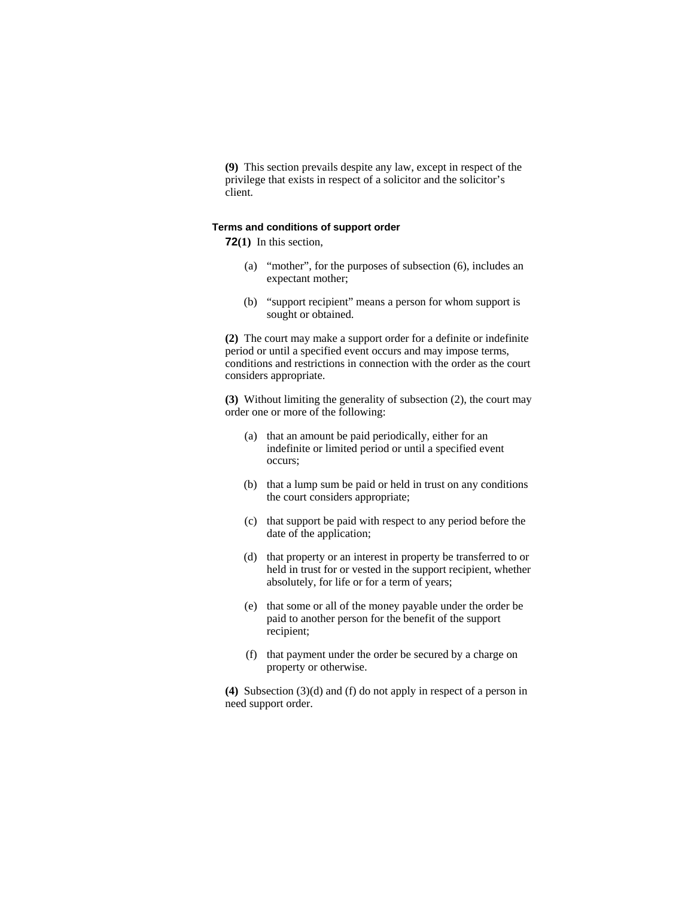**(9)** This section prevails despite any law, except in respect of the privilege that exists in respect of a solicitor and the solicitor's client.

#### Terms and conditions of support order

**72(1)** In this section,

- (a) "mother", for the purposes of subsection (6), includes an expectant mother;
- (b) "support recipient" means a person for whom support is sought or obtained.

**(2)** The court may make a support order for a definite or indefinite period or until a specified event occurs and may impose terms, conditions and restrictions in connection with the order as the court considers appropriate.

**(3)** Without limiting the generality of subsection (2), the court may order one or more of the following:

- (a) that an amount be paid periodically, either for an indefinite or limited period or until a specified event occurs;
- (b) that a lump sum be paid or held in trust on any conditions the court considers appropriate;
- (c) that support be paid with respect to any period before the date of the application;
- (d) that property or an interest in property be transferred to or held in trust for or vested in the support recipient, whether absolutely, for life or for a term of years;
- (e) that some or all of the money payable under the order be paid to another person for the benefit of the support recipient;
- (f) that payment under the order be secured by a charge on property or otherwise.

**(4)** Subsection (3)(d) and (f) do not apply in respect of a person in need support order.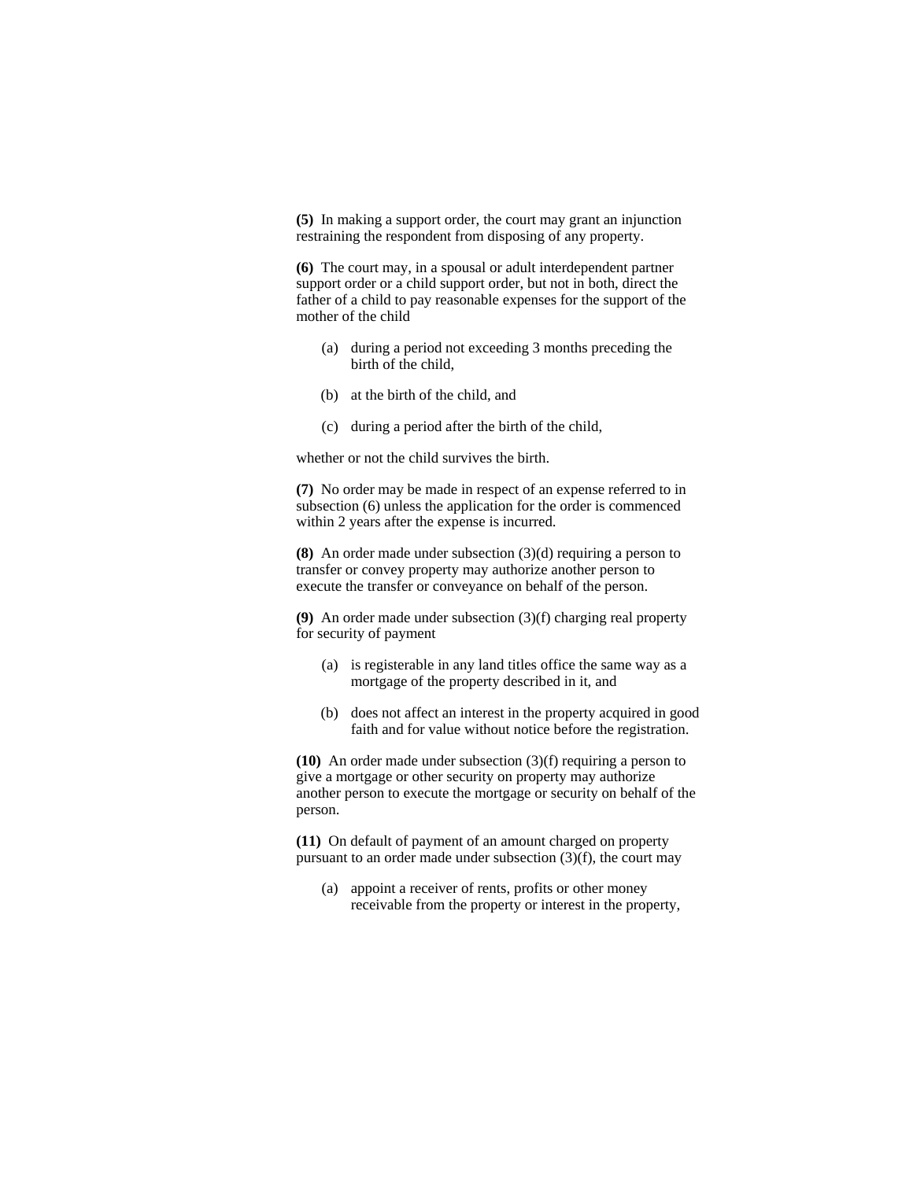**(5)** In making a support order, the court may grant an injunction restraining the respondent from disposing of any property.

**(6)** The court may, in a spousal or adult interdependent partner support order or a child support order, but not in both, direct the father of a child to pay reasonable expenses for the support of the mother of the child

(a) during a period not exceeding 3 months preceding the birth of the child,

(b) at the birth of the child, and

(c) during a period after the birth of the child,

whether or not the child survives the birth.

**(7)** No order may be made in respect of an expense referred to in subsection (6) unless the application for the order is commenced within 2 years after the expense is incurred.

**(8)** An order made under subsection (3)(d) requiring a person to transfer or convey property may authorize another person to execute the transfer or conveyance on behalf of the person.

**(9)** An order made under subsection (3)(f) charging real property for security of payment

(a) is registerable in any land titles office the same way as a mortgage of the property described in it, and

(b) does not affect an interest in the property acquired in good faith and for value without notice before the registration.

**(10)** An order made under subsection (3)(f) requiring a person to give a mortgage or other security on property may authorize another person to execute the mortgage or security on behalf of the person.

**(11)** On default of payment of an amount charged on property pursuant to an order made under subsection (3)(f), the court may

(a) appoint a receiver of rents, profits or other money receivable from the property or interest in the property,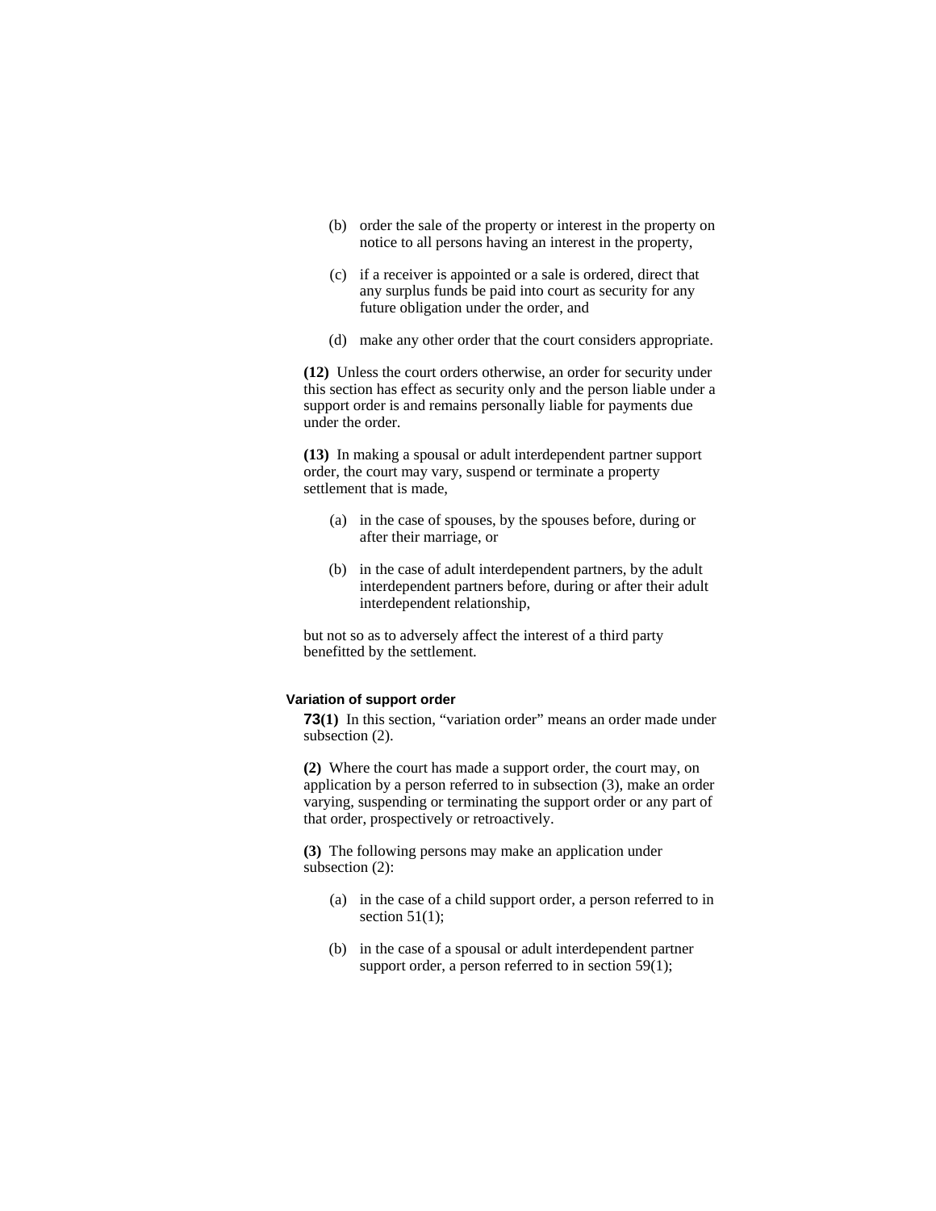(b) order the sale of the property or interest in the property on notice to all persons having an interest in the property,

(c) if a receiver is appointed or a sale is ordered, direct that any surplus funds be paid into court as security for any future obligation under the order, and

(d) make any other order that the court considers appropriate.

**(12)** Unless the court orders otherwise, an order for security under this section has effect as security only and the person liable under a support order is and remains personally liable for payments due under the order.

**(13)** In making a spousal or adult interdependent partner support order, the court may vary, suspend or terminate a property settlement that is made,

(a) in the case of spouses, by the spouses before, during or after their marriage, or

(b) in the case of adult interdependent partners, by the adult interdependent partners before, during or after their adult interdependent relationship,

but not so as to adversely affect the interest of a third party benefitted by the settlement.

#### Variation of support order

**73(1)** In this section, "variation order" means an order made under subsection (2).

**(2)** Where the court has made a support order, the court may, on application by a person referred to in subsection (3), make an order varying, suspending or terminating the support order or any part of that order, prospectively or retroactively.

**(3)** The following persons may make an application under subsection (2):

(a) in the case of a child support order, a person referred to in section 51(1);

(b) in the case of a spousal or adult interdependent partner support order, a person referred to in section 59(1);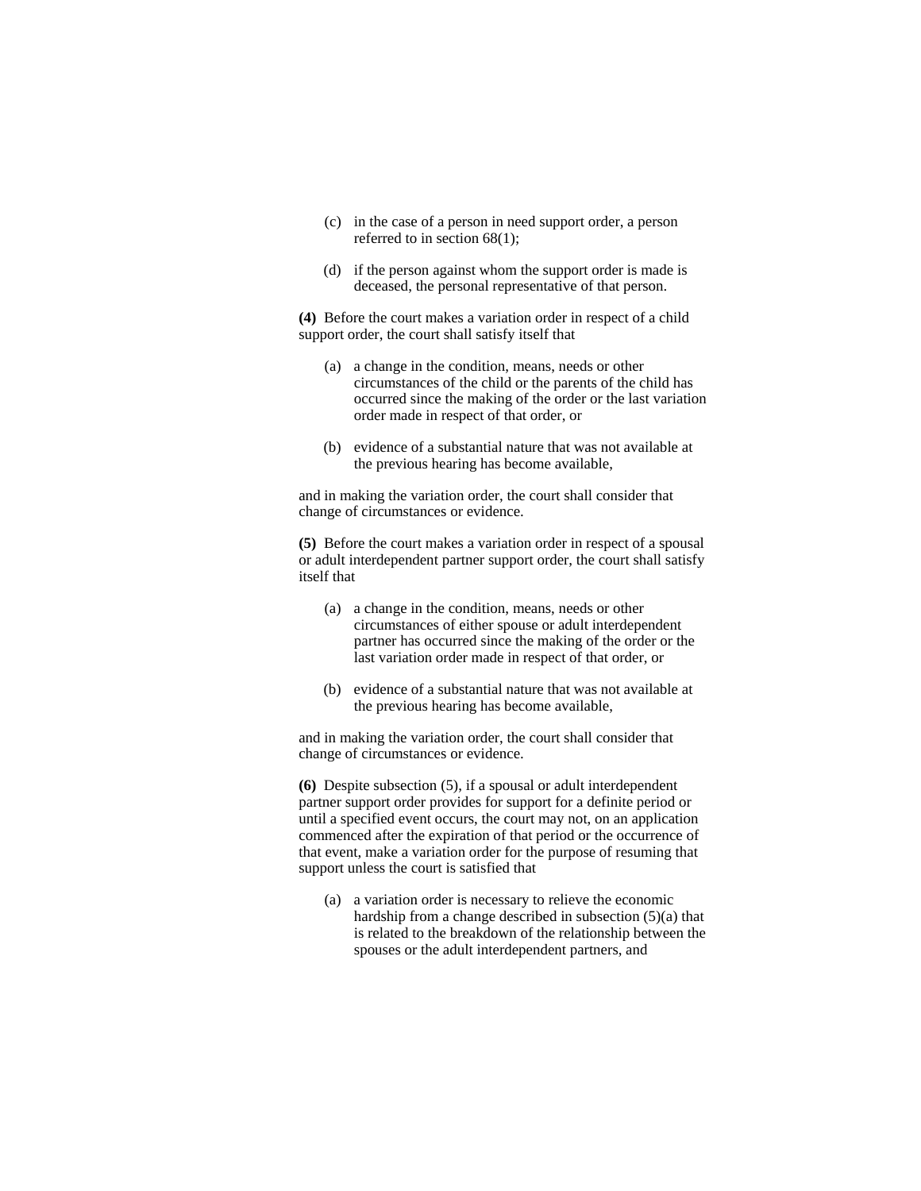(c) in the case of a person in need support order, a person referred to in section 68(1);

(d) if the person against whom the support order is made is deceased, the personal representative of that person.

**(4)** Before the court makes a variation order in respect of a child support order, the court shall satisfy itself that

(a) a change in the condition, means, needs or other circumstances of the child or the parents of the child has occurred since the making of the order or the last variation order made in respect of that order, or

(b) evidence of a substantial nature that was not available at the previous hearing has become available,

and in making the variation order, the court shall consider that change of circumstances or evidence.

**(5)** Before the court makes a variation order in respect of a spousal or adult interdependent partner support order, the court shall satisfy itself that

(a) a change in the condition, means, needs or other circumstances of either spouse or adult interdependent partner has occurred since the making of the order or the last variation order made in respect of that order, or

(b) evidence of a substantial nature that was not available at the previous hearing has become available,

and in making the variation order, the court shall consider that change of circumstances or evidence.

**(6)** Despite subsection (5), if a spousal or adult interdependent partner support order provides for support for a definite period or until a specified event occurs, the court may not, on an application commenced after the expiration of that period or the occurrence of that event, make a variation order for the purpose of resuming that support unless the court is satisfied that

(a) a variation order is necessary to relieve the economic hardship from a change described in subsection (5)(a) that is related to the breakdown of the relationship between the spouses or the adult interdependent partners, and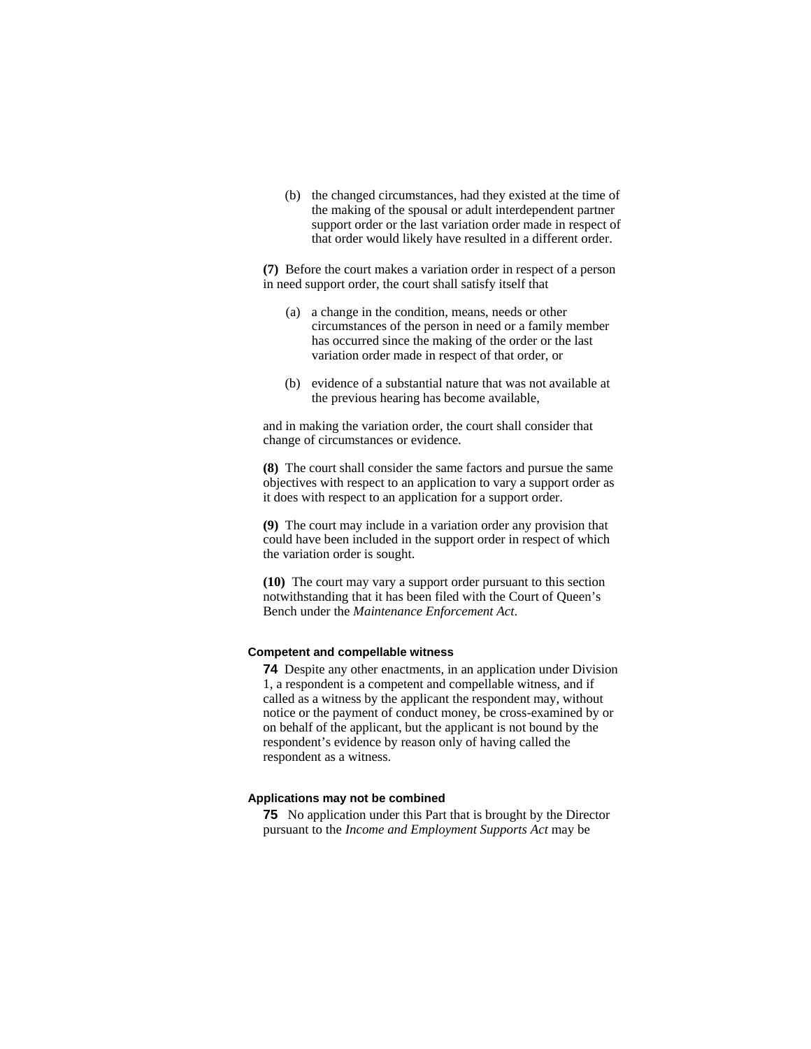(b) the changed circumstances, had they existed at the time of the making of the spousal or adult interdependent partner support order or the last variation order made in respect of that order would likely have resulted in a different order.

**(7)** Before the court makes a variation order in respect of a person in need support order, the court shall satisfy itself that

(a) a change in the condition, means, needs or other circumstances of the person in need or a family member has occurred since the making of the order or the last variation order made in respect of that order, or

(b) evidence of a substantial nature that was not available at the previous hearing has become available,

and in making the variation order, the court shall consider that change of circumstances or evidence.

**(8)** The court shall consider the same factors and pursue the same objectives with respect to an application to vary a support order as it does with respect to an application for a support order.

**(9)** The court may include in a variation order any provision that could have been included in the support order in respect of which the variation order is sought.

**(10)** The court may vary a support order pursuant to this section notwithstanding that it has been filed with the Court of Queen's Bench under the *Maintenance Enforcement Act*.

#### Competent and compellable witness

**74** Despite any other enactments, in an application under Division 1, a respondent is a competent and compellable witness, and if called as a witness by the applicant the respondent may, without notice or the payment of conduct money, be cross-examined by or on behalf of the applicant, but the applicant is not bound by the respondent's evidence by reason only of having called the respondent as a witness.

#### Applications may not be combined

**75** No application under this Part that is brought by the Director pursuant to the *Income and Employment Supports Act* may be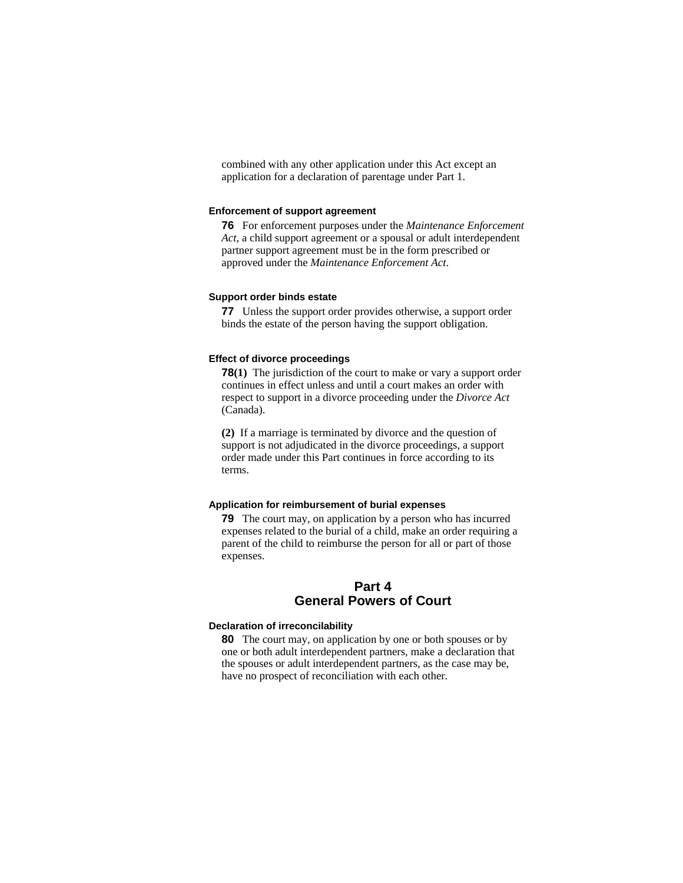combined with any other application under this Act except an application for a declaration of parentage under Part 1.

#### Enforcement of support agreement

**76** For enforcement purposes under the *Maintenance Enforcement Act*, a child support agreement or a spousal or adult interdependent partner support agreement must be in the form prescribed or approved under the *Maintenance Enforcement Act*.

#### Support order binds estate

**77** Unless the support order provides otherwise, a support order binds the estate of the person having the support obligation.

#### Effect of divorce proceedings

**78(1)** The jurisdiction of the court to make or vary a support order continues in effect unless and until a court makes an order with respect to support in a divorce proceeding under the *Divorce Act* (Canada).

**(2)** If a marriage is terminated by divorce and the question of support is not adjudicated in the divorce proceedings, a support order made under this Part continues in force according to its terms.

#### Application for reimbursement of burial expenses

**79** The court may, on application by a person who has incurred expenses related to the burial of a child, make an order requiring a parent of the child to reimburse the person for all or part of those expenses.

## Part 4
## General Powers of Court

#### Declaration of irreconcilability

**80** The court may, on application by one or both spouses or by one or both adult interdependent partners, make a declaration that the spouses or adult interdependent partners, as the case may be, have no prospect of reconciliation with each other.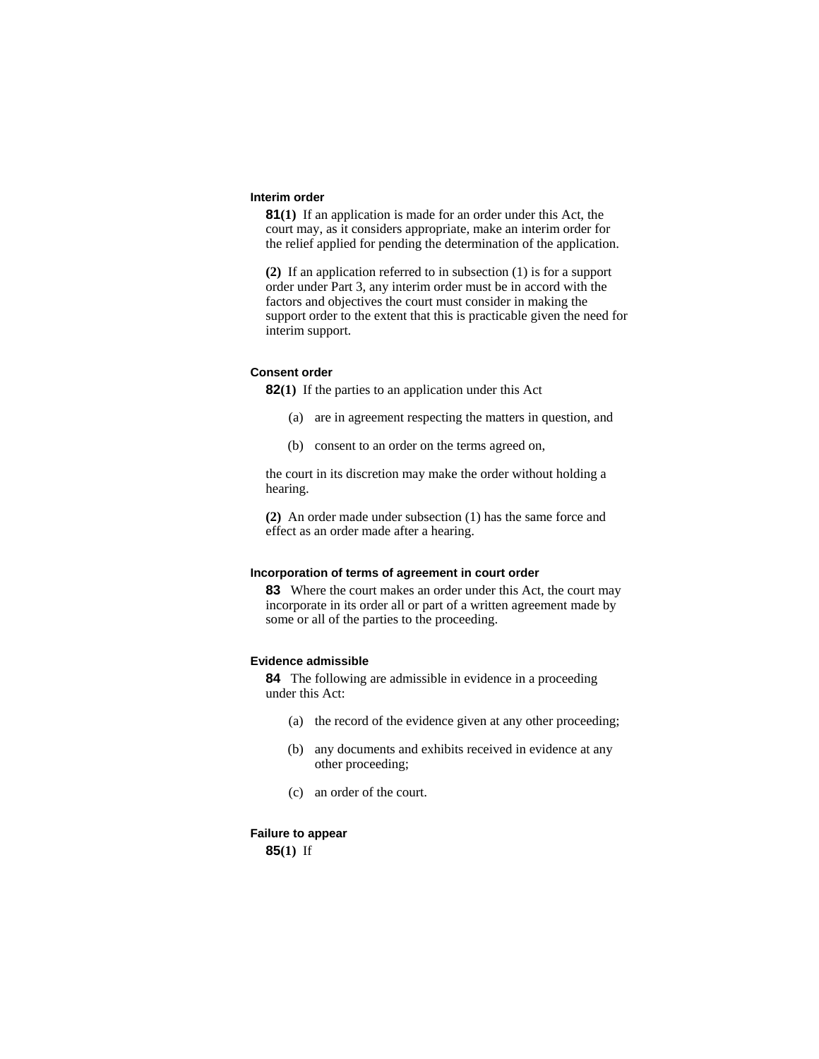### Interim order

**81(1)** If an application is made for an order under this Act, the court may, as it considers appropriate, make an interim order for the relief applied for pending the determination of the application.

**(2)** If an application referred to in subsection (1) is for a support order under Part 3, any interim order must be in accord with the factors and objectives the court must consider in making the support order to the extent that this is practicable given the need for interim support.

### Consent order

**82(1)** If the parties to an application under this Act

(a) are in agreement respecting the matters in question, and

(b) consent to an order on the terms agreed on,

the court in its discretion may make the order without holding a hearing.

**(2)** An order made under subsection (1) has the same force and effect as an order made after a hearing.

### Incorporation of terms of agreement in court order

**83** Where the court makes an order under this Act, the court may incorporate in its order all or part of a written agreement made by some or all of the parties to the proceeding.

### Evidence admissible

**84** The following are admissible in evidence in a proceeding under this Act:

(a) the record of the evidence given at any other proceeding;

(b) any documents and exhibits received in evidence at any other proceeding;

(c) an order of the court.

### Failure to appear

**85(1)** If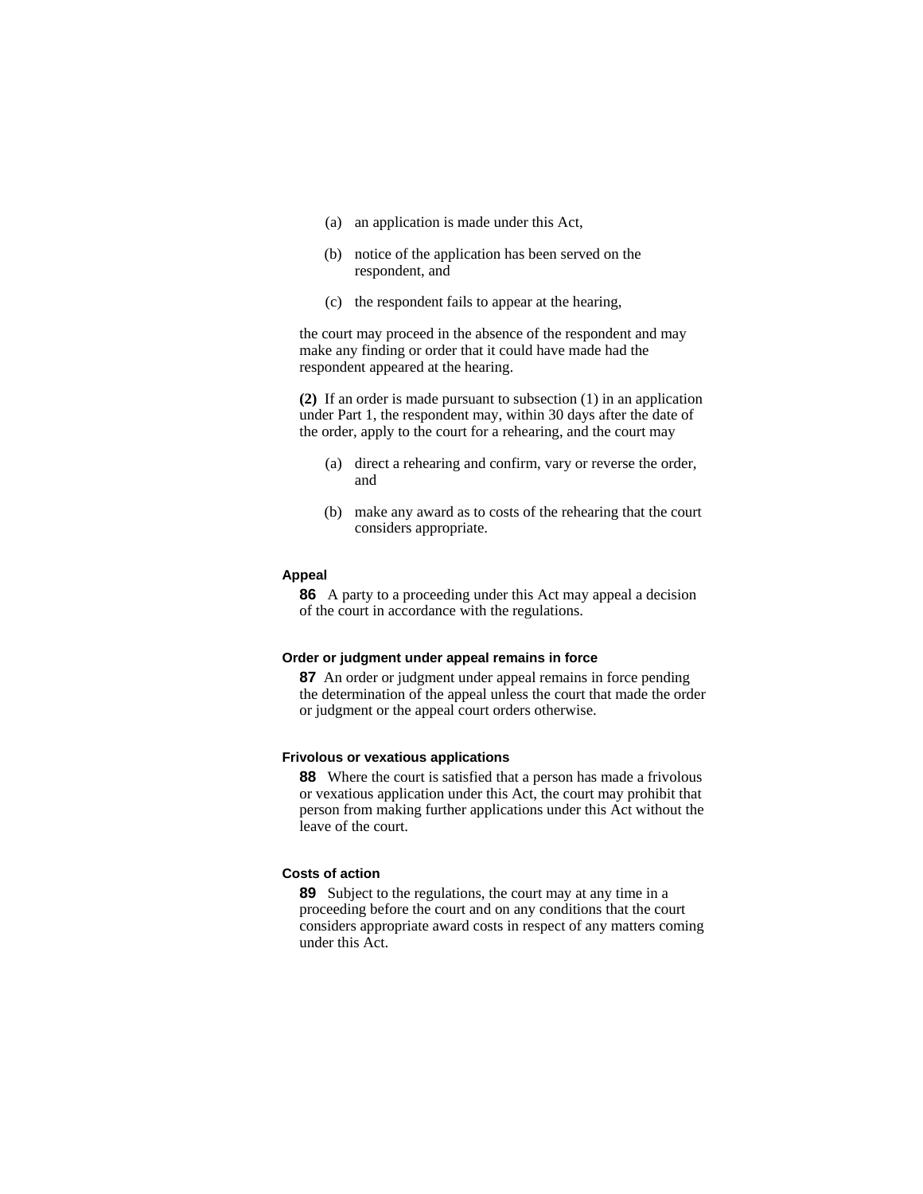(a) an application is made under this Act,

(b) notice of the application has been served on the respondent, and

(c) the respondent fails to appear at the hearing,

the court may proceed in the absence of the respondent and may make any finding or order that it could have made had the respondent appeared at the hearing.

**(2)** If an order is made pursuant to subsection (1) in an application under Part 1, the respondent may, within 30 days after the date of the order, apply to the court for a rehearing, and the court may

(a) direct a rehearing and confirm, vary or reverse the order, and

(b) make any award as to costs of the rehearing that the court considers appropriate.

#### Appeal

**86** A party to a proceeding under this Act may appeal a decision of the court in accordance with the regulations.

#### Order or judgment under appeal remains in force

**87** An order or judgment under appeal remains in force pending the determination of the appeal unless the court that made the order or judgment or the appeal court orders otherwise.

#### Frivolous or vexatious applications

**88** Where the court is satisfied that a person has made a frivolous or vexatious application under this Act, the court may prohibit that person from making further applications under this Act without the leave of the court.

#### Costs of action

**89** Subject to the regulations, the court may at any time in a proceeding before the court and on any conditions that the court considers appropriate award costs in respect of any matters coming under this Act.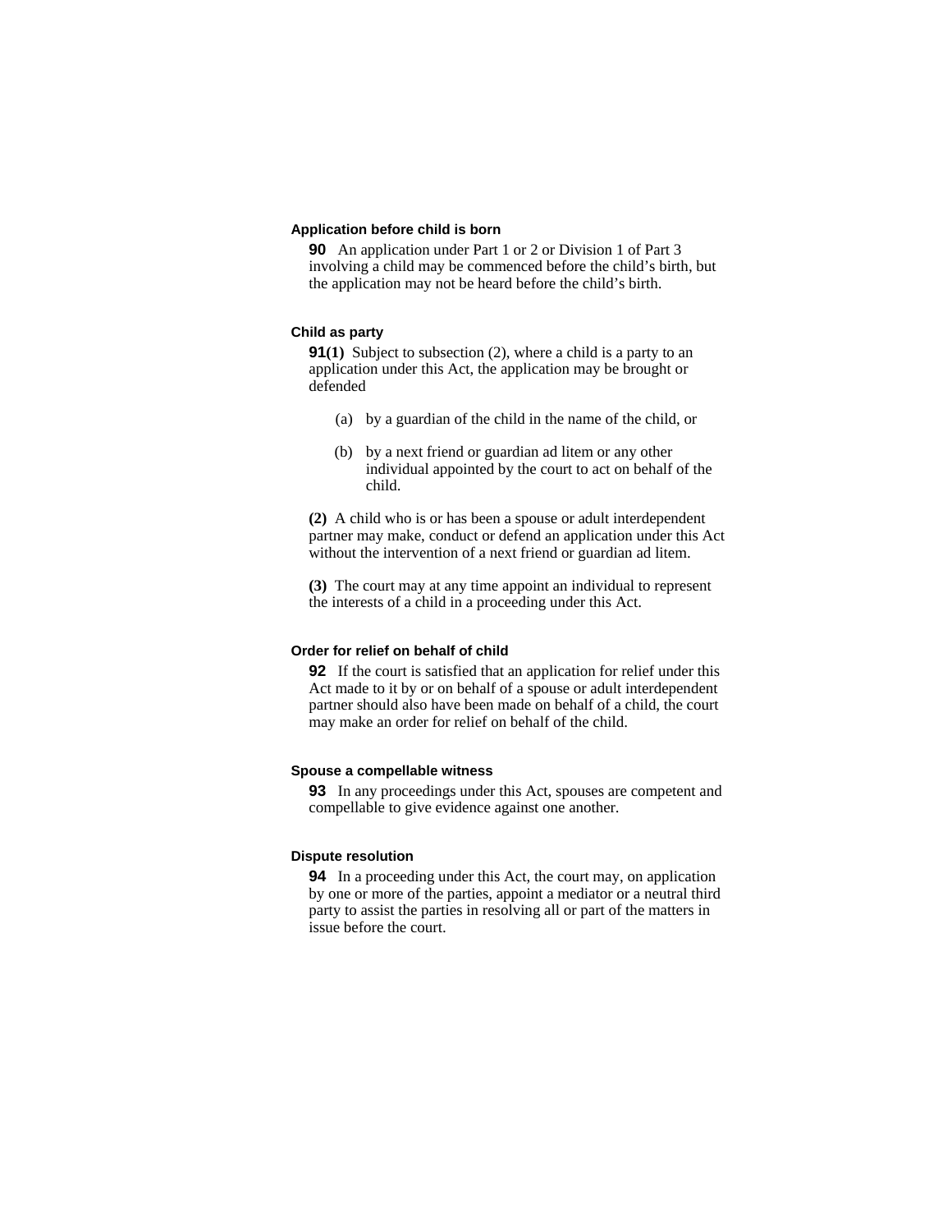### Application before child is born

**90** An application under Part 1 or 2 or Division 1 of Part 3 involving a child may be commenced before the child's birth, but the application may not be heard before the child's birth.

### Child as party

**91(1)** Subject to subsection (2), where a child is a party to an application under this Act, the application may be brought or defended

(a) by a guardian of the child in the name of the child, or

(b) by a next friend or guardian ad litem or any other individual appointed by the court to act on behalf of the child.

**(2)** A child who is or has been a spouse or adult interdependent partner may make, conduct or defend an application under this Act without the intervention of a next friend or guardian ad litem.

**(3)** The court may at any time appoint an individual to represent the interests of a child in a proceeding under this Act.

### Order for relief on behalf of child

**92** If the court is satisfied that an application for relief under this Act made to it by or on behalf of a spouse or adult interdependent partner should also have been made on behalf of a child, the court may make an order for relief on behalf of the child.

### Spouse a compellable witness

**93** In any proceedings under this Act, spouses are competent and compellable to give evidence against one another.

### Dispute resolution

**94** In a proceeding under this Act, the court may, on application by one or more of the parties, appoint a mediator or a neutral third party to assist the parties in resolving all or part of the matters in issue before the court.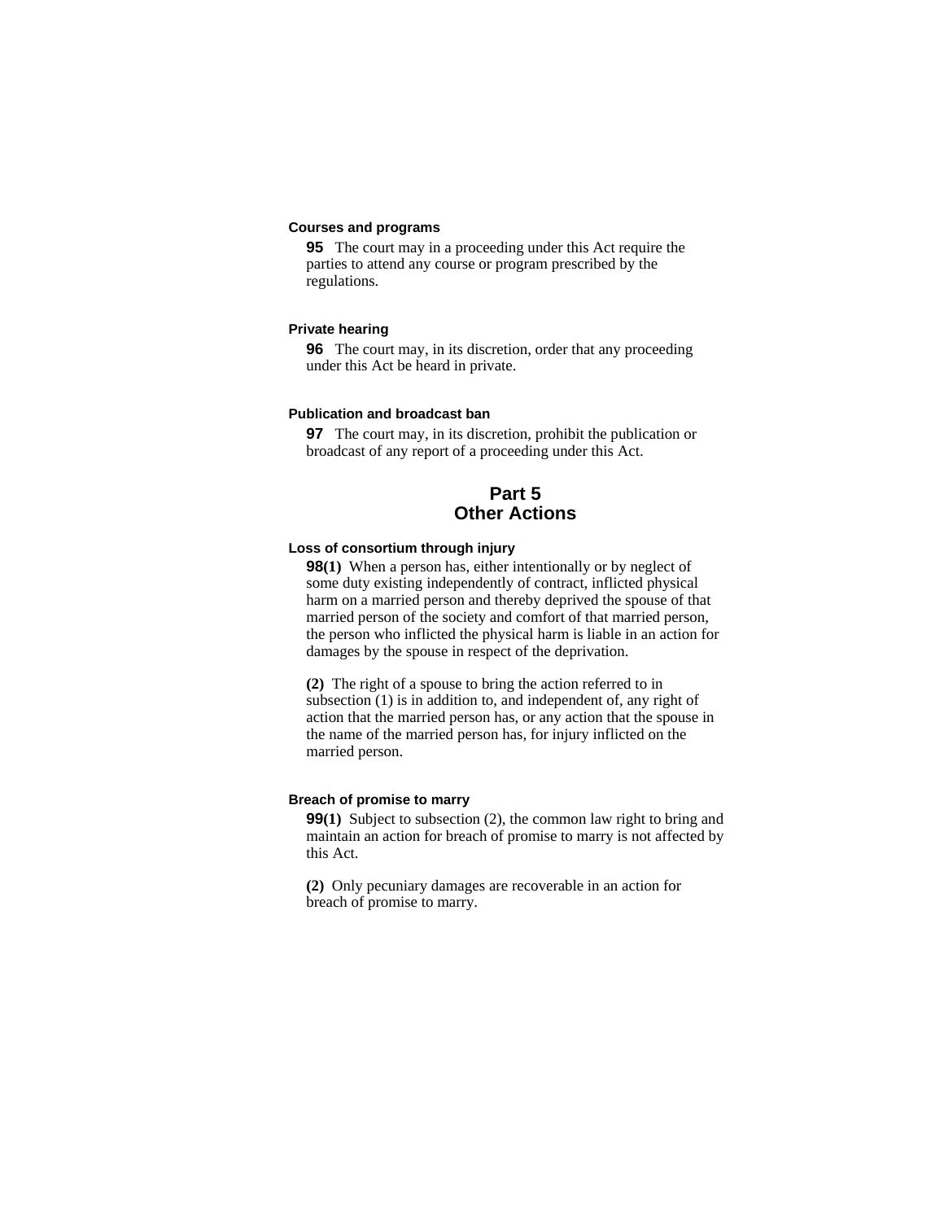#### Courses and programs

**95** The court may in a proceeding under this Act require the parties to attend any course or program prescribed by the regulations.

#### Private hearing

**96** The court may, in its discretion, order that any proceeding under this Act be heard in private.

#### Publication and broadcast ban

**97** The court may, in its discretion, prohibit the publication or broadcast of any report of a proceeding under this Act.

## Part 5
## Other Actions

#### Loss of consortium through injury

**98(1)** When a person has, either intentionally or by neglect of some duty existing independently of contract, inflicted physical harm on a married person and thereby deprived the spouse of that married person of the society and comfort of that married person, the person who inflicted the physical harm is liable in an action for damages by the spouse in respect of the deprivation.

**(2)** The right of a spouse to bring the action referred to in subsection (1) is in addition to, and independent of, any right of action that the married person has, or any action that the spouse in the name of the married person has, for injury inflicted on the married person.

#### Breach of promise to marry

**99(1)** Subject to subsection (2), the common law right to bring and maintain an action for breach of promise to marry is not affected by this Act.

**(2)** Only pecuniary damages are recoverable in an action for breach of promise to marry.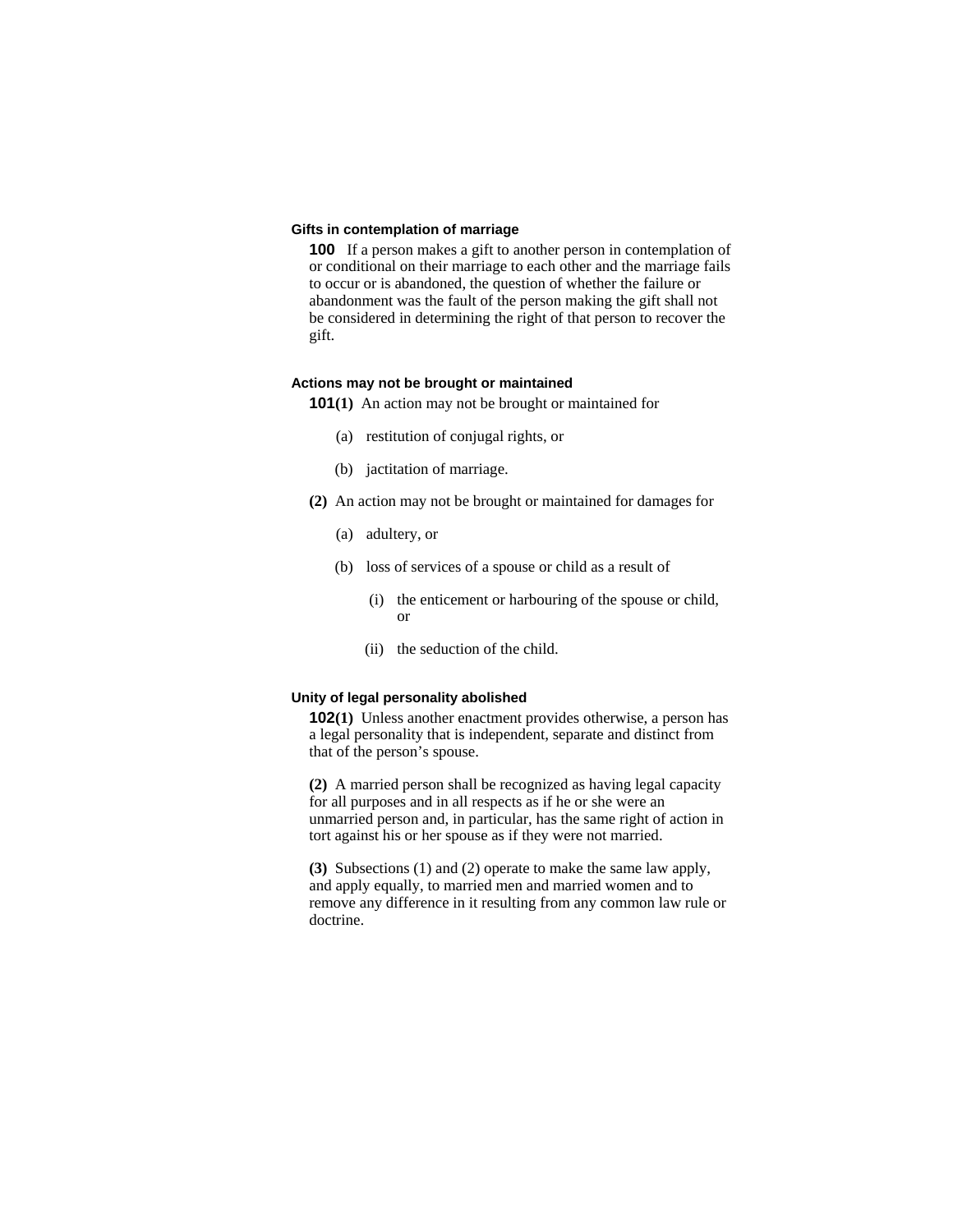### Gifts in contemplation of marriage

**100** If a person makes a gift to another person in contemplation of or conditional on their marriage to each other and the marriage fails to occur or is abandoned, the question of whether the failure or abandonment was the fault of the person making the gift shall not be considered in determining the right of that person to recover the gift.

### Actions may not be brought or maintained

**101(1)** An action may not be brought or maintained for

(a) restitution of conjugal rights, or

(b) jactitation of marriage.

**(2)** An action may not be brought or maintained for damages for

(a) adultery, or

(b) loss of services of a spouse or child as a result of

(i) the enticement or harbouring of the spouse or child, or

(ii) the seduction of the child.

### Unity of legal personality abolished

**102(1)** Unless another enactment provides otherwise, a person has a legal personality that is independent, separate and distinct from that of the person's spouse.

**(2)** A married person shall be recognized as having legal capacity for all purposes and in all respects as if he or she were an unmarried person and, in particular, has the same right of action in tort against his or her spouse as if they were not married.

**(3)** Subsections (1) and (2) operate to make the same law apply, and apply equally, to married men and married women and to remove any difference in it resulting from any common law rule or doctrine.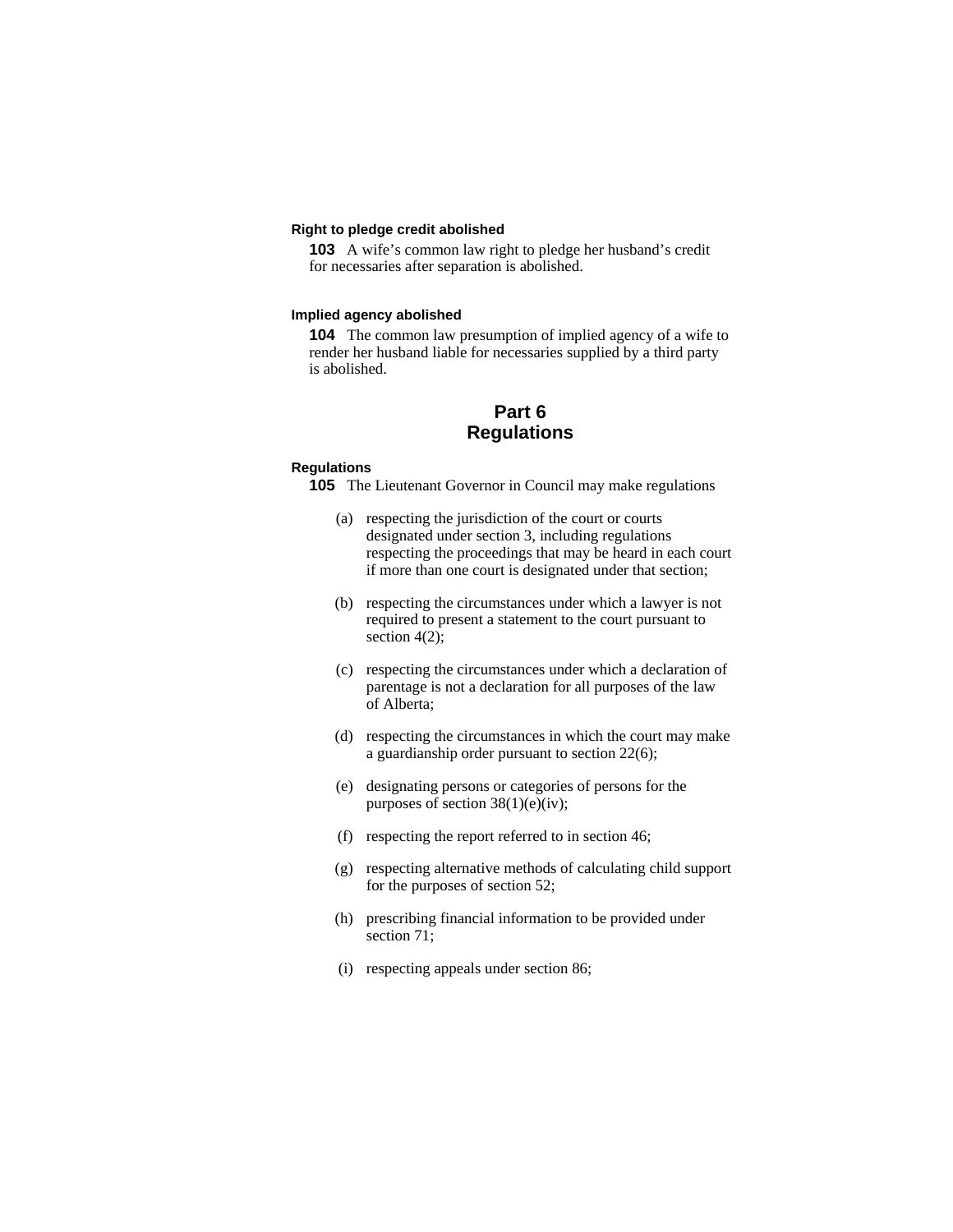**Right to pledge credit abolished**

**103** A wife's common law right to pledge her husband's credit for necessaries after separation is abolished.

**Implied agency abolished**

**104** The common law presumption of implied agency of a wife to render her husband liable for necessaries supplied by a third party is abolished.

## Part 6 Regulations

**Regulations**

**105** The Lieutenant Governor in Council may make regulations

(a) respecting the jurisdiction of the court or courts designated under section 3, including regulations respecting the proceedings that may be heard in each court if more than one court is designated under that section;

(b) respecting the circumstances under which a lawyer is not required to present a statement to the court pursuant to section 4(2);

(c) respecting the circumstances under which a declaration of parentage is not a declaration for all purposes of the law of Alberta;

(d) respecting the circumstances in which the court may make a guardianship order pursuant to section 22(6);

(e) designating persons or categories of persons for the purposes of section 38(1)(e)(iv);

(f) respecting the report referred to in section 46;

(g) respecting alternative methods of calculating child support for the purposes of section 52;

(h) prescribing financial information to be provided under section 71;

(i) respecting appeals under section 86;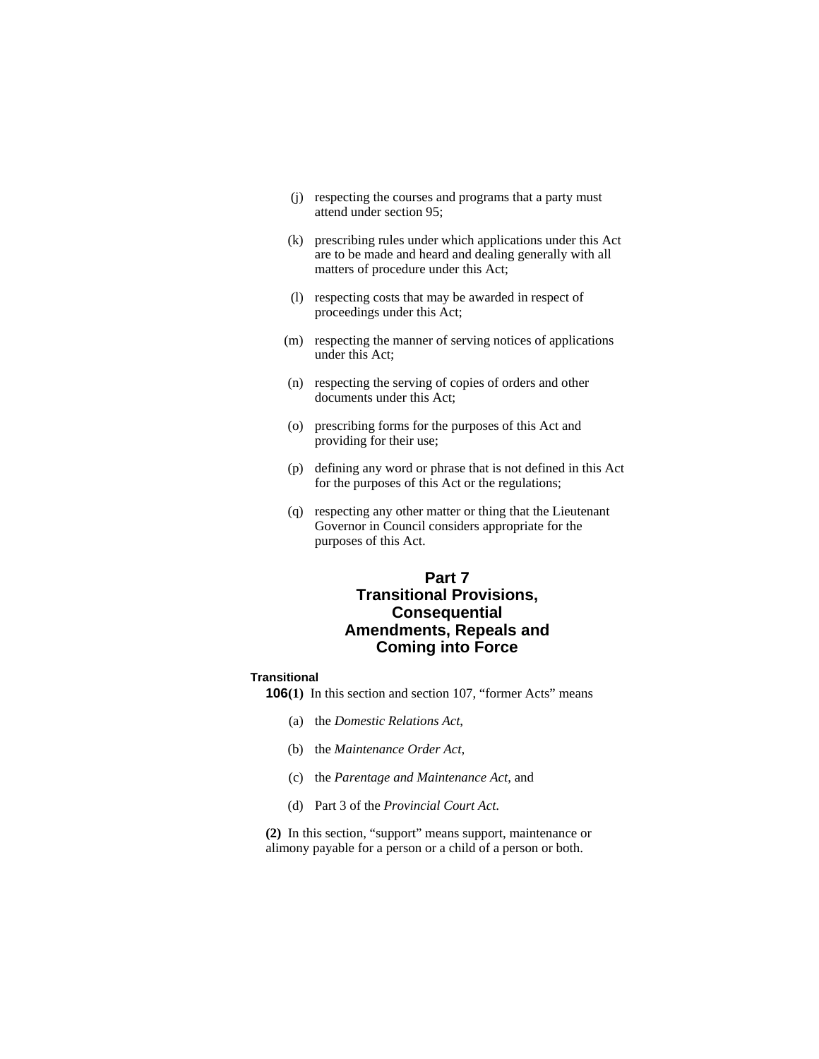(j) respecting the courses and programs that a party must attend under section 95;

(k) prescribing rules under which applications under this Act are to be made and heard and dealing generally with all matters of procedure under this Act;

(l) respecting costs that may be awarded in respect of proceedings under this Act;

(m) respecting the manner of serving notices of applications under this Act;

(n) respecting the serving of copies of orders and other documents under this Act;

(o) prescribing forms for the purposes of this Act and providing for their use;

(p) defining any word or phrase that is not defined in this Act for the purposes of this Act or the regulations;

(q) respecting any other matter or thing that the Lieutenant Governor in Council considers appropriate for the purposes of this Act.

## Part 7 Transitional Provisions, Consequential Amendments, Repeals and Coming into Force

**Transitional**

**106(1)** In this section and section 107, “former Acts” means

(a) the *Domestic Relations Act*,

(b) the *Maintenance Order Act*,

(c) the *Parentage and Maintenance Act*, and

(d) Part 3 of the *Provincial Court Act*.

**(2)** In this section, “support” means support, maintenance or alimony payable for a person or a child of a person or both.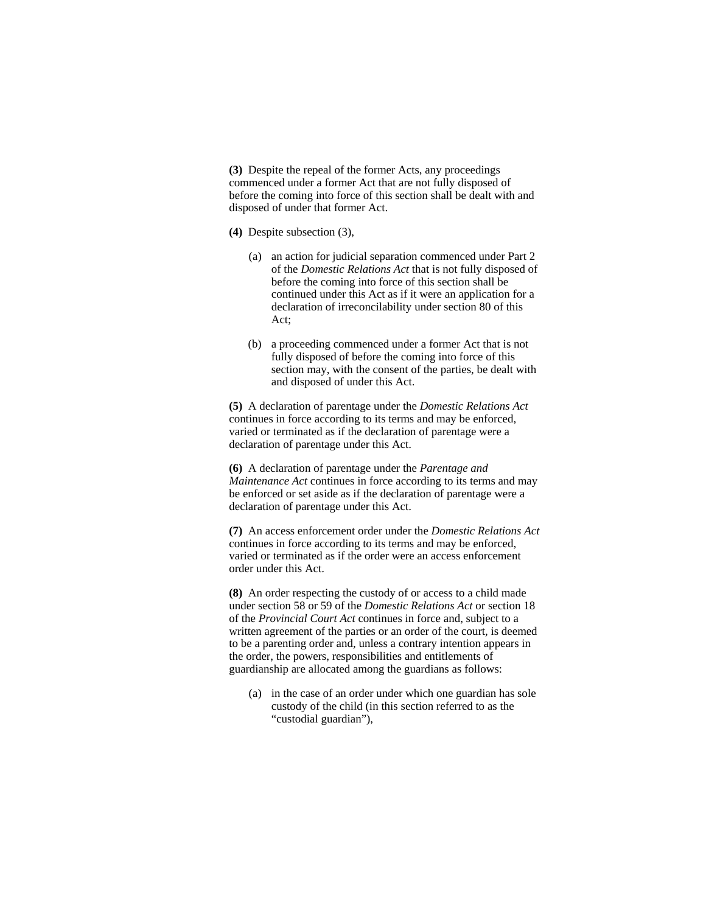**(3)** Despite the repeal of the former Acts, any proceedings commenced under a former Act that are not fully disposed of before the coming into force of this section shall be dealt with and disposed of under that former Act.

**(4)** Despite subsection (3),

(a) an action for judicial separation commenced under Part 2 of the *Domestic Relations Act* that is not fully disposed of before the coming into force of this section shall be continued under this Act as if it were an application for a declaration of irreconcilability under section 80 of this Act;

(b) a proceeding commenced under a former Act that is not fully disposed of before the coming into force of this section may, with the consent of the parties, be dealt with and disposed of under this Act.

**(5)** A declaration of parentage under the *Domestic Relations Act* continues in force according to its terms and may be enforced, varied or terminated as if the declaration of parentage were a declaration of parentage under this Act.

**(6)** A declaration of parentage under the *Parentage and Maintenance Act* continues in force according to its terms and may be enforced or set aside as if the declaration of parentage were a declaration of parentage under this Act.

**(7)** An access enforcement order under the *Domestic Relations Act* continues in force according to its terms and may be enforced, varied or terminated as if the order were an access enforcement order under this Act.

**(8)** An order respecting the custody of or access to a child made under section 58 or 59 of the *Domestic Relations Act* or section 18 of the *Provincial Court Act* continues in force and, subject to a written agreement of the parties or an order of the court, is deemed to be a parenting order and, unless a contrary intention appears in the order, the powers, responsibilities and entitlements of guardianship are allocated among the guardians as follows:

(a) in the case of an order under which one guardian has sole custody of the child (in this section referred to as the "custodial guardian"),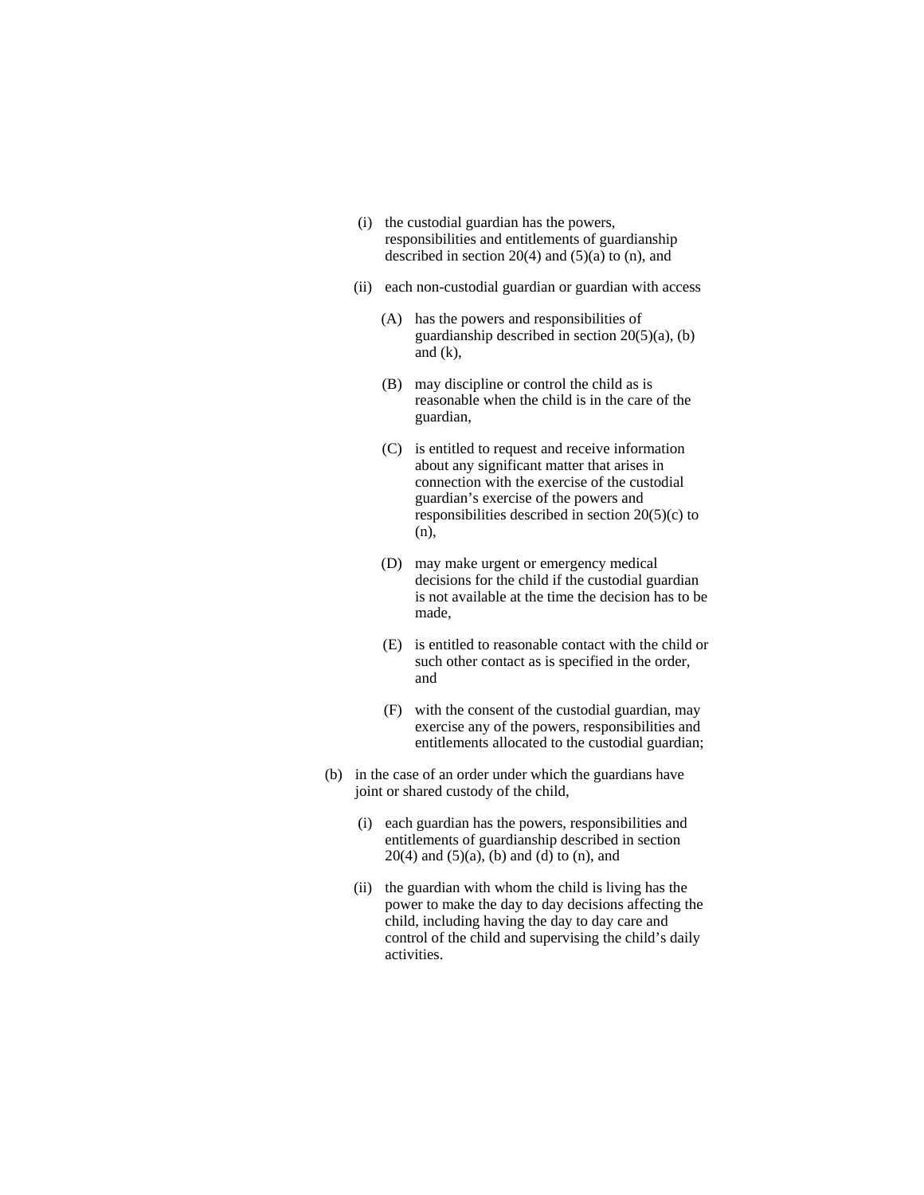(i) the custodial guardian has the powers, responsibilities and entitlements of guardianship described in section 20(4) and (5)(a) to (n), and

(ii) each non-custodial guardian or guardian with access

(A) has the powers and responsibilities of guardianship described in section 20(5)(a), (b) and (k),

(B) may discipline or control the child as is reasonable when the child is in the care of the guardian,

(C) is entitled to request and receive information about any significant matter that arises in connection with the exercise of the custodial guardian's exercise of the powers and responsibilities described in section 20(5)(c) to (n),

(D) may make urgent or emergency medical decisions for the child if the custodial guardian is not available at the time the decision has to be made,

(E) is entitled to reasonable contact with the child or such other contact as is specified in the order, and

(F) with the consent of the custodial guardian, may exercise any of the powers, responsibilities and entitlements allocated to the custodial guardian;

(b) in the case of an order under which the guardians have joint or shared custody of the child,

(i) each guardian has the powers, responsibilities and entitlements of guardianship described in section 20(4) and (5)(a), (b) and (d) to (n), and

(ii) the guardian with whom the child is living has the power to make the day to day decisions affecting the child, including having the day to day care and control of the child and supervising the child's daily activities.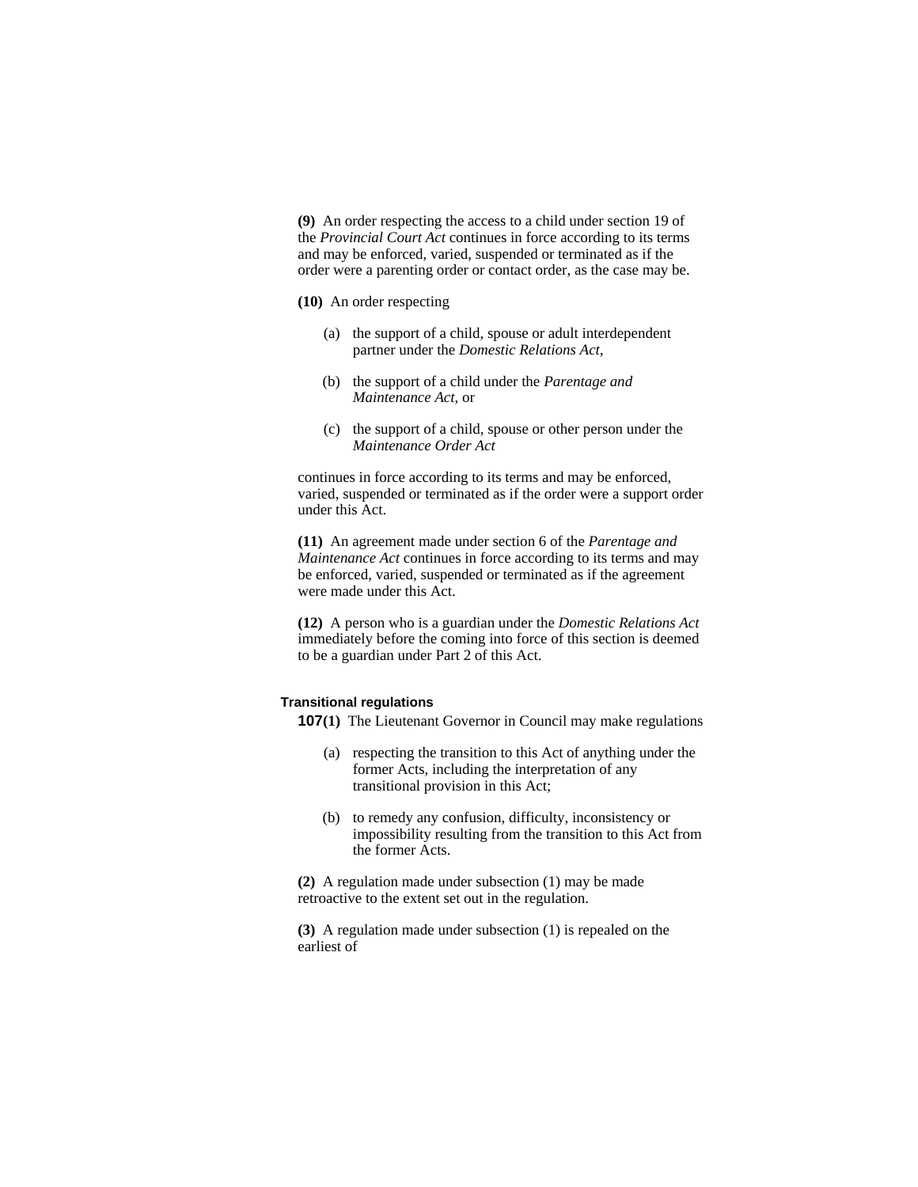**(9)** An order respecting the access to a child under section 19 of the *Provincial Court Act* continues in force according to its terms and may be enforced, varied, suspended or terminated as if the order were a parenting order or contact order, as the case may be.

**(10)** An order respecting

(a) the support of a child, spouse or adult interdependent partner under the *Domestic Relations Act*,

(b) the support of a child under the *Parentage and Maintenance Act*, or

(c) the support of a child, spouse or other person under the *Maintenance Order Act*

continues in force according to its terms and may be enforced, varied, suspended or terminated as if the order were a support order under this Act.

**(11)** An agreement made under section 6 of the *Parentage and Maintenance Act* continues in force according to its terms and may be enforced, varied, suspended or terminated as if the agreement were made under this Act.

**(12)** A person who is a guardian under the *Domestic Relations Act* immediately before the coming into force of this section is deemed to be a guardian under Part 2 of this Act.

### Transitional regulations

**107(1)** The Lieutenant Governor in Council may make regulations

(a) respecting the transition to this Act of anything under the former Acts, including the interpretation of any transitional provision in this Act;

(b) to remedy any confusion, difficulty, inconsistency or impossibility resulting from the transition to this Act from the former Acts.

**(2)** A regulation made under subsection (1) may be made retroactive to the extent set out in the regulation.

**(3)** A regulation made under subsection (1) is repealed on the earliest of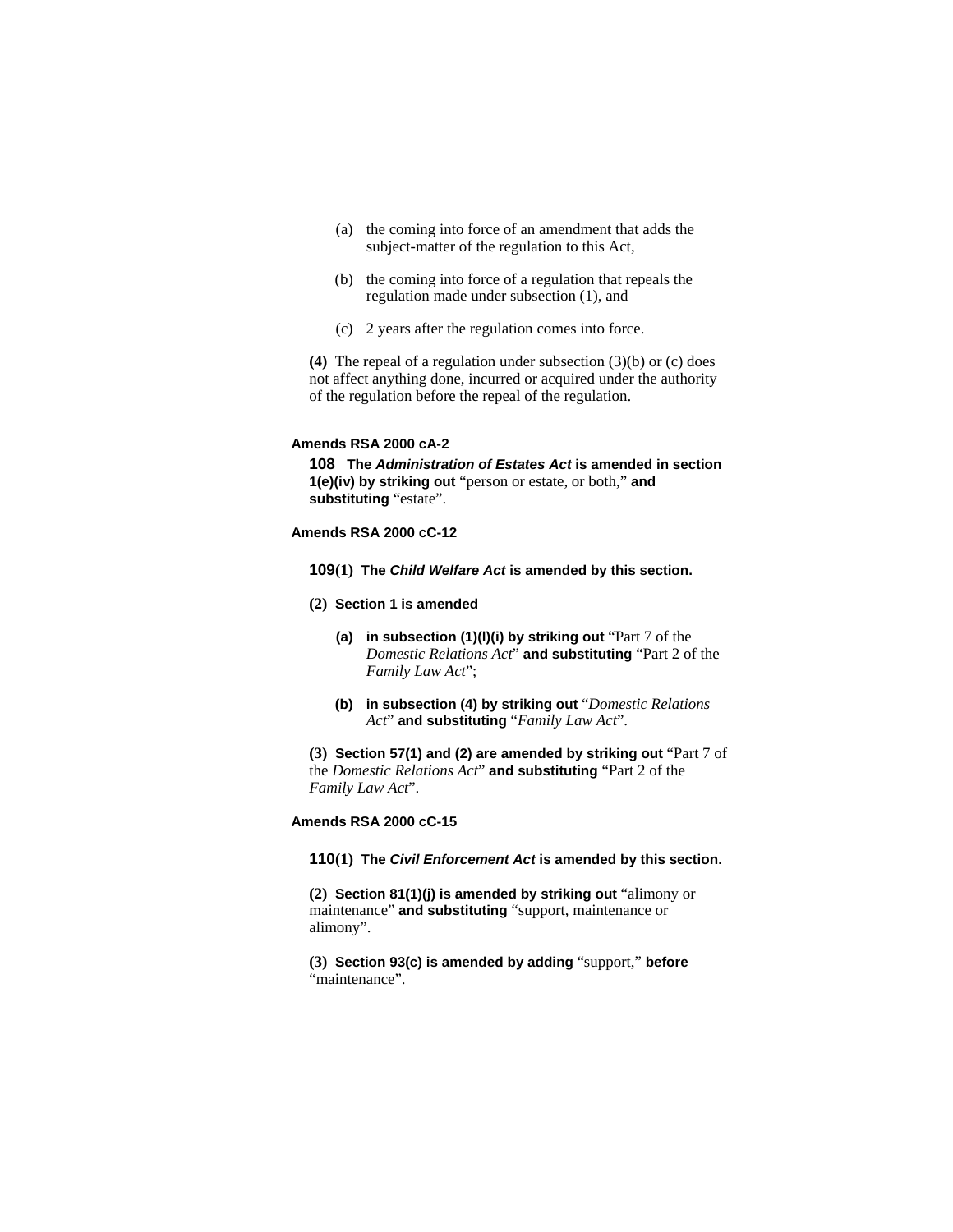(a) the coming into force of an amendment that adds the subject-matter of the regulation to this Act,

(b) the coming into force of a regulation that repeals the regulation made under subsection (1), and

(c) 2 years after the regulation comes into force.

**(4)** The repeal of a regulation under subsection (3)(b) or (c) does not affect anything done, incurred or acquired under the authority of the regulation before the repeal of the regulation.

**Amends RSA 2000 cA-2**

**108 The *Administration of Estates Act* is amended in section 1(e)(iv) by striking out** "person or estate, or both," **and substituting** "estate".

**Amends RSA 2000 cC-12**

**109(1) The *Child Welfare Act* is amended by this section.**

**(2) Section 1 is amended**

**(a) in subsection (1)(l)(i) by striking out** "Part 7 of the *Domestic Relations Act*" **and substituting** "Part 2 of the *Family Law Act*";

**(b) in subsection (4) by striking out** "*Domestic Relations Act*" **and substituting** "*Family Law Act*".

**(3) Section 57(1) and (2) are amended by striking out** "Part 7 of the *Domestic Relations Act*" **and substituting** "Part 2 of the *Family Law Act*".

**Amends RSA 2000 cC-15**

**110(1) The *Civil Enforcement Act* is amended by this section.**

**(2) Section 81(1)(j) is amended by striking out** "alimony or maintenance" **and substituting** "support, maintenance or alimony".

**(3) Section 93(c) is amended by adding** "support," **before** "maintenance".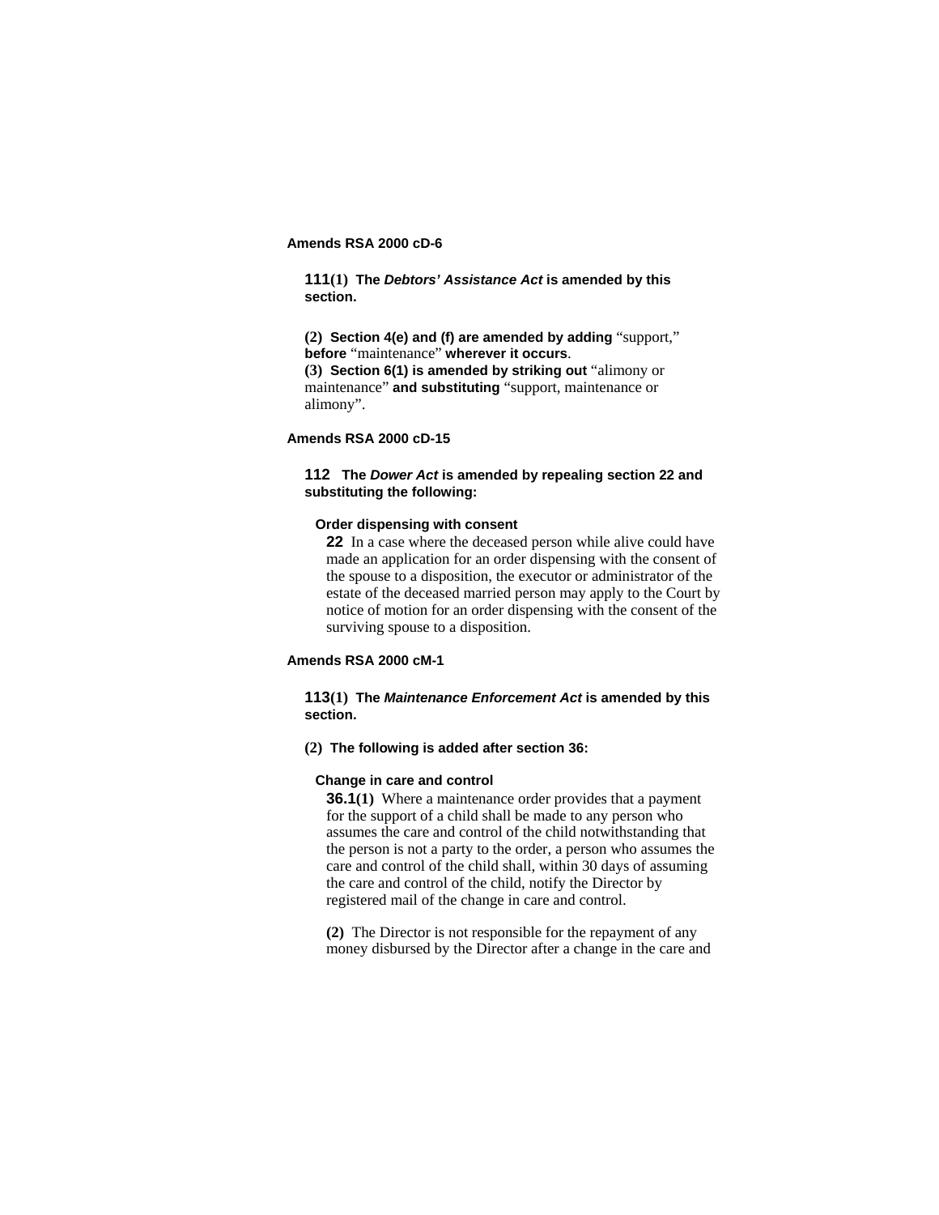**Amends RSA 2000 cD-6**

**111(1) The *Debtors' Assistance Act* is amended by this section.**

**(2) Section 4(e) and (f) are amended by adding** "support," **before** "maintenance" **wherever it occurs**.
**(3) Section 6(1) is amended by striking out** "alimony or maintenance" **and substituting** "support, maintenance or alimony".

**Amends RSA 2000 cD-15**

**112 The *Dower Act* is amended by repealing section 22 and substituting the following:**

**Order dispensing with consent**

**22** In a case where the deceased person while alive could have made an application for an order dispensing with the consent of the spouse to a disposition, the executor or administrator of the estate of the deceased married person may apply to the Court by notice of motion for an order dispensing with the consent of the surviving spouse to a disposition.

**Amends RSA 2000 cM-1**

**113(1) The *Maintenance Enforcement Act* is amended by this section.**

**(2) The following is added after section 36:**

**Change in care and control**

**36.1(1)** Where a maintenance order provides that a payment for the support of a child shall be made to any person who assumes the care and control of the child notwithstanding that the person is not a party to the order, a person who assumes the care and control of the child shall, within 30 days of assuming the care and control of the child, notify the Director by registered mail of the change in care and control.

**(2)** The Director is not responsible for the repayment of any money disbursed by the Director after a change in the care and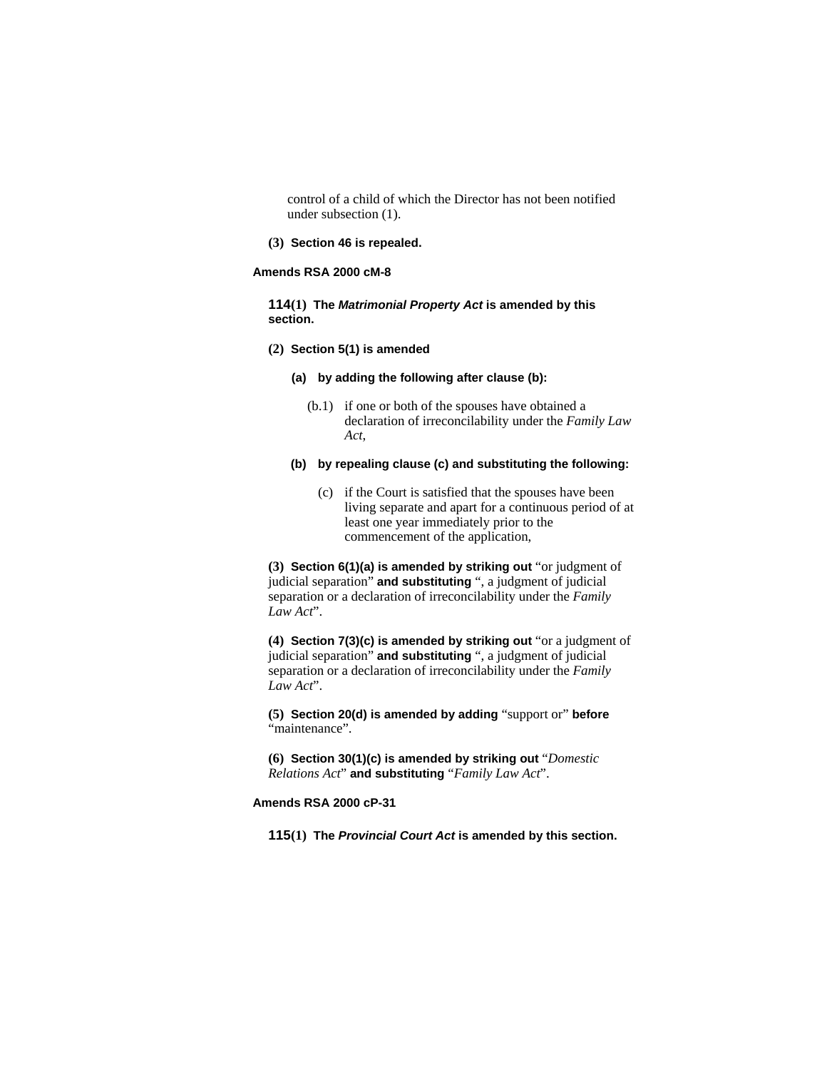control of a child of which the Director has not been notified under subsection (1).

**(3) Section 46 is repealed.**

**Amends RSA 2000 cM-8**

**114(1) The *Matrimonial Property Act* is amended by this section.**

**(2) Section 5(1) is amended**

**(a) by adding the following after clause (b):**

(b.1) if one or both of the spouses have obtained a declaration of irreconcilability under the *Family Law Act*,

**(b) by repealing clause (c) and substituting the following:**

(c) if the Court is satisfied that the spouses have been living separate and apart for a continuous period of at least one year immediately prior to the commencement of the application,

**(3) Section 6(1)(a) is amended by striking out** "or judgment of judicial separation" **and substituting** ", a judgment of judicial separation or a declaration of irreconcilability under the *Family Law Act*".

**(4) Section 7(3)(c) is amended by striking out** "or a judgment of judicial separation" **and substituting** ", a judgment of judicial separation or a declaration of irreconcilability under the *Family Law Act*".

**(5) Section 20(d) is amended by adding** "support or" **before** "maintenance".

**(6) Section 30(1)(c) is amended by striking out** "*Domestic Relations Act*" **and substituting** "*Family Law Act*".

**Amends RSA 2000 cP-31**

**115(1) The *Provincial Court Act* is amended by this section.**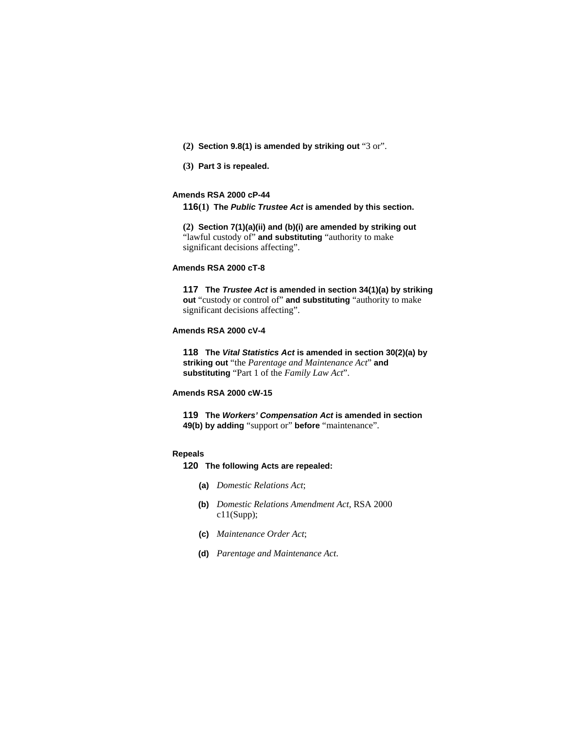**(2) Section 9.8(1) is amended by striking out** “3 or”.

**(3) Part 3 is repealed.**

**Amends RSA 2000 cP-44**

**116(1) The *Public Trustee Act* is amended by this section.**

**(2) Section 7(1)(a)(ii) and (b)(i) are amended by striking out** “lawful custody of” **and substituting** “authority to make significant decisions affecting”.

**Amends RSA 2000 cT-8**

**117 The *Trustee Act* is amended in section 34(1)(a) by striking out** “custody or control of” **and substituting** “authority to make significant decisions affecting”.

**Amends RSA 2000 cV-4**

**118 The *Vital Statistics Act* is amended in section 30(2)(a) by striking out** “the *Parentage and Maintenance Act*” **and substituting** “Part 1 of the *Family Law Act*”.

**Amends RSA 2000 cW-15**

**119 The *Workers’ Compensation Act* is amended in section 49(b) by adding** “support or” **before** “maintenance”.

**Repeals**

**120 The following Acts are repealed:**

- **(a)** *Domestic Relations Act*;
- **(b)** *Domestic Relations Amendment Act*, RSA 2000 c11(Supp);
- **(c)** *Maintenance Order Act*;
- **(d)** *Parentage and Maintenance Act*.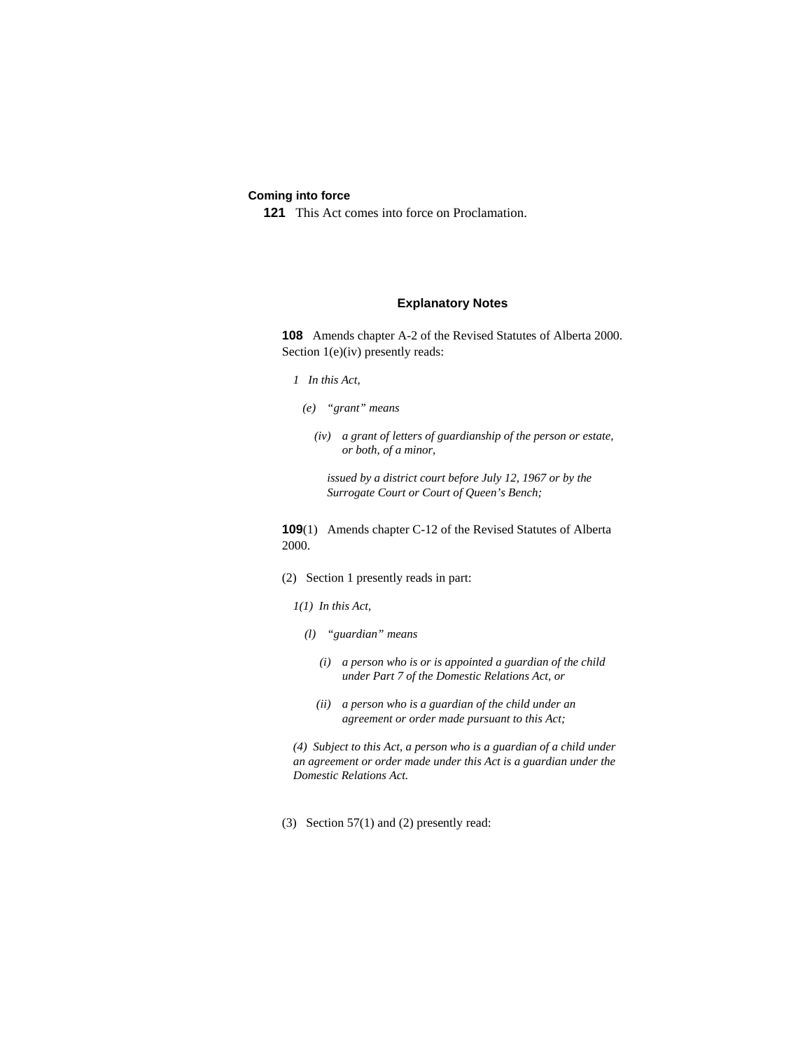**Coming into force**

**121** This Act comes into force on Proclamation.

## Explanatory Notes

**108** Amends chapter A-2 of the Revised Statutes of Alberta 2000. Section 1(e)(iv) presently reads:

*1 In this Act,*

*(e) "grant" means*

*(iv) a grant of letters of guardianship of the person or estate, or both, of a minor,*

*issued by a district court before July 12, 1967 or by the Surrogate Court or Court of Queen's Bench;*

**109**(1) Amends chapter C-12 of the Revised Statutes of Alberta 2000.

(2) Section 1 presently reads in part:

*1(1) In this Act,*

*(l) "guardian" means*

*(i) a person who is or is appointed a guardian of the child under Part 7 of the Domestic Relations Act, or*

*(ii) a person who is a guardian of the child under an agreement or order made pursuant to this Act;*

*(4) Subject to this Act, a person who is a guardian of a child under an agreement or order made under this Act is a guardian under the Domestic Relations Act.*

(3) Section 57(1) and (2) presently read: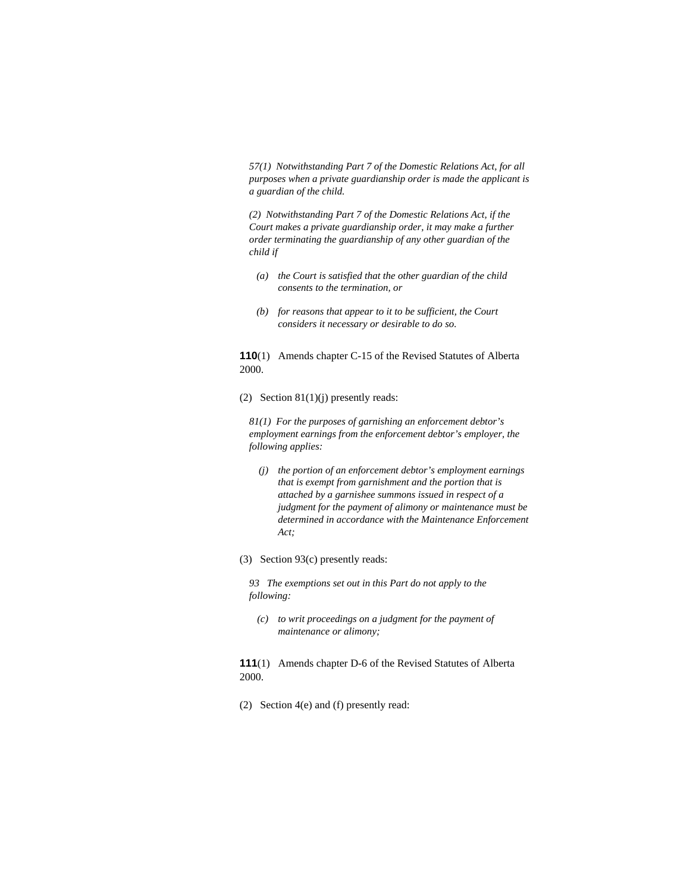*57(1) Notwithstanding Part 7 of the Domestic Relations Act, for all purposes when a private guardianship order is made the applicant is a guardian of the child.*

*(2) Notwithstanding Part 7 of the Domestic Relations Act, if the Court makes a private guardianship order, it may make a further order terminating the guardianship of any other guardian of the child if*

- *(a) the Court is satisfied that the other guardian of the child consents to the termination, or*
- *(b) for reasons that appear to it to be sufficient, the Court considers it necessary or desirable to do so.*

**110**(1) Amends chapter C-15 of the Revised Statutes of Alberta 2000.

(2) Section 81(1)(j) presently reads:

*81(1) For the purposes of garnishing an enforcement debtor's employment earnings from the enforcement debtor's employer, the following applies:*

- *(j) the portion of an enforcement debtor's employment earnings that is exempt from garnishment and the portion that is attached by a garnishee summons issued in respect of a judgment for the payment of alimony or maintenance must be determined in accordance with the Maintenance Enforcement Act;*

(3) Section 93(c) presently reads:

*93 The exemptions set out in this Part do not apply to the following:*

- *(c) to writ proceedings on a judgment for the payment of maintenance or alimony;*

**111**(1) Amends chapter D-6 of the Revised Statutes of Alberta 2000.

(2) Section 4(e) and (f) presently read: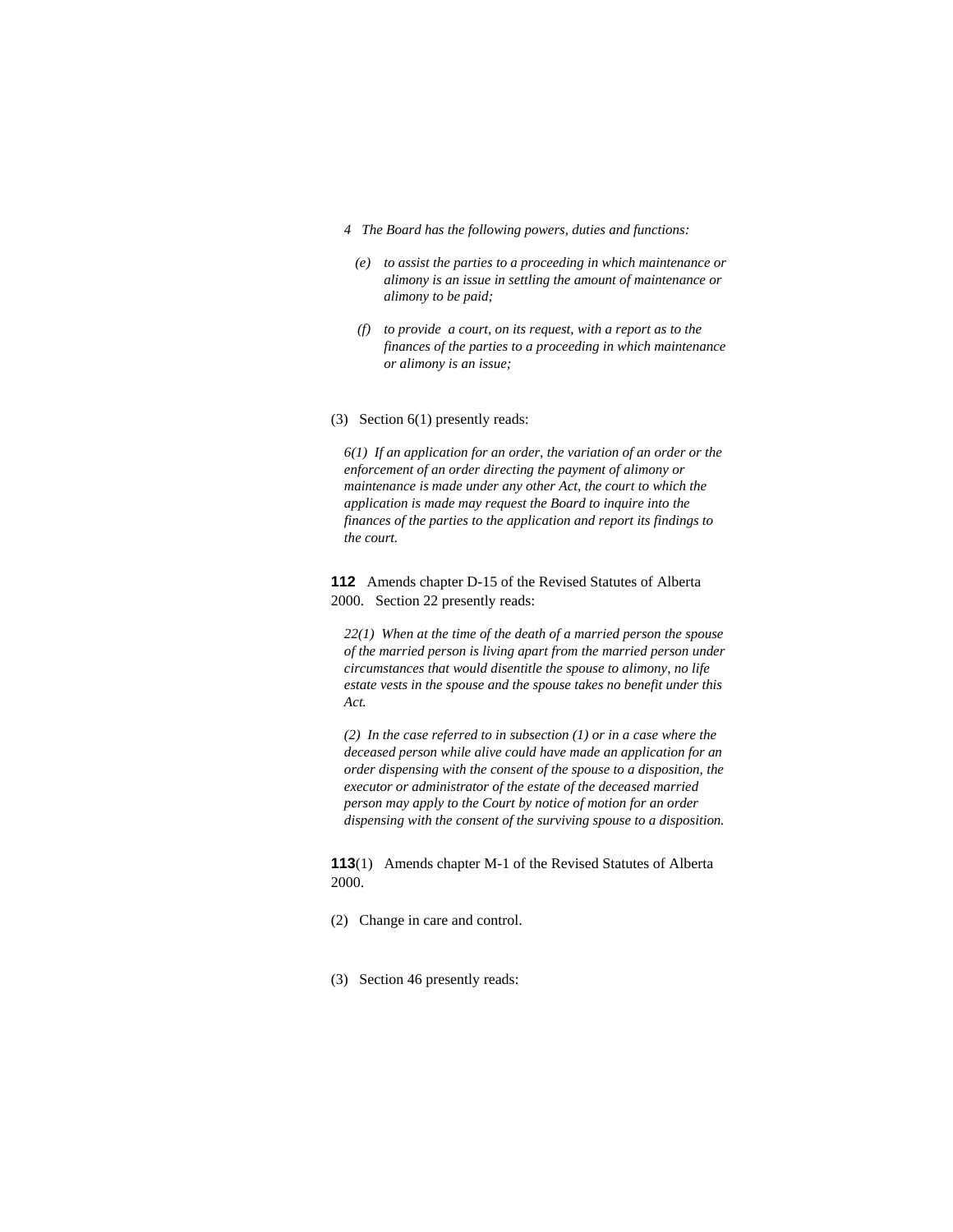*4 The Board has the following powers, duties and functions:*

*(e) to assist the parties to a proceeding in which maintenance or alimony is an issue in settling the amount of maintenance or alimony to be paid;*

*(f) to provide a court, on its request, with a report as to the finances of the parties to a proceeding in which maintenance or alimony is an issue;*

(3) Section 6(1) presently reads:

*6(1) If an application for an order, the variation of an order or the enforcement of an order directing the payment of alimony or maintenance is made under any other Act, the court to which the application is made may request the Board to inquire into the finances of the parties to the application and report its findings to the court.*

**112** Amends chapter D-15 of the Revised Statutes of Alberta 2000. Section 22 presently reads:

*22(1) When at the time of the death of a married person the spouse of the married person is living apart from the married person under circumstances that would disentitle the spouse to alimony, no life estate vests in the spouse and the spouse takes no benefit under this Act.*

*(2) In the case referred to in subsection (1) or in a case where the deceased person while alive could have made an application for an order dispensing with the consent of the spouse to a disposition, the executor or administrator of the estate of the deceased married person may apply to the Court by notice of motion for an order dispensing with the consent of the surviving spouse to a disposition.*

**113**(1) Amends chapter M-1 of the Revised Statutes of Alberta 2000.

(2) Change in care and control.

(3) Section 46 presently reads: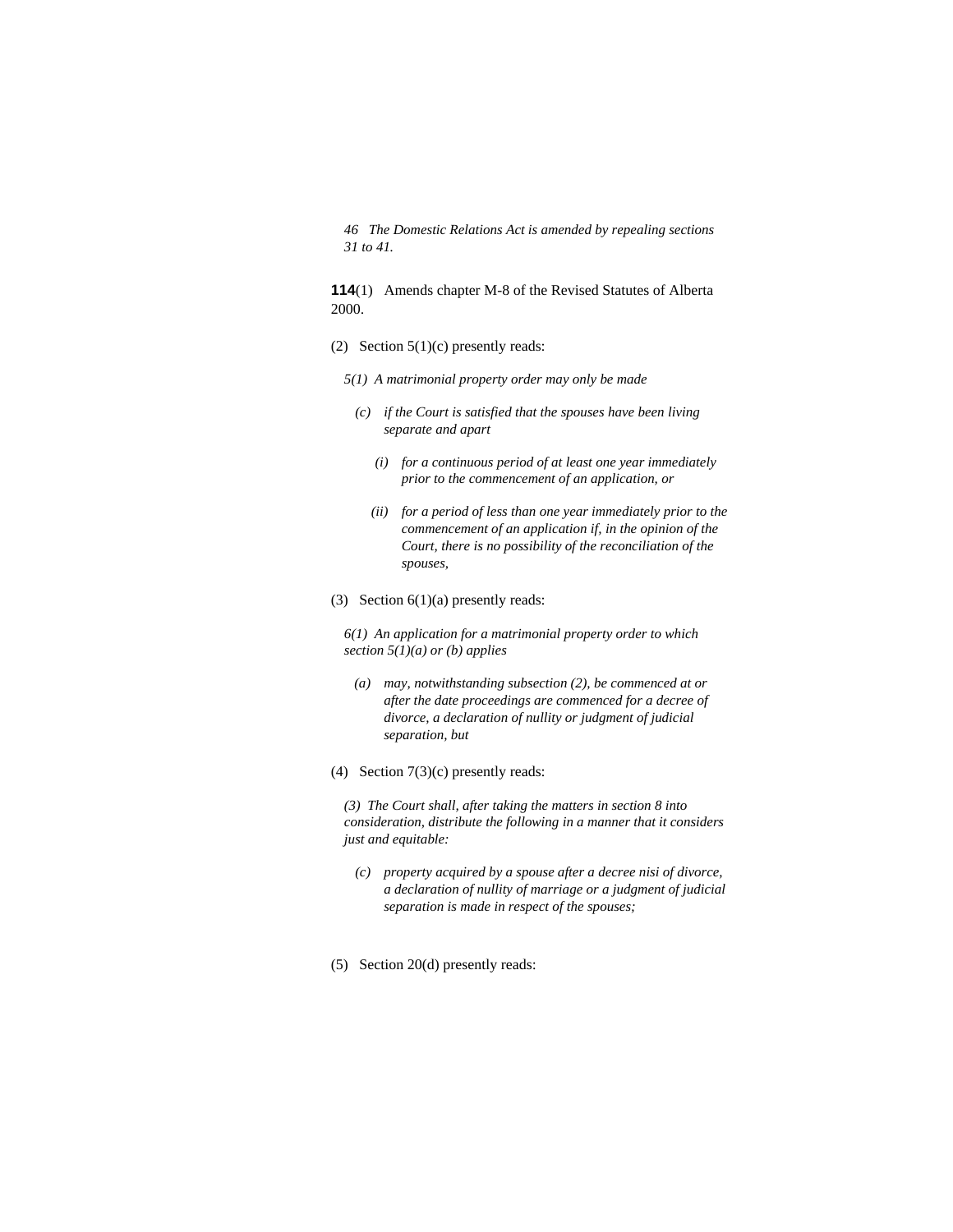*46 The Domestic Relations Act is amended by repealing sections 31 to 41.*

**114**(1) Amends chapter M-8 of the Revised Statutes of Alberta 2000.

(2) Section 5(1)(c) presently reads:

*5(1) A matrimonial property order may only be made*

*(c) if the Court is satisfied that the spouses have been living separate and apart*

*(i) for a continuous period of at least one year immediately prior to the commencement of an application, or*

*(ii) for a period of less than one year immediately prior to the commencement of an application if, in the opinion of the Court, there is no possibility of the reconciliation of the spouses,*

(3) Section 6(1)(a) presently reads:

*6(1) An application for a matrimonial property order to which section 5(1)(a) or (b) applies*

*(a) may, notwithstanding subsection (2), be commenced at or after the date proceedings are commenced for a decree of divorce, a declaration of nullity or judgment of judicial separation, but*

(4) Section 7(3)(c) presently reads:

*(3) The Court shall, after taking the matters in section 8 into consideration, distribute the following in a manner that it considers just and equitable:*

*(c) property acquired by a spouse after a decree nisi of divorce, a declaration of nullity of marriage or a judgment of judicial separation is made in respect of the spouses;*

(5) Section 20(d) presently reads: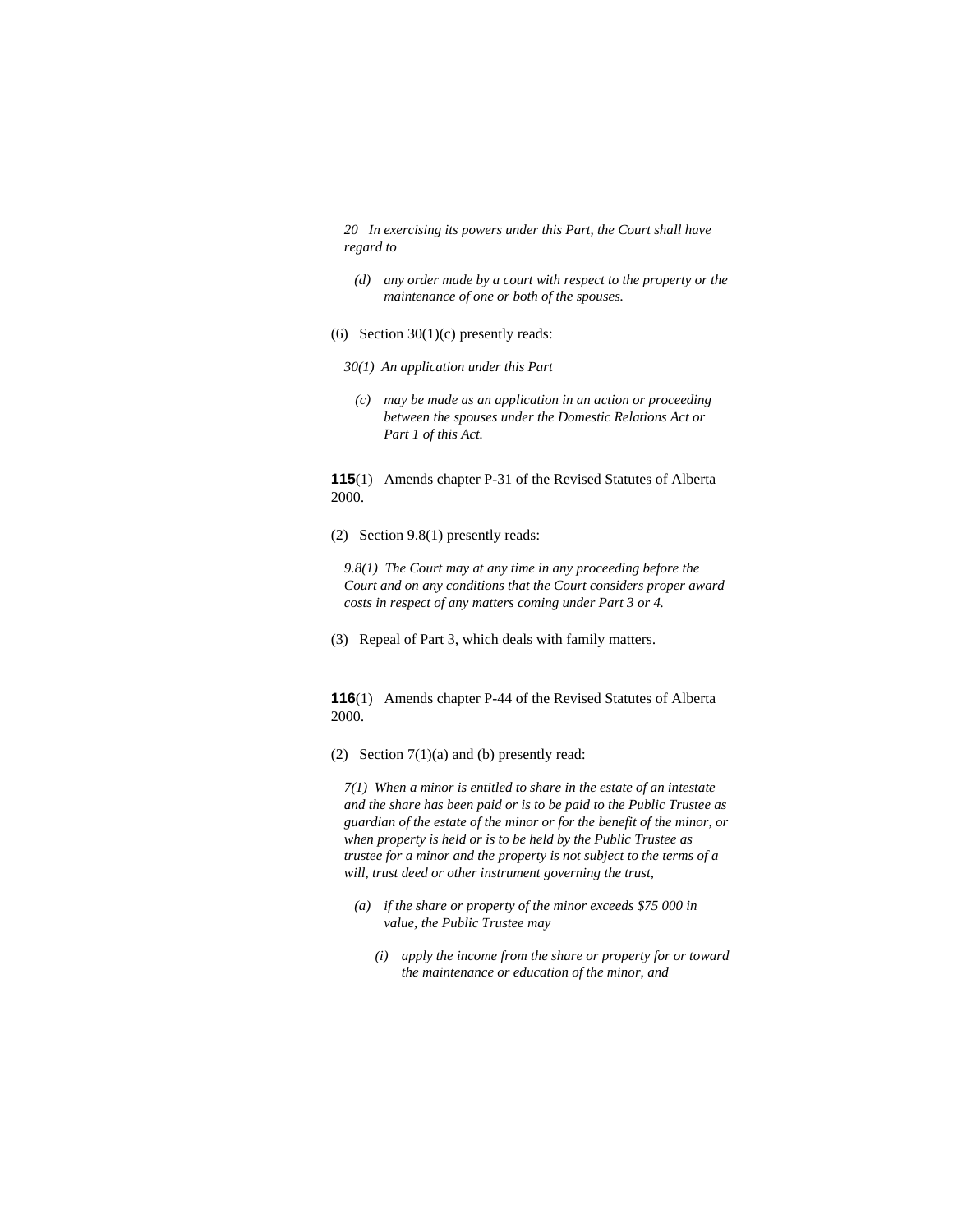*20 In exercising its powers under this Part, the Court shall have regard to*

*(d) any order made by a court with respect to the property or the maintenance of one or both of the spouses.*

(6) Section 30(1)(c) presently reads:

*30(1) An application under this Part*

*(c) may be made as an application in an action or proceeding between the spouses under the Domestic Relations Act or Part 1 of this Act.*

**115**(1) Amends chapter P-31 of the Revised Statutes of Alberta 2000.

(2) Section 9.8(1) presently reads:

*9.8(1) The Court may at any time in any proceeding before the Court and on any conditions that the Court considers proper award costs in respect of any matters coming under Part 3 or 4.*

(3) Repeal of Part 3, which deals with family matters.

**116**(1) Amends chapter P-44 of the Revised Statutes of Alberta 2000.

(2) Section 7(1)(a) and (b) presently read:

*7(1) When a minor is entitled to share in the estate of an intestate and the share has been paid or is to be paid to the Public Trustee as guardian of the estate of the minor or for the benefit of the minor, or when property is held or is to be held by the Public Trustee as trustee for a minor and the property is not subject to the terms of a will, trust deed or other instrument governing the trust,*

*(a) if the share or property of the minor exceeds $75 000 in value, the Public Trustee may*

*(i) apply the income from the share or property for or toward the maintenance or education of the minor, and*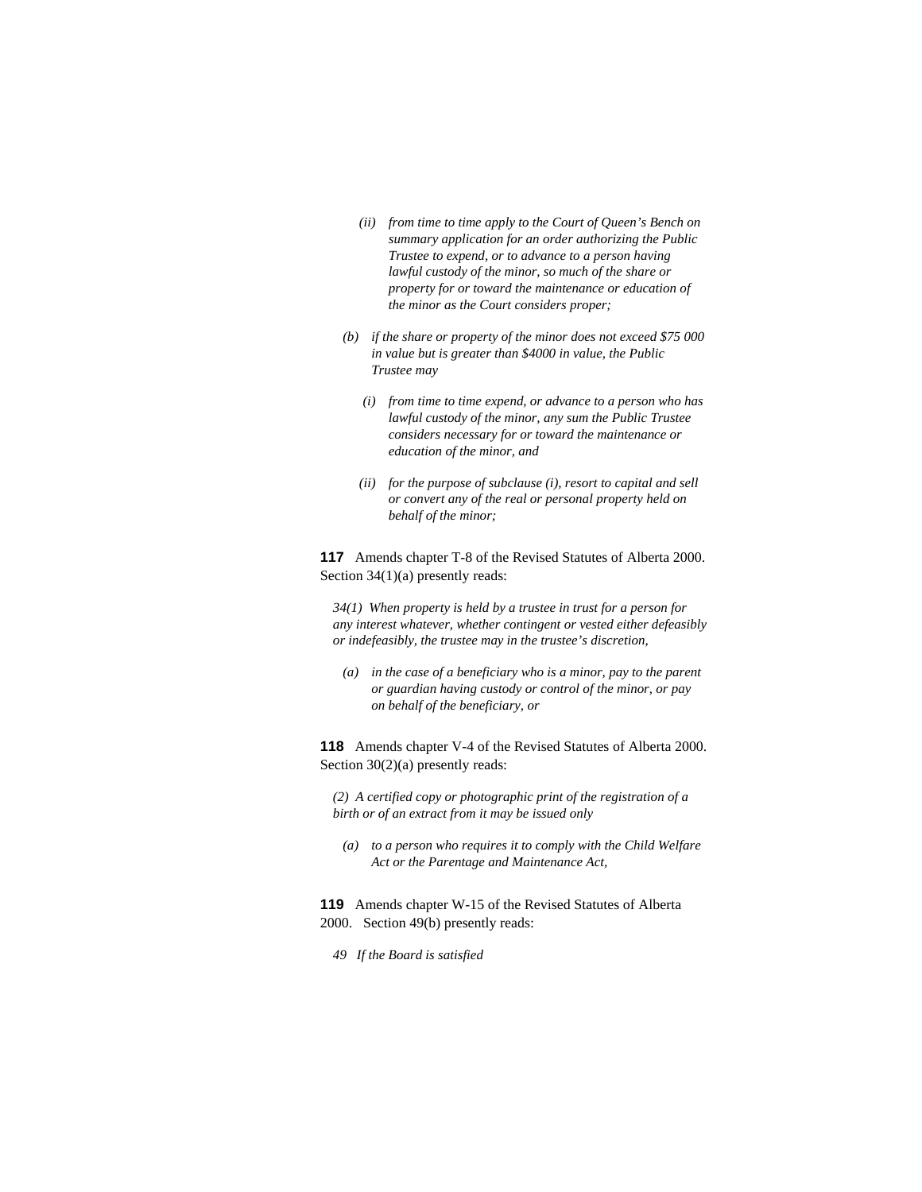*(ii) from time to time apply to the Court of Queen's Bench on summary application for an order authorizing the Public Trustee to expend, or to advance to a person having lawful custody of the minor, so much of the share or property for or toward the maintenance or education of the minor as the Court considers proper;*

*(b) if the share or property of the minor does not exceed $75 000 in value but is greater than $4000 in value, the Public Trustee may*

*(i) from time to time expend, or advance to a person who has lawful custody of the minor, any sum the Public Trustee considers necessary for or toward the maintenance or education of the minor, and*

*(ii) for the purpose of subclause (i), resort to capital and sell or convert any of the real or personal property held on behalf of the minor;*

**117** Amends chapter T-8 of the Revised Statutes of Alberta 2000. Section 34(1)(a) presently reads:

*34(1) When property is held by a trustee in trust for a person for any interest whatever, whether contingent or vested either defeasibly or indefeasibly, the trustee may in the trustee's discretion,*

*(a) in the case of a beneficiary who is a minor, pay to the parent or guardian having custody or control of the minor, or pay on behalf of the beneficiary, or*

**118** Amends chapter V-4 of the Revised Statutes of Alberta 2000. Section 30(2)(a) presently reads:

*(2) A certified copy or photographic print of the registration of a birth or of an extract from it may be issued only*

*(a) to a person who requires it to comply with the Child Welfare Act or the Parentage and Maintenance Act,*

**119** Amends chapter W-15 of the Revised Statutes of Alberta 2000. Section 49(b) presently reads:

*49 If the Board is satisfied*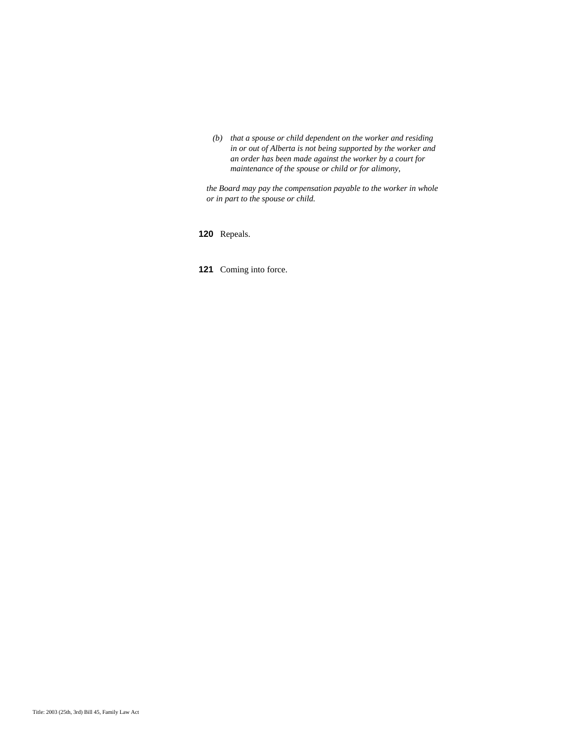*(b) that a spouse or child dependent on the worker and residing in or out of Alberta is not being supported by the worker and an order has been made against the worker by a court for maintenance of the spouse or child or for alimony,*

*the Board may pay the compensation payable to the worker in whole or in part to the spouse or child.*

**120** Repeals.

**121** Coming into force.